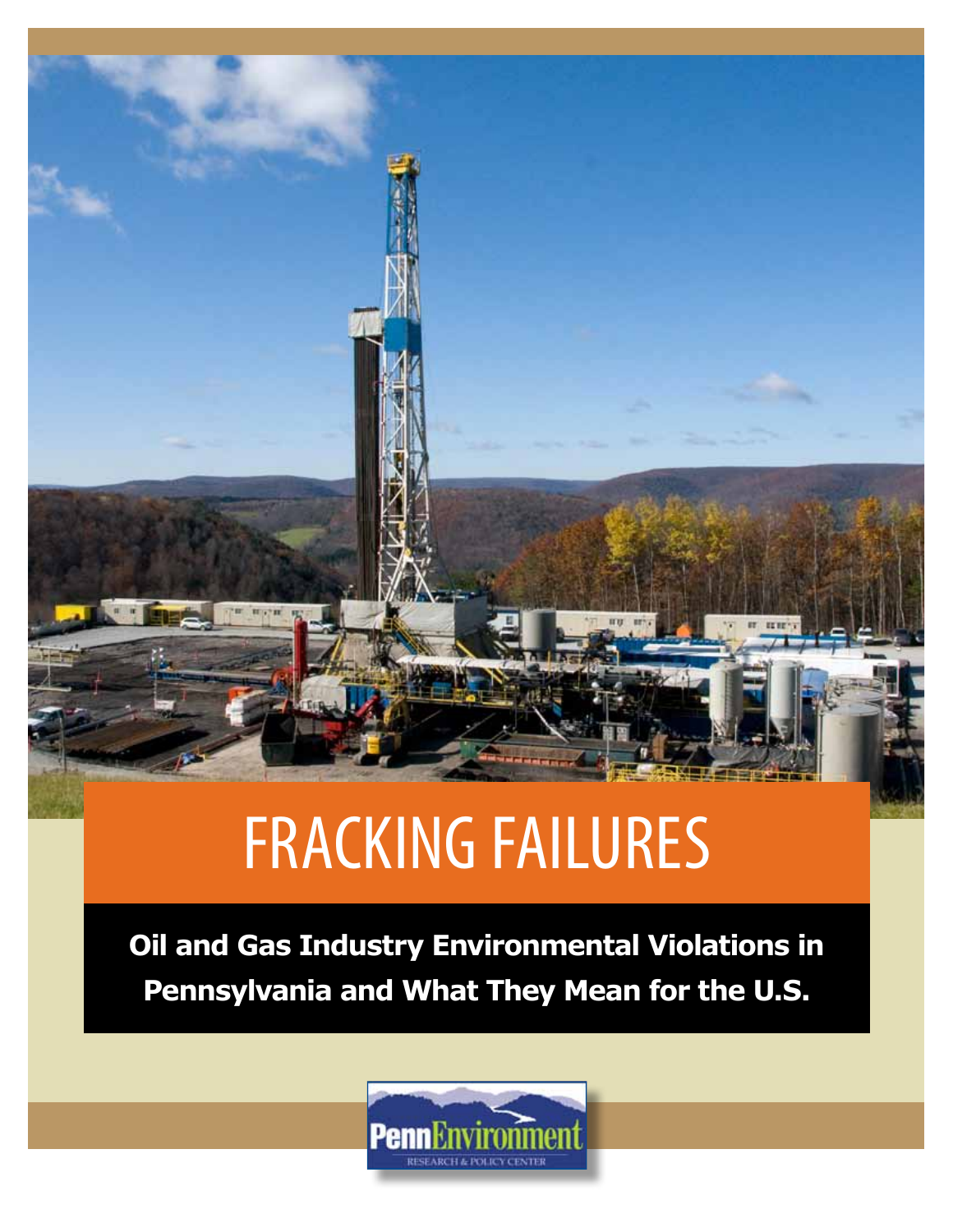# FRACKING FAILURES

**Oil and Gas Industry Environmental Violations in Pennsylvania and What They Mean for the U.S.**

PennEnvironment
RESEARCH & POLICY CENTER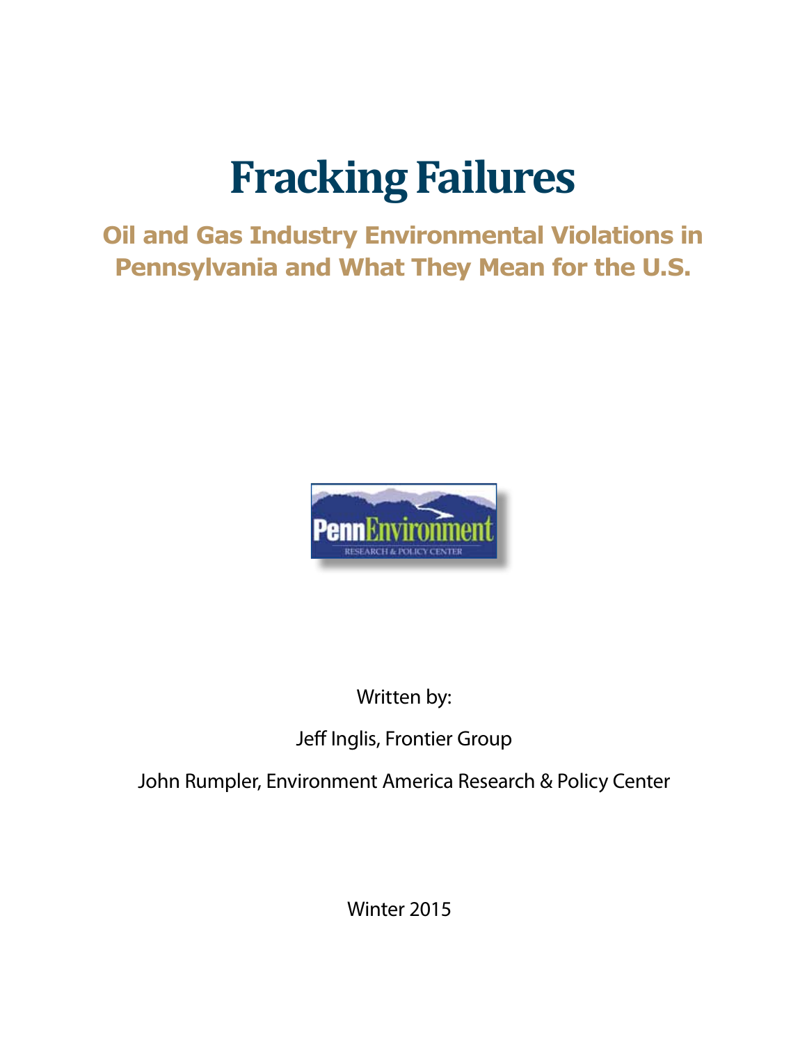# Fracking Failures

## Oil and Gas Industry Environmental Violations in Pennsylvania and What They Mean for the U.S.

PennEnvironment

RESEARCH & POLICY CENTER

Written by:

Jeff Inglis, Frontier Group

John Rumpler, Environment America Research & Policy Center

Winter 2015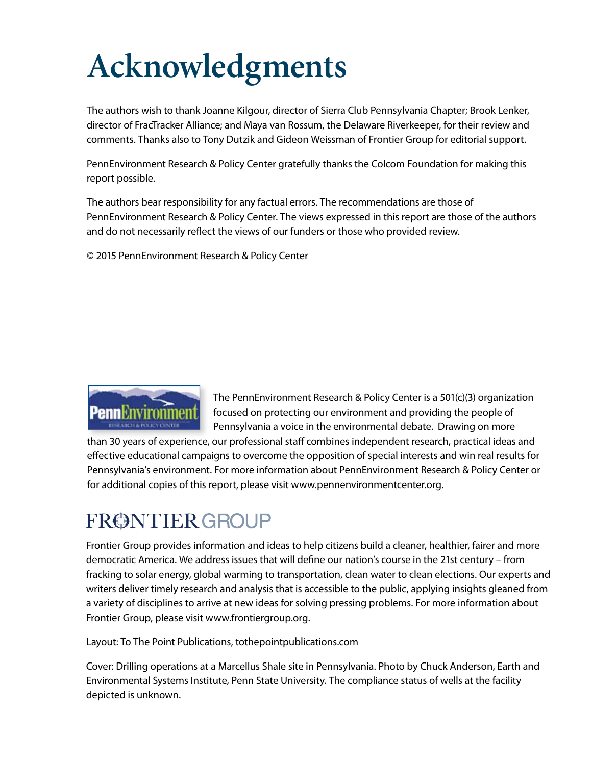# Acknowledgments

The authors wish to thank Joanne Kilgour, director of Sierra Club Pennsylvania Chapter; Brook Lenker, director of FracTracker Alliance; and Maya van Rossum, the Delaware Riverkeeper, for their review and comments. Thanks also to Tony Dutzik and Gideon Weissman of Frontier Group for editorial support.

PennEnvironment Research & Policy Center gratefully thanks the Colcom Foundation for making this report possible.

The authors bear responsibility for any factual errors. The recommendations are those of PennEnvironment Research & Policy Center. The views expressed in this report are those of the authors and do not necessarily reflect the views of our funders or those who provided review.

© 2015 PennEnvironment Research & Policy Center

The PennEnvironment Research & Policy Center is a 501(c)(3) organization focused on protecting our environment and providing the people of Pennsylvania a voice in the environmental debate. Drawing on more than 30 years of experience, our professional staff combines independent research, practical ideas and effective educational campaigns to overcome the opposition of special interests and win real results for Pennsylvania's environment. For more information about PennEnvironment Research & Policy Center or for additional copies of this report, please visit www.pennenvironmentcenter.org.

Frontier Group provides information and ideas to help citizens build a cleaner, healthier, fairer and more democratic America. We address issues that will define our nation's course in the 21st century – from fracking to solar energy, global warming to transportation, clean water to clean elections. Our experts and writers deliver timely research and analysis that is accessible to the public, applying insights gleaned from a variety of disciplines to arrive at new ideas for solving pressing problems. For more information about Frontier Group, please visit www.frontiergroup.org.

Layout: To The Point Publications, tothepointpublications.com

Cover: Drilling operations at a Marcellus Shale site in Pennsylvania. Photo by Chuck Anderson, Earth and Environmental Systems Institute, Penn State University. The compliance status of wells at the facility depicted is unknown.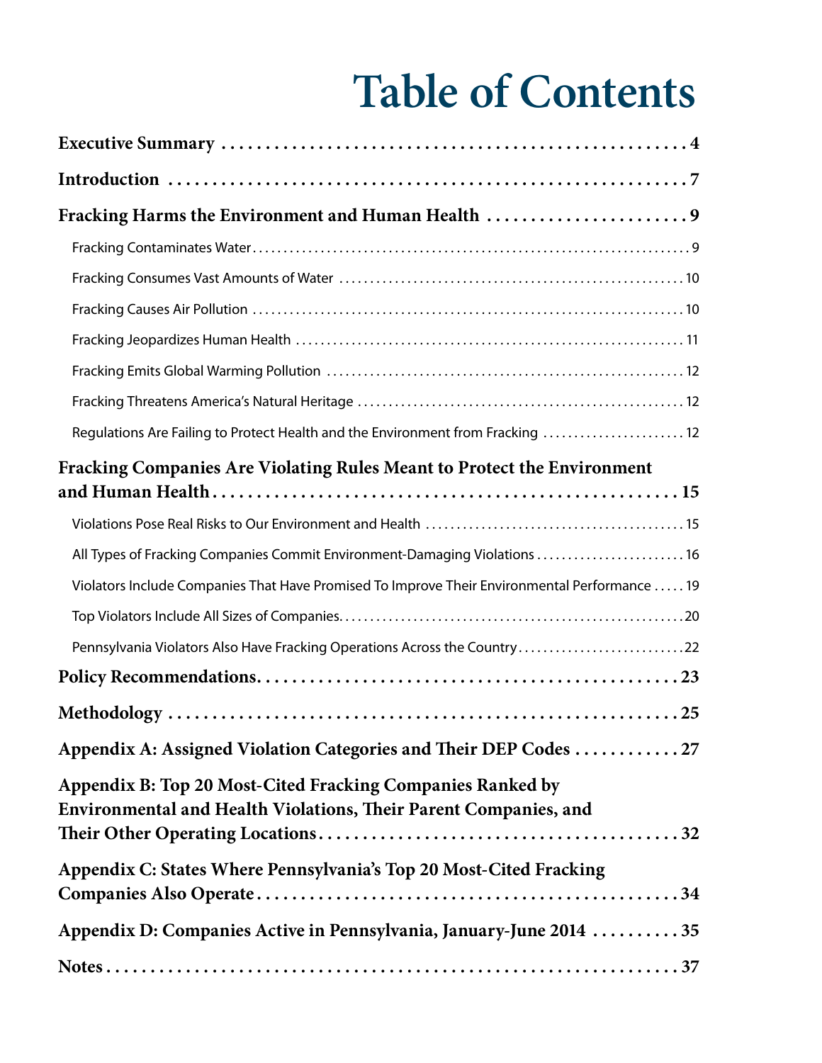# Table of Contents

**Executive Summary** . . . . . . . . . . . . . . . . . . . . . . . . . . . . . . . . . . . . . . . . . . . . . . . . . . . . 4

**Introduction** . . . . . . . . . . . . . . . . . . . . . . . . . . . . . . . . . . . . . . . . . . . . . . . . . . . . . . . . . 7

**Fracking Harms the Environment and Human Health** . . . . . . . . . . . . . . . . . . . . . . . 9

- Fracking Contaminates Water . . . . . . . . . . . . . . . . . . . . . . . . . . . . . . . . . . . . . . . . . . . . . . . . . . . 9
- Fracking Consumes Vast Amounts of Water . . . . . . . . . . . . . . . . . . . . . . . . . . . . . . . . . . . . . . . 10
- Fracking Causes Air Pollution . . . . . . . . . . . . . . . . . . . . . . . . . . . . . . . . . . . . . . . . . . . . . . . . . 10
- Fracking Jeopardizes Human Health . . . . . . . . . . . . . . . . . . . . . . . . . . . . . . . . . . . . . . . . . . . . 11
- Fracking Emits Global Warming Pollution . . . . . . . . . . . . . . . . . . . . . . . . . . . . . . . . . . . . . . . . 12
- Fracking Threatens America's Natural Heritage . . . . . . . . . . . . . . . . . . . . . . . . . . . . . . . . . . . . 12
- Regulations Are Failing to Protect Health and the Environment from Fracking . . . . . . . . . . . . . . 12

**Fracking Companies Are Violating Rules Meant to Protect the Environment and Human Health** . . . . . . . . . . . . . . . . . . . . . . . . . . . . . . . . . . . . . . . . . . . . . . . . . . 15

- Violations Pose Real Risks to Our Environment and Health . . . . . . . . . . . . . . . . . . . . . . . . . . . . 15
- All Types of Fracking Companies Commit Environment-Damaging Violations . . . . . . . . . . . . . . . 16
- Violators Include Companies That Have Promised To Improve Their Environmental Performance . . . . . 19
- Top Violators Include All Sizes of Companies. . . . . . . . . . . . . . . . . . . . . . . . . . . . . . . . . . . . . . 20
- Pennsylvania Violators Also Have Fracking Operations Across the Country . . . . . . . . . . . . . . . . 22

**Policy Recommendations** . . . . . . . . . . . . . . . . . . . . . . . . . . . . . . . . . . . . . . . . . . . . . . . 23

**Methodology** . . . . . . . . . . . . . . . . . . . . . . . . . . . . . . . . . . . . . . . . . . . . . . . . . . . . . . . . 25

**Appendix A: Assigned Violation Categories and Their DEP Codes** . . . . . . . . . . . . 27

**Appendix B: Top 20 Most-Cited Fracking Companies Ranked by Environmental and Health Violations, Their Parent Companies, and Their Other Operating Locations** . . . . . . . . . . . . . . . . . . . . . . . . . . . . . . . . . . . . . . . . . 32

**Appendix C: States Where Pennsylvania's Top 20 Most-Cited Fracking Companies Also Operate** . . . . . . . . . . . . . . . . . . . . . . . . . . . . . . . . . . . . . . . . . . . . . . . . 34

**Appendix D: Companies Active in Pennsylvania, January-June 2014** . . . . . . . . . . 35

**Notes** . . . . . . . . . . . . . . . . . . . . . . . . . . . . . . . . . . . . . . . . . . . . . . . . . . . . . . . . . . . . . . 37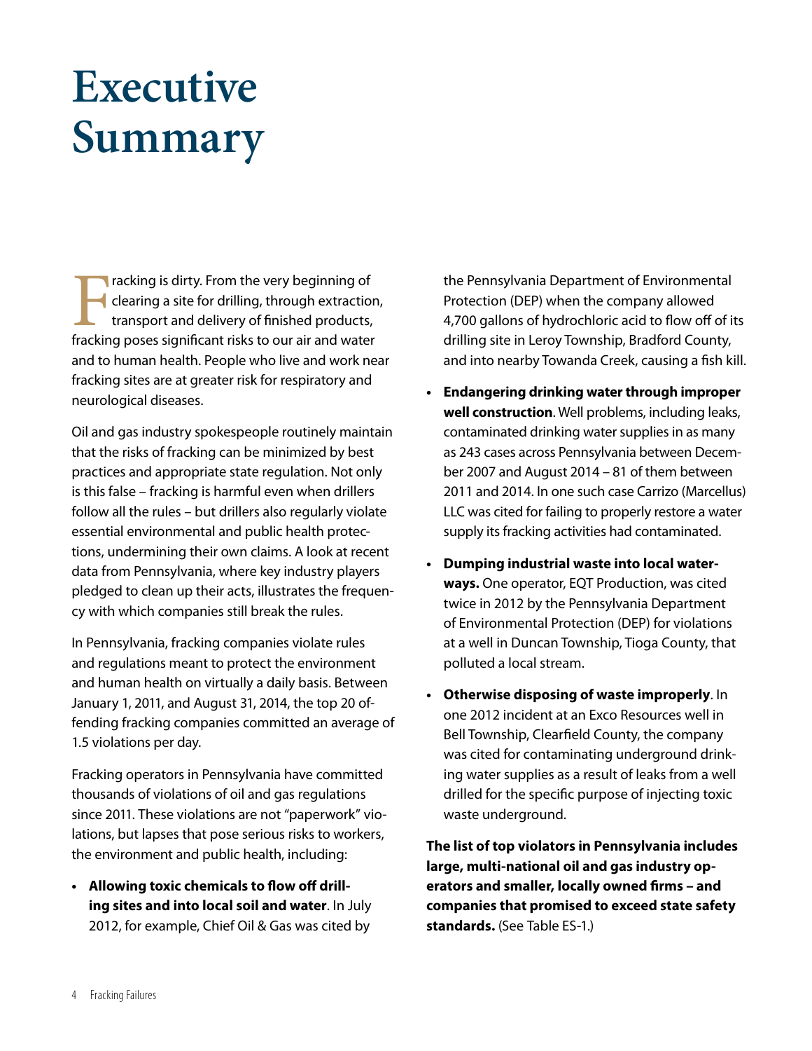# Executive Summary

Fracking is dirty. From the very beginning of clearing a site for drilling, through extraction, transport and delivery of finished products, fracking poses significant risks to our air and water and to human health. People who live and work near fracking sites are at greater risk for respiratory and neurological diseases.

Oil and gas industry spokespeople routinely maintain that the risks of fracking can be minimized by best practices and appropriate state regulation. Not only is this false – fracking is harmful even when drillers follow all the rules – but drillers also regularly violate essential environmental and public health protections, undermining their own claims. A look at recent data from Pennsylvania, where key industry players pledged to clean up their acts, illustrates the frequency with which companies still break the rules.

In Pennsylvania, fracking companies violate rules and regulations meant to protect the environment and human health on virtually a daily basis. Between January 1, 2011, and August 31, 2014, the top 20 offending fracking companies committed an average of 1.5 violations per day.

Fracking operators in Pennsylvania have committed thousands of violations of oil and gas regulations since 2011. These violations are not "paperwork" violations, but lapses that pose serious risks to workers, the environment and public health, including:

- **Allowing toxic chemicals to flow off drilling sites and into local soil and water**. In July 2012, for example, Chief Oil & Gas was cited by the Pennsylvania Department of Environmental Protection (DEP) when the company allowed 4,700 gallons of hydrochloric acid to flow off of its drilling site in Leroy Township, Bradford County, and into nearby Towanda Creek, causing a fish kill.
- **Endangering drinking water through improper well construction**. Well problems, including leaks, contaminated drinking water supplies in as many as 243 cases across Pennsylvania between December 2007 and August 2014 – 81 of them between 2011 and 2014. In one such case Carrizo (Marcellus) LLC was cited for failing to properly restore a water supply its fracking activities had contaminated.
- **Dumping industrial waste into local waterways.** One operator, EQT Production, was cited twice in 2012 by the Pennsylvania Department of Environmental Protection (DEP) for violations at a well in Duncan Township, Tioga County, that polluted a local stream.
- **Otherwise disposing of waste improperly**. In one 2012 incident at an Exco Resources well in Bell Township, Clearfield County, the company was cited for contaminating underground drinking water supplies as a result of leaks from a well drilled for the specific purpose of injecting toxic waste underground.

**The list of top violators in Pennsylvania includes large, multi-national oil and gas industry operators and smaller, locally owned firms – and companies that promised to exceed state safety standards.** (See Table ES-1.)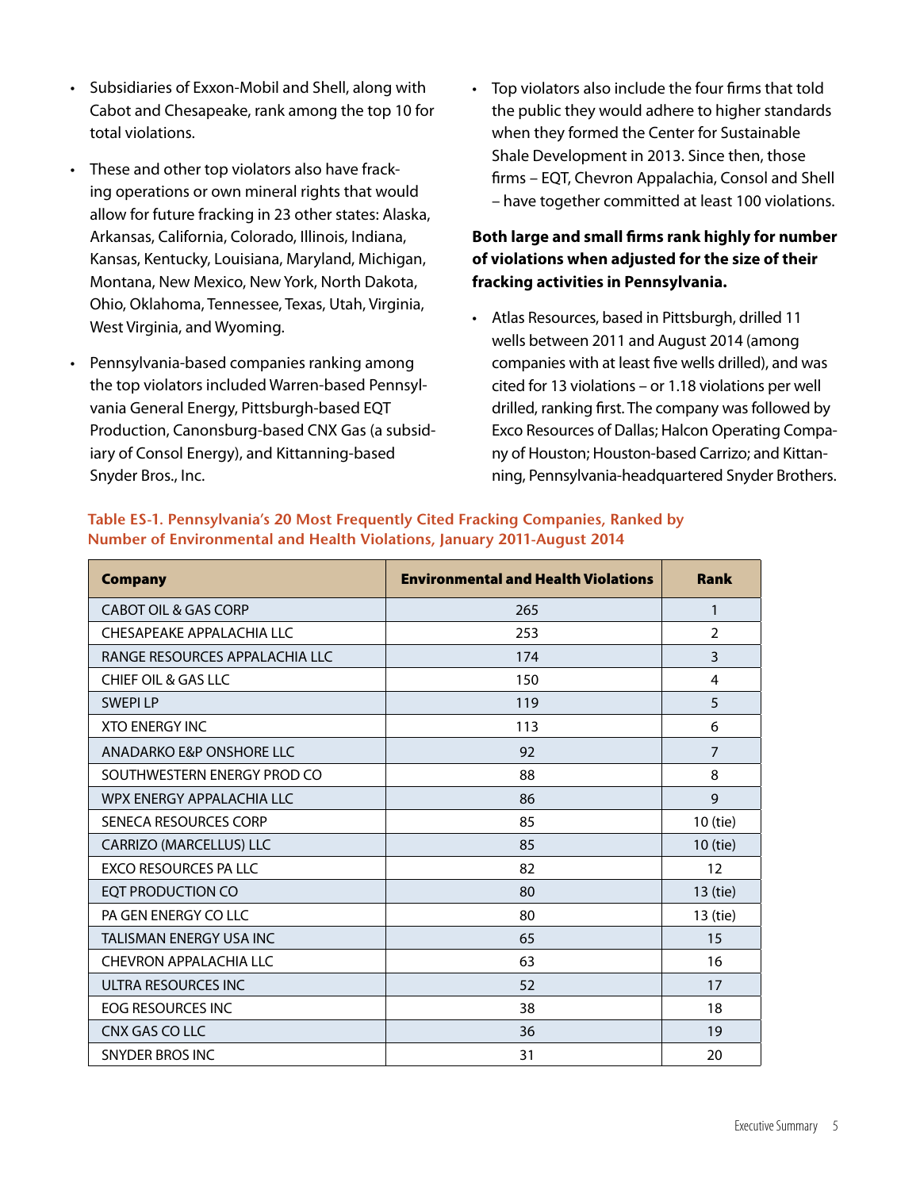- Subsidiaries of Exxon-Mobil and Shell, along with Cabot and Chesapeake, rank among the top 10 for total violations.
- These and other top violators also have fracking operations or own mineral rights that would allow for future fracking in 23 other states: Alaska, Arkansas, California, Colorado, Illinois, Indiana, Kansas, Kentucky, Louisiana, Maryland, Michigan, Montana, New Mexico, New York, North Dakota, Ohio, Oklahoma, Tennessee, Texas, Utah, Virginia, West Virginia, and Wyoming.
- Pennsylvania-based companies ranking among the top violators included Warren-based Pennsylvania General Energy, Pittsburgh-based EQT Production, Canonsburg-based CNX Gas (a subsidiary of Consol Energy), and Kittanning-based Snyder Bros., Inc.
- Top violators also include the four firms that told the public they would adhere to higher standards when they formed the Center for Sustainable Shale Development in 2013. Since then, those firms – EQT, Chevron Appalachia, Consol and Shell – have together committed at least 100 violations.

**Both large and small firms rank highly for number of violations when adjusted for the size of their fracking activities in Pennsylvania.**

- Atlas Resources, based in Pittsburgh, drilled 11 wells between 2011 and August 2014 (among companies with at least five wells drilled), and was cited for 13 violations – or 1.18 violations per well drilled, ranking first. The company was followed by Exco Resources of Dallas; Halcon Operating Company of Houston; Houston-based Carrizo; and Kittanning, Pennsylvania-headquartered Snyder Brothers.

**Table ES-1. Pennsylvania's 20 Most Frequently Cited Fracking Companies, Ranked by Number of Environmental and Health Violations, January 2011-August 2014**

| Company | Environmental and Health Violations | Rank |
|---|---|---|
| CABOT OIL & GAS CORP | 265 | 1 |
| CHESAPEAKE APPALACHIA LLC | 253 | 2 |
| RANGE RESOURCES APPALACHIA LLC | 174 | 3 |
| CHIEF OIL & GAS LLC | 150 | 4 |
| SWEPI LP | 119 | 5 |
| XTO ENERGY INC | 113 | 6 |
| ANADARKO E&P ONSHORE LLC | 92 | 7 |
| SOUTHWESTERN ENERGY PROD CO | 88 | 8 |
| WPX ENERGY APPALACHIA LLC | 86 | 9 |
| SENECA RESOURCES CORP | 85 | 10 (tie) |
| CARRIZO (MARCELLUS) LLC | 85 | 10 (tie) |
| EXCO RESOURCES PA LLC | 82 | 12 |
| EQT PRODUCTION CO | 80 | 13 (tie) |
| PA GEN ENERGY CO LLC | 80 | 13 (tie) |
| TALISMAN ENERGY USA INC | 65 | 15 |
| CHEVRON APPALACHIA LLC | 63 | 16 |
| ULTRA RESOURCES INC | 52 | 17 |
| EOG RESOURCES INC | 38 | 18 |
| CNX GAS CO LLC | 36 | 19 |
| SNYDER BROS INC | 31 | 20 |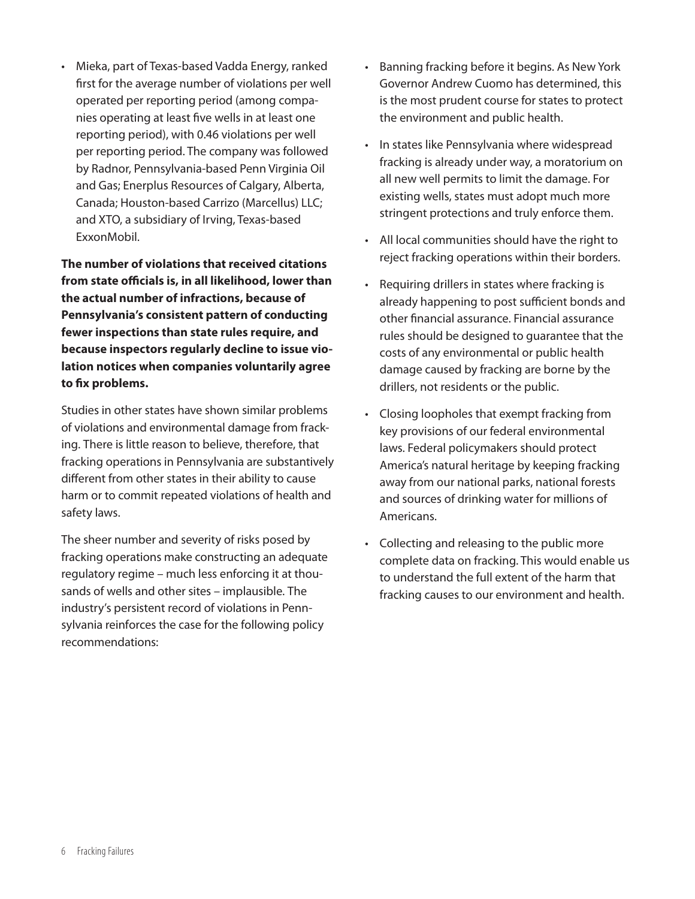- Mieka, part of Texas-based Vadda Energy, ranked first for the average number of violations per well operated per reporting period (among companies operating at least five wells in at least one reporting period), with 0.46 violations per well per reporting period. The company was followed by Radnor, Pennsylvania-based Penn Virginia Oil and Gas; Enerplus Resources of Calgary, Alberta, Canada; Houston-based Carrizo (Marcellus) LLC; and XTO, a subsidiary of Irving, Texas-based ExxonMobil.

**The number of violations that received citations from state officials is, in all likelihood, lower than the actual number of infractions, because of Pennsylvania's consistent pattern of conducting fewer inspections than state rules require, and because inspectors regularly decline to issue violation notices when companies voluntarily agree to fix problems.**

Studies in other states have shown similar problems of violations and environmental damage from fracking. There is little reason to believe, therefore, that fracking operations in Pennsylvania are substantively different from other states in their ability to cause harm or to commit repeated violations of health and safety laws.

The sheer number and severity of risks posed by fracking operations make constructing an adequate regulatory regime – much less enforcing it at thousands of wells and other sites – implausible. The industry's persistent record of violations in Pennsylvania reinforces the case for the following policy recommendations:

- Banning fracking before it begins. As New York Governor Andrew Cuomo has determined, this is the most prudent course for states to protect the environment and public health.
- In states like Pennsylvania where widespread fracking is already under way, a moratorium on all new well permits to limit the damage. For existing wells, states must adopt much more stringent protections and truly enforce them.
- All local communities should have the right to reject fracking operations within their borders.
- Requiring drillers in states where fracking is already happening to post sufficient bonds and other financial assurance. Financial assurance rules should be designed to guarantee that the costs of any environmental or public health damage caused by fracking are borne by the drillers, not residents or the public.
- Closing loopholes that exempt fracking from key provisions of our federal environmental laws. Federal policymakers should protect America's natural heritage by keeping fracking away from our national parks, national forests and sources of drinking water for millions of Americans.
- Collecting and releasing to the public more complete data on fracking. This would enable us to understand the full extent of the harm that fracking causes to our environment and health.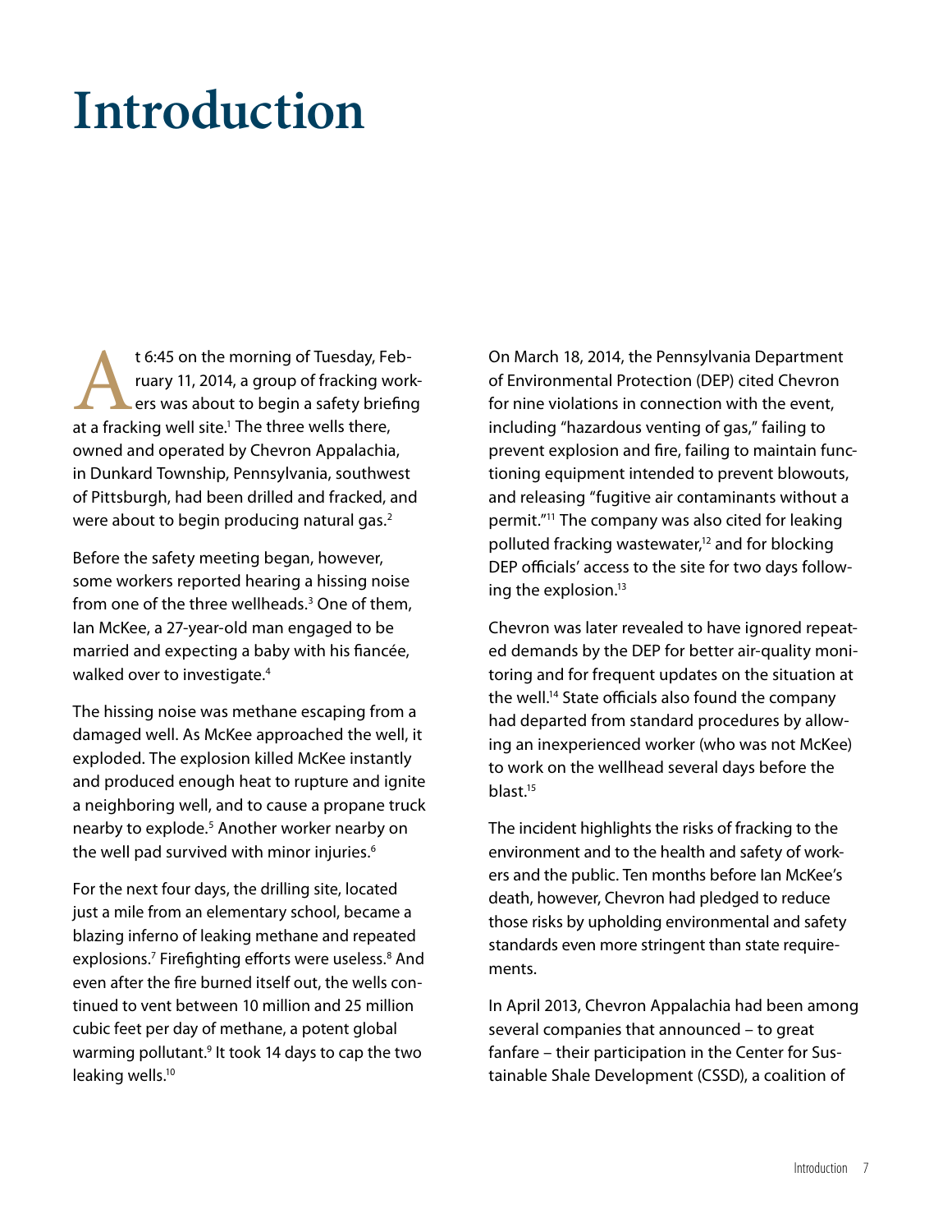# Introduction

At 6:45 on the morning of Tuesday, February 11, 2014, a group of fracking workers was about to begin a safety briefing at a fracking well site.[1] The three wells there, owned and operated by Chevron Appalachia, in Dunkard Township, Pennsylvania, southwest of Pittsburgh, had been drilled and fracked, and were about to begin producing natural gas.[2]

Before the safety meeting began, however, some workers reported hearing a hissing noise from one of the three wellheads.[3] One of them, Ian McKee, a 27-year-old man engaged to be married and expecting a baby with his fiancée, walked over to investigate.[4]

The hissing noise was methane escaping from a damaged well. As McKee approached the well, it exploded. The explosion killed McKee instantly and produced enough heat to rupture and ignite a neighboring well, and to cause a propane truck nearby to explode.[5] Another worker nearby on the well pad survived with minor injuries.[6]

For the next four days, the drilling site, located just a mile from an elementary school, became a blazing inferno of leaking methane and repeated explosions.[7] Firefighting efforts were useless.[8] And even after the fire burned itself out, the wells continued to vent between 10 million and 25 million cubic feet per day of methane, a potent global warming pollutant.[9] It took 14 days to cap the two leaking wells.[10]

On March 18, 2014, the Pennsylvania Department of Environmental Protection (DEP) cited Chevron for nine violations in connection with the event, including "hazardous venting of gas," failing to prevent explosion and fire, failing to maintain functioning equipment intended to prevent blowouts, and releasing "fugitive air contaminants without a permit."[11] The company was also cited for leaking polluted fracking wastewater,[12] and for blocking DEP officials' access to the site for two days following the explosion.[13]

Chevron was later revealed to have ignored repeated demands by the DEP for better air-quality monitoring and for frequent updates on the situation at the well.[14] State officials also found the company had departed from standard procedures by allowing an inexperienced worker (who was not McKee) to work on the wellhead several days before the blast.[15]

The incident highlights the risks of fracking to the environment and to the health and safety of workers and the public. Ten months before Ian McKee's death, however, Chevron had pledged to reduce those risks by upholding environmental and safety standards even more stringent than state requirements.

In April 2013, Chevron Appalachia had been among several companies that announced – to great fanfare – their participation in the Center for Sustainable Shale Development (CSSD), a coalition of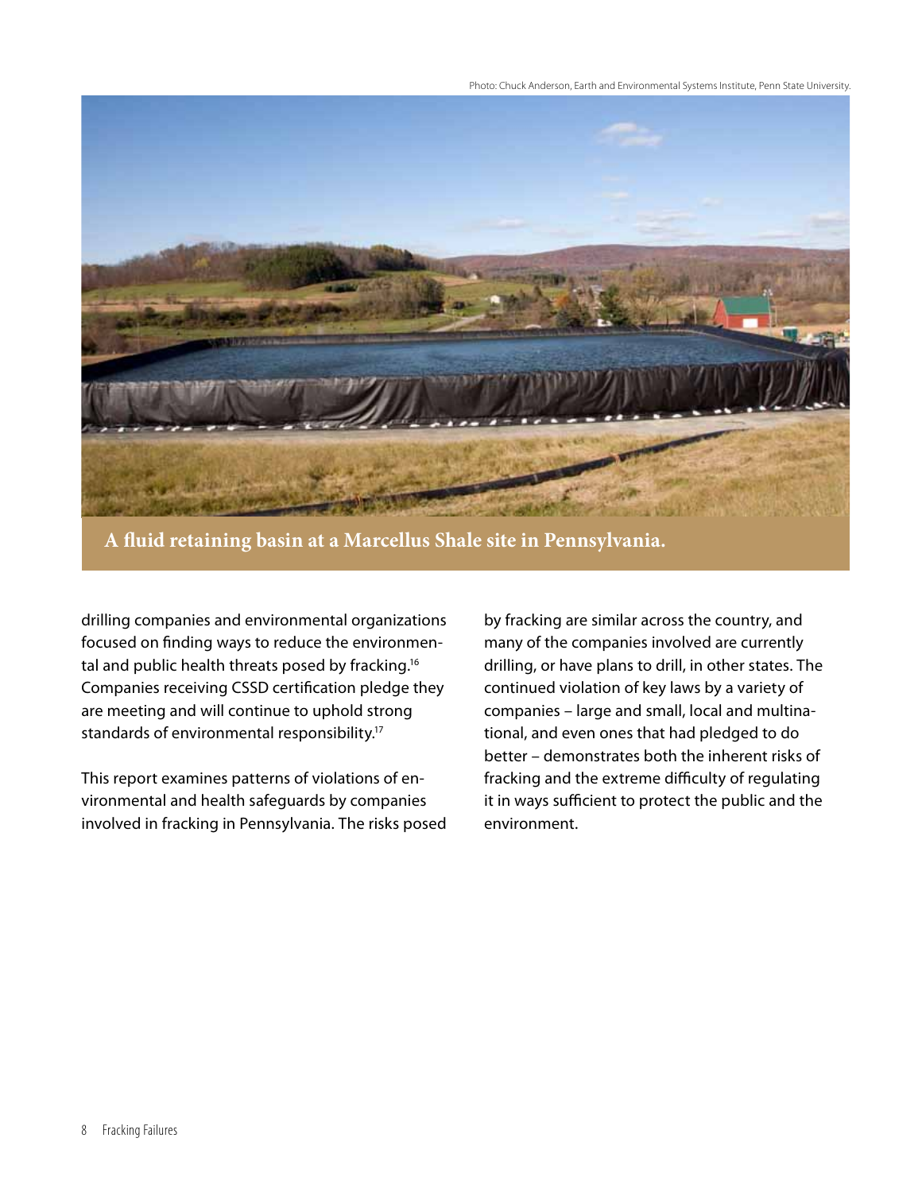Photo: Chuck Anderson, Earth and Environmental Systems Institute, Penn State University.

A fluid retaining basin at a Marcellus Shale site in Pennsylvania.

drilling companies and environmental organizations focused on finding ways to reduce the environmental and public health threats posed by fracking.[16] Companies receiving CSSD certification pledge they are meeting and will continue to uphold strong standards of environmental responsibility.[17]

This report examines patterns of violations of environmental and health safeguards by companies involved in fracking in Pennsylvania. The risks posed by fracking are similar across the country, and many of the companies involved are currently drilling, or have plans to drill, in other states. The continued violation of key laws by a variety of companies – large and small, local and multinational, and even ones that had pledged to do better – demonstrates both the inherent risks of fracking and the extreme difficulty of regulating it in ways sufficient to protect the public and the environment.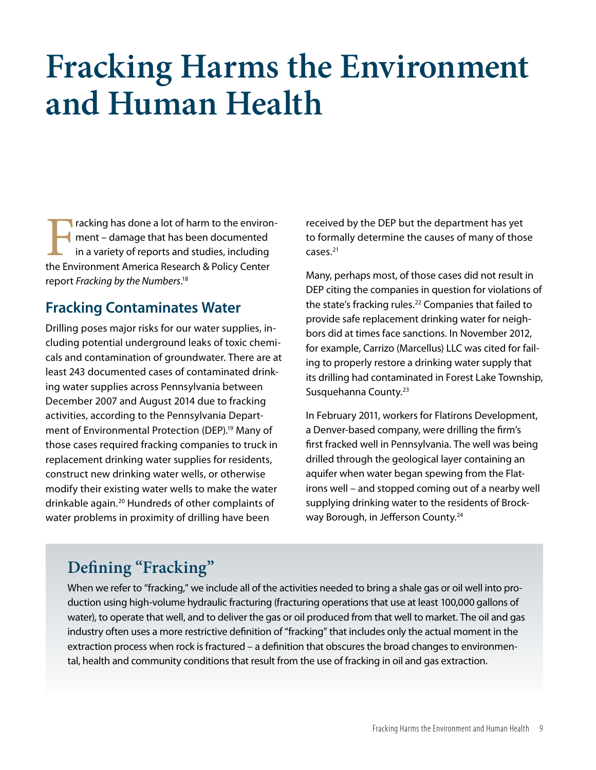# Fracking Harms the Environment and Human Health

Fracking has done a lot of harm to the environment – damage that has been documented in a variety of reports and studies, including the Environment America Research & Policy Center report *Fracking by the Numbers*.[18]

## Fracking Contaminates Water

Drilling poses major risks for our water supplies, including potential underground leaks of toxic chemicals and contamination of groundwater. There are at least 243 documented cases of contaminated drinking water supplies across Pennsylvania between December 2007 and August 2014 due to fracking activities, according to the Pennsylvania Department of Environmental Protection (DEP).[19] Many of those cases required fracking companies to truck in replacement drinking water supplies for residents, construct new drinking water wells, or otherwise modify their existing water wells to make the water drinkable again.[20] Hundreds of other complaints of water problems in proximity of drilling have been received by the DEP but the department has yet to formally determine the causes of many of those cases.[21]

Many, perhaps most, of those cases did not result in DEP citing the companies in question for violations of the state's fracking rules.[22] Companies that failed to provide safe replacement drinking water for neighbors did at times face sanctions. In November 2012, for example, Carrizo (Marcellus) LLC was cited for failing to properly restore a drinking water supply that its drilling had contaminated in Forest Lake Township, Susquehanna County.[23]

In February 2011, workers for Flatirons Development, a Denver-based company, were drilling the firm's first fracked well in Pennsylvania. The well was being drilled through the geological layer containing an aquifer when water began spewing from the Flatirons well – and stopped coming out of a nearby well supplying drinking water to the residents of Brockway Borough, in Jefferson County.[24]

## Defining "Fracking"

When we refer to "fracking," we include all of the activities needed to bring a shale gas or oil well into production using high-volume hydraulic fracturing (fracturing operations that use at least 100,000 gallons of water), to operate that well, and to deliver the gas or oil produced from that well to market. The oil and gas industry often uses a more restrictive definition of "fracking" that includes only the actual moment in the extraction process when rock is fractured – a definition that obscures the broad changes to environmental, health and community conditions that result from the use of fracking in oil and gas extraction.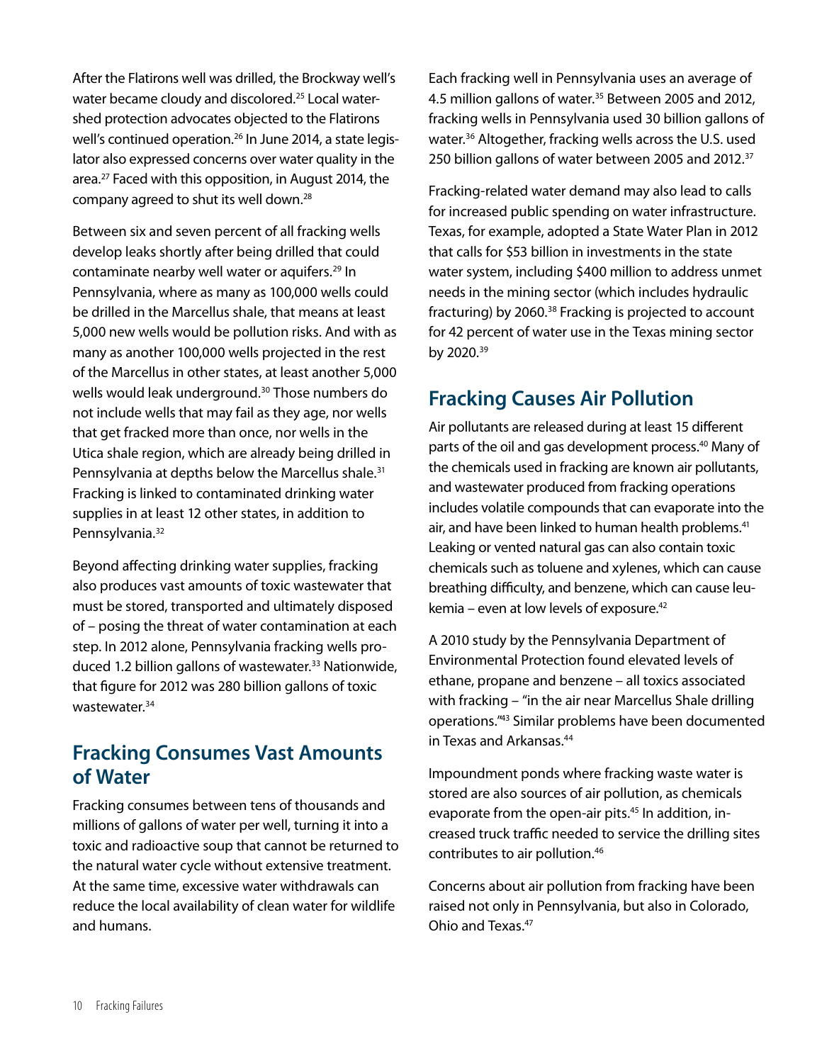After the Flatirons well was drilled, the Brockway well's water became cloudy and discolored.[25] Local watershed protection advocates objected to the Flatirons well's continued operation.[26] In June 2014, a state legislator also expressed concerns over water quality in the area.[27] Faced with this opposition, in August 2014, the company agreed to shut its well down.[28]

Between six and seven percent of all fracking wells develop leaks shortly after being drilled that could contaminate nearby well water or aquifers.[29] In Pennsylvania, where as many as 100,000 wells could be drilled in the Marcellus shale, that means at least 5,000 new wells would be pollution risks. And with as many as another 100,000 wells projected in the rest of the Marcellus in other states, at least another 5,000 wells would leak underground.[30] Those numbers do not include wells that may fail as they age, nor wells that get fracked more than once, nor wells in the Utica shale region, which are already being drilled in Pennsylvania at depths below the Marcellus shale.[31] Fracking is linked to contaminated drinking water supplies in at least 12 other states, in addition to Pennsylvania.[32]

Beyond affecting drinking water supplies, fracking also produces vast amounts of toxic wastewater that must be stored, transported and ultimately disposed of – posing the threat of water contamination at each step. In 2012 alone, Pennsylvania fracking wells produced 1.2 billion gallons of wastewater.[33] Nationwide, that figure for 2012 was 280 billion gallons of toxic wastewater.[34]

## Fracking Consumes Vast Amounts of Water

Fracking consumes between tens of thousands and millions of gallons of water per well, turning it into a toxic and radioactive soup that cannot be returned to the natural water cycle without extensive treatment. At the same time, excessive water withdrawals can reduce the local availability of clean water for wildlife and humans.

Each fracking well in Pennsylvania uses an average of 4.5 million gallons of water.[35] Between 2005 and 2012, fracking wells in Pennsylvania used 30 billion gallons of water.[36] Altogether, fracking wells across the U.S. used 250 billion gallons of water between 2005 and 2012.[37]

Fracking-related water demand may also lead to calls for increased public spending on water infrastructure. Texas, for example, adopted a State Water Plan in 2012 that calls for $53 billion in investments in the state water system, including $400 million to address unmet needs in the mining sector (which includes hydraulic fracturing) by 2060.[38] Fracking is projected to account for 42 percent of water use in the Texas mining sector by 2020.[39]

## Fracking Causes Air Pollution

Air pollutants are released during at least 15 different parts of the oil and gas development process.[40] Many of the chemicals used in fracking are known air pollutants, and wastewater produced from fracking operations includes volatile compounds that can evaporate into the air, and have been linked to human health problems.[41] Leaking or vented natural gas can also contain toxic chemicals such as toluene and xylenes, which can cause breathing difficulty, and benzene, which can cause leukemia – even at low levels of exposure.[42]

A 2010 study by the Pennsylvania Department of Environmental Protection found elevated levels of ethane, propane and benzene – all toxics associated with fracking – "in the air near Marcellus Shale drilling operations."[43] Similar problems have been documented in Texas and Arkansas.[44]

Impoundment ponds where fracking waste water is stored are also sources of air pollution, as chemicals evaporate from the open-air pits.[45] In addition, increased truck traffic needed to service the drilling sites contributes to air pollution.[46]

Concerns about air pollution from fracking have been raised not only in Pennsylvania, but also in Colorado, Ohio and Texas.[47]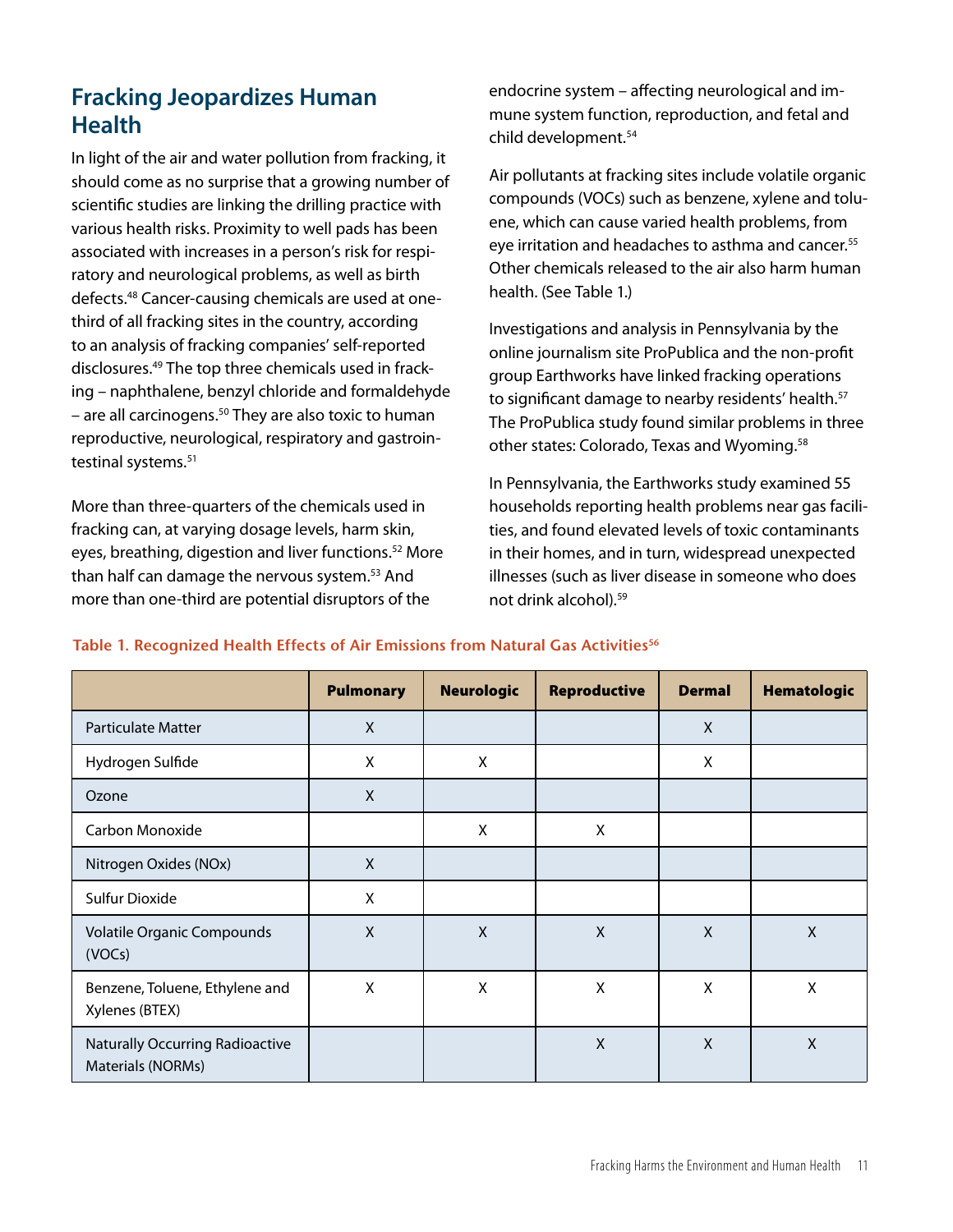## Fracking Jeopardizes Human Health

In light of the air and water pollution from fracking, it should come as no surprise that a growing number of scientific studies are linking the drilling practice with various health risks. Proximity to well pads has been associated with increases in a person's risk for respiratory and neurological problems, as well as birth defects.[48] Cancer-causing chemicals are used at one-third of all fracking sites in the country, according to an analysis of fracking companies' self-reported disclosures.[49] The top three chemicals used in fracking – naphthalene, benzyl chloride and formaldehyde – are all carcinogens.[50] They are also toxic to human reproductive, neurological, respiratory and gastrointestinal systems.[51]

More than three-quarters of the chemicals used in fracking can, at varying dosage levels, harm skin, eyes, breathing, digestion and liver functions.[52] More than half can damage the nervous system.[53] And more than one-third are potential disruptors of the endocrine system – affecting neurological and immune system function, reproduction, and fetal and child development.[54]

Air pollutants at fracking sites include volatile organic compounds (VOCs) such as benzene, xylene and toluene, which can cause varied health problems, from eye irritation and headaches to asthma and cancer.[55] Other chemicals released to the air also harm human health. (See Table 1.)

Investigations and analysis in Pennsylvania by the online journalism site ProPublica and the non-profit group Earthworks have linked fracking operations to significant damage to nearby residents' health.[57] The ProPublica study found similar problems in three other states: Colorado, Texas and Wyoming.[58]

In Pennsylvania, the Earthworks study examined 55 households reporting health problems near gas facilities, and found elevated levels of toxic contaminants in their homes, and in turn, widespread unexpected illnesses (such as liver disease in someone who does not drink alcohol).[59]

**Table 1. Recognized Health Effects of Air Emissions from Natural Gas Activities[56]**

| | Pulmonary | Neurologic | Reproductive | Dermal | Hematologic |
|---|---|---|---|---|---|
| Particulate Matter | X | | | X | |
| Hydrogen Sulfide | X | X | | X | |
| Ozone | X | | | | |
| Carbon Monoxide | | X | X | | |
| Nitrogen Oxides (NOx) | X | | | | |
| Sulfur Dioxide | X | | | | |
| Volatile Organic Compounds (VOCs) | X | X | X | X | X |
| Benzene, Toluene, Ethylene and Xylenes (BTEX) | X | X | X | X | X |
| Naturally Occurring Radioactive Materials (NORMs) | | | X | X | X |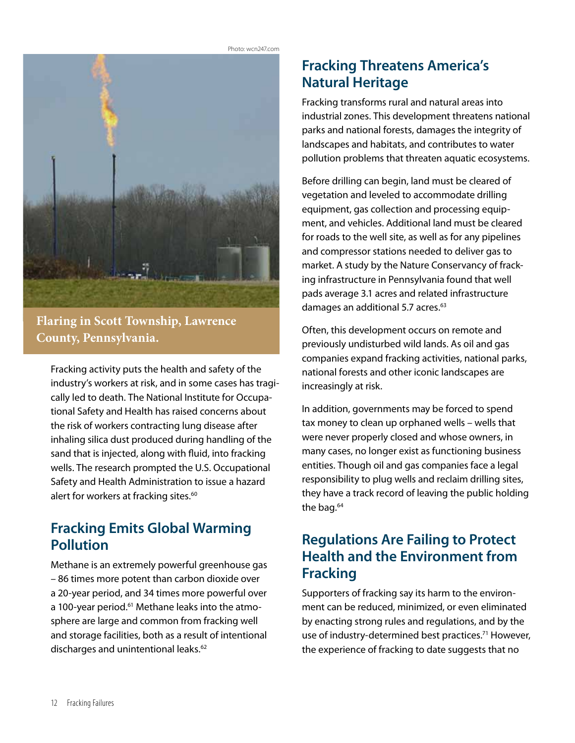Photo: wcn247.com

Flaring in Scott Township, Lawrence County, Pennsylvania.

Fracking activity puts the health and safety of the industry's workers at risk, and in some cases has tragically led to death. The National Institute for Occupational Safety and Health has raised concerns about the risk of workers contracting lung disease after inhaling silica dust produced during handling of the sand that is injected, along with fluid, into fracking wells. The research prompted the U.S. Occupational Safety and Health Administration to issue a hazard alert for workers at fracking sites.[60]

## Fracking Emits Global Warming Pollution

Methane is an extremely powerful greenhouse gas – 86 times more potent than carbon dioxide over a 20-year period, and 34 times more powerful over a 100-year period.[61] Methane leaks into the atmosphere are large and common from fracking well and storage facilities, both as a result of intentional discharges and unintentional leaks.[62]

## Fracking Threatens America's Natural Heritage

Fracking transforms rural and natural areas into industrial zones. This development threatens national parks and national forests, damages the integrity of landscapes and habitats, and contributes to water pollution problems that threaten aquatic ecosystems.

Before drilling can begin, land must be cleared of vegetation and leveled to accommodate drilling equipment, gas collection and processing equipment, and vehicles. Additional land must be cleared for roads to the well site, as well as for any pipelines and compressor stations needed to deliver gas to market. A study by the Nature Conservancy of fracking infrastructure in Pennsylvania found that well pads average 3.1 acres and related infrastructure damages an additional 5.7 acres.[63]

Often, this development occurs on remote and previously undisturbed wild lands. As oil and gas companies expand fracking activities, national parks, national forests and other iconic landscapes are increasingly at risk.

In addition, governments may be forced to spend tax money to clean up orphaned wells – wells that were never properly closed and whose owners, in many cases, no longer exist as functioning business entities. Though oil and gas companies face a legal responsibility to plug wells and reclaim drilling sites, they have a track record of leaving the public holding the bag.[64]

## Regulations Are Failing to Protect Health and the Environment from Fracking

Supporters of fracking say its harm to the environment can be reduced, minimized, or even eliminated by enacting strong rules and regulations, and by the use of industry-determined best practices.[71] However, the experience of fracking to date suggests that no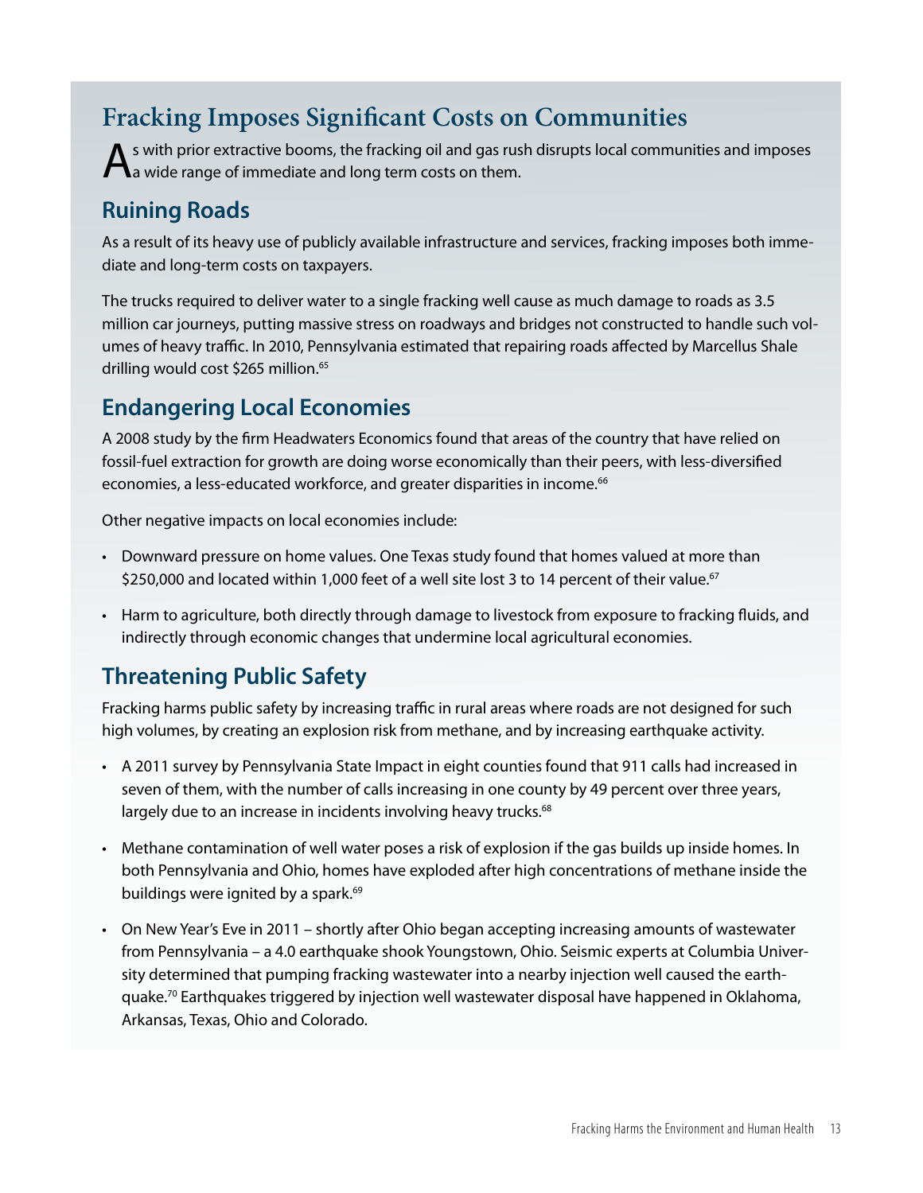# Fracking Imposes Significant Costs on Communities

As with prior extractive booms, the fracking oil and gas rush disrupts local communities and imposes a wide range of immediate and long term costs on them.

## Ruining Roads

As a result of its heavy use of publicly available infrastructure and services, fracking imposes both immediate and long-term costs on taxpayers.

The trucks required to deliver water to a single fracking well cause as much damage to roads as 3.5 million car journeys, putting massive stress on roadways and bridges not constructed to handle such volumes of heavy traffic. In 2010, Pennsylvania estimated that repairing roads affected by Marcellus Shale drilling would cost $265 million.[65]

## Endangering Local Economies

A 2008 study by the firm Headwaters Economics found that areas of the country that have relied on fossil-fuel extraction for growth are doing worse economically than their peers, with less-diversified economies, a less-educated workforce, and greater disparities in income.[66]

Other negative impacts on local economies include:

- Downward pressure on home values. One Texas study found that homes valued at more than $250,000 and located within 1,000 feet of a well site lost 3 to 14 percent of their value.[67]
- Harm to agriculture, both directly through damage to livestock from exposure to fracking fluids, and indirectly through economic changes that undermine local agricultural economies.

## Threatening Public Safety

Fracking harms public safety by increasing traffic in rural areas where roads are not designed for such high volumes, by creating an explosion risk from methane, and by increasing earthquake activity.

- A 2011 survey by Pennsylvania State Impact in eight counties found that 911 calls had increased in seven of them, with the number of calls increasing in one county by 49 percent over three years, largely due to an increase in incidents involving heavy trucks.[68]
- Methane contamination of well water poses a risk of explosion if the gas builds up inside homes. In both Pennsylvania and Ohio, homes have exploded after high concentrations of methane inside the buildings were ignited by a spark.[69]
- On New Year's Eve in 2011 – shortly after Ohio began accepting increasing amounts of wastewater from Pennsylvania – a 4.0 earthquake shook Youngstown, Ohio. Seismic experts at Columbia University determined that pumping fracking wastewater into a nearby injection well caused the earthquake.[70] Earthquakes triggered by injection well wastewater disposal have happened in Oklahoma, Arkansas, Texas, Ohio and Colorado.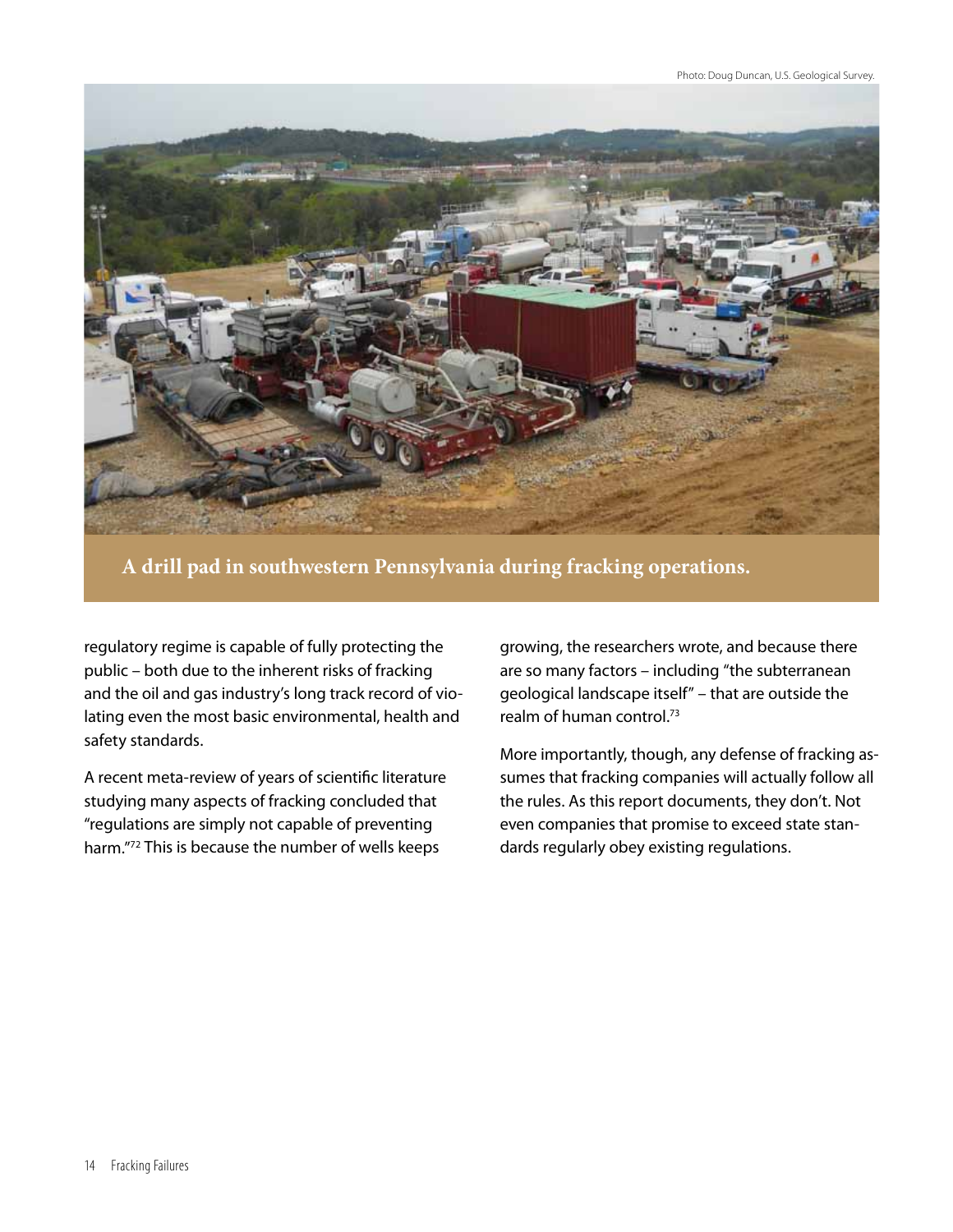Photo: Doug Duncan, U.S. Geological Survey.

**A drill pad in southwestern Pennsylvania during fracking operations.**

regulatory regime is capable of fully protecting the public – both due to the inherent risks of fracking and the oil and gas industry's long track record of violating even the most basic environmental, health and safety standards.

A recent meta-review of years of scientific literature studying many aspects of fracking concluded that "regulations are simply not capable of preventing harm."[72] This is because the number of wells keeps growing, the researchers wrote, and because there are so many factors – including "the subterranean geological landscape itself" – that are outside the realm of human control.[73]

More importantly, though, any defense of fracking assumes that fracking companies will actually follow all the rules. As this report documents, they don't. Not even companies that promise to exceed state standards regularly obey existing regulations.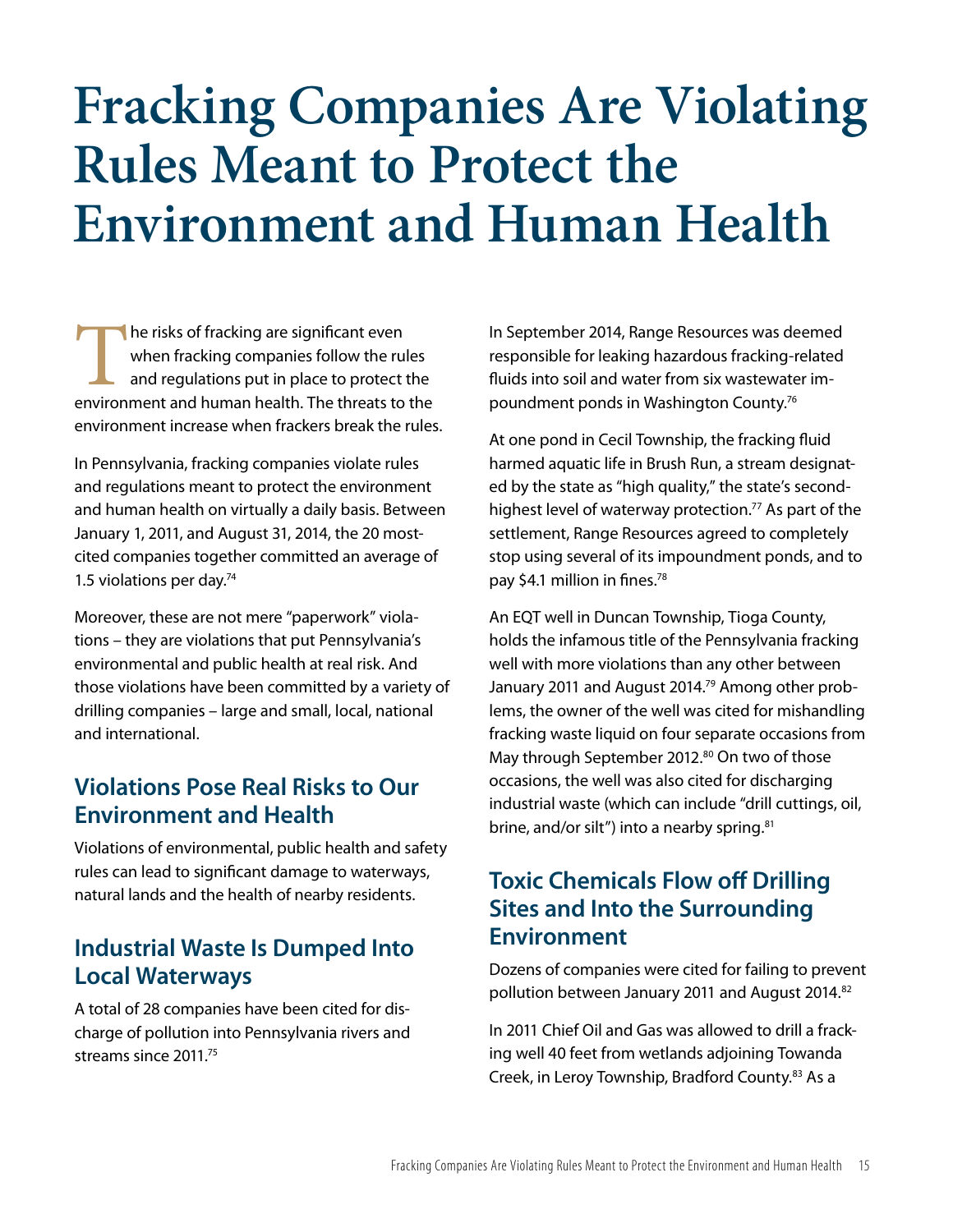# Fracking Companies Are Violating Rules Meant to Protect the Environment and Human Health

The risks of fracking are significant even when fracking companies follow the rules and regulations put in place to protect the environment and human health. The threats to the environment increase when frackers break the rules.

In Pennsylvania, fracking companies violate rules and regulations meant to protect the environment and human health on virtually a daily basis. Between January 1, 2011, and August 31, 2014, the 20 most-cited companies together committed an average of 1.5 violations per day.[74]

Moreover, these are not mere "paperwork" violations – they are violations that put Pennsylvania's environmental and public health at real risk. And those violations have been committed by a variety of drilling companies – large and small, local, national and international.

## Violations Pose Real Risks to Our Environment and Health

Violations of environmental, public health and safety rules can lead to significant damage to waterways, natural lands and the health of nearby residents.

## Industrial Waste Is Dumped Into Local Waterways

A total of 28 companies have been cited for discharge of pollution into Pennsylvania rivers and streams since 2011.[75]

In September 2014, Range Resources was deemed responsible for leaking hazardous fracking-related fluids into soil and water from six wastewater impoundment ponds in Washington County.[76]

At one pond in Cecil Township, the fracking fluid harmed aquatic life in Brush Run, a stream designated by the state as "high quality," the state's second-highest level of waterway protection.[77] As part of the settlement, Range Resources agreed to completely stop using several of its impoundment ponds, and to pay $4.1 million in fines.[78]

An EQT well in Duncan Township, Tioga County, holds the infamous title of the Pennsylvania fracking well with more violations than any other between January 2011 and August 2014.[79] Among other problems, the owner of the well was cited for mishandling fracking waste liquid on four separate occasions from May through September 2012.[80] On two of those occasions, the well was also cited for discharging industrial waste (which can include "drill cuttings, oil, brine, and/or silt") into a nearby spring.[81]

## Toxic Chemicals Flow off Drilling Sites and Into the Surrounding Environment

Dozens of companies were cited for failing to prevent pollution between January 2011 and August 2014.[82]

In 2011 Chief Oil and Gas was allowed to drill a fracking well 40 feet from wetlands adjoining Towanda Creek, in Leroy Township, Bradford County.[83] As a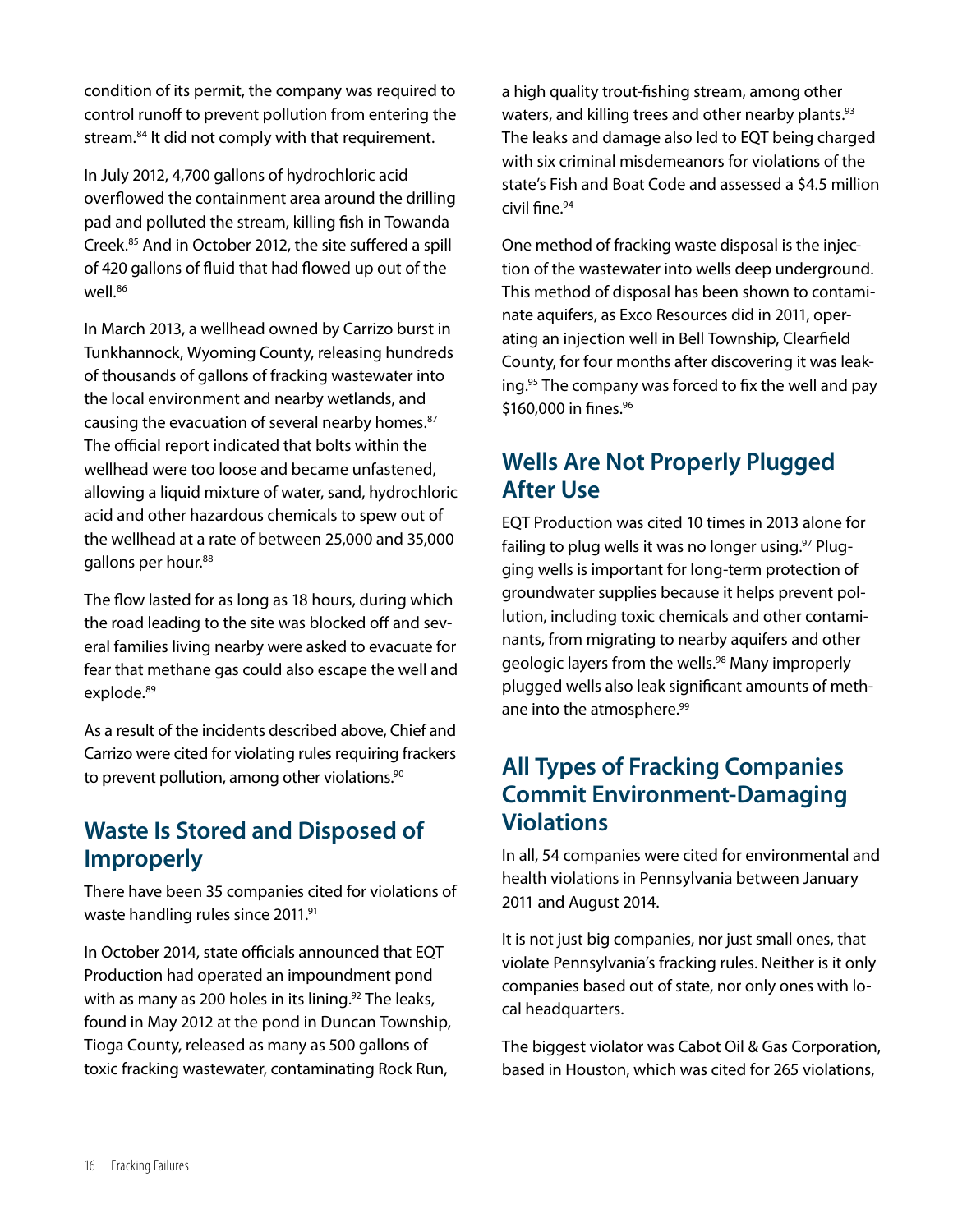condition of its permit, the company was required to control runoff to prevent pollution from entering the stream.[84] It did not comply with that requirement.

In July 2012, 4,700 gallons of hydrochloric acid overflowed the containment area around the drilling pad and polluted the stream, killing fish in Towanda Creek.[85] And in October 2012, the site suffered a spill of 420 gallons of fluid that had flowed up out of the well.[86]

In March 2013, a wellhead owned by Carrizo burst in Tunkhannock, Wyoming County, releasing hundreds of thousands of gallons of fracking wastewater into the local environment and nearby wetlands, and causing the evacuation of several nearby homes.[87] The official report indicated that bolts within the wellhead were too loose and became unfastened, allowing a liquid mixture of water, sand, hydrochloric acid and other hazardous chemicals to spew out of the wellhead at a rate of between 25,000 and 35,000 gallons per hour.[88]

The flow lasted for as long as 18 hours, during which the road leading to the site was blocked off and several families living nearby were asked to evacuate for fear that methane gas could also escape the well and explode.[89]

As a result of the incidents described above, Chief and Carrizo were cited for violating rules requiring frackers to prevent pollution, among other violations.[90]

## Waste Is Stored and Disposed of Improperly

There have been 35 companies cited for violations of waste handling rules since 2011.[91]

In October 2014, state officials announced that EQT Production had operated an impoundment pond with as many as 200 holes in its lining.[92] The leaks, found in May 2012 at the pond in Duncan Township, Tioga County, released as many as 500 gallons of toxic fracking wastewater, contaminating Rock Run, a high quality trout-fishing stream, among other waters, and killing trees and other nearby plants.[93] The leaks and damage also led to EQT being charged with six criminal misdemeanors for violations of the state's Fish and Boat Code and assessed a $4.5 million civil fine.[94]

One method of fracking waste disposal is the injection of the wastewater into wells deep underground. This method of disposal has been shown to contaminate aquifers, as Exco Resources did in 2011, operating an injection well in Bell Township, Clearfield County, for four months after discovering it was leaking.[95] The company was forced to fix the well and pay $160,000 in fines.[96]

## Wells Are Not Properly Plugged After Use

EQT Production was cited 10 times in 2013 alone for failing to plug wells it was no longer using.[97] Plugging wells is important for long-term protection of groundwater supplies because it helps prevent pollution, including toxic chemicals and other contaminants, from migrating to nearby aquifers and other geologic layers from the wells.[98] Many improperly plugged wells also leak significant amounts of methane into the atmosphere.[99]

## All Types of Fracking Companies Commit Environment-Damaging Violations

In all, 54 companies were cited for environmental and health violations in Pennsylvania between January 2011 and August 2014.

It is not just big companies, nor just small ones, that violate Pennsylvania's fracking rules. Neither is it only companies based out of state, nor only ones with local headquarters.

The biggest violator was Cabot Oil & Gas Corporation, based in Houston, which was cited for 265 violations,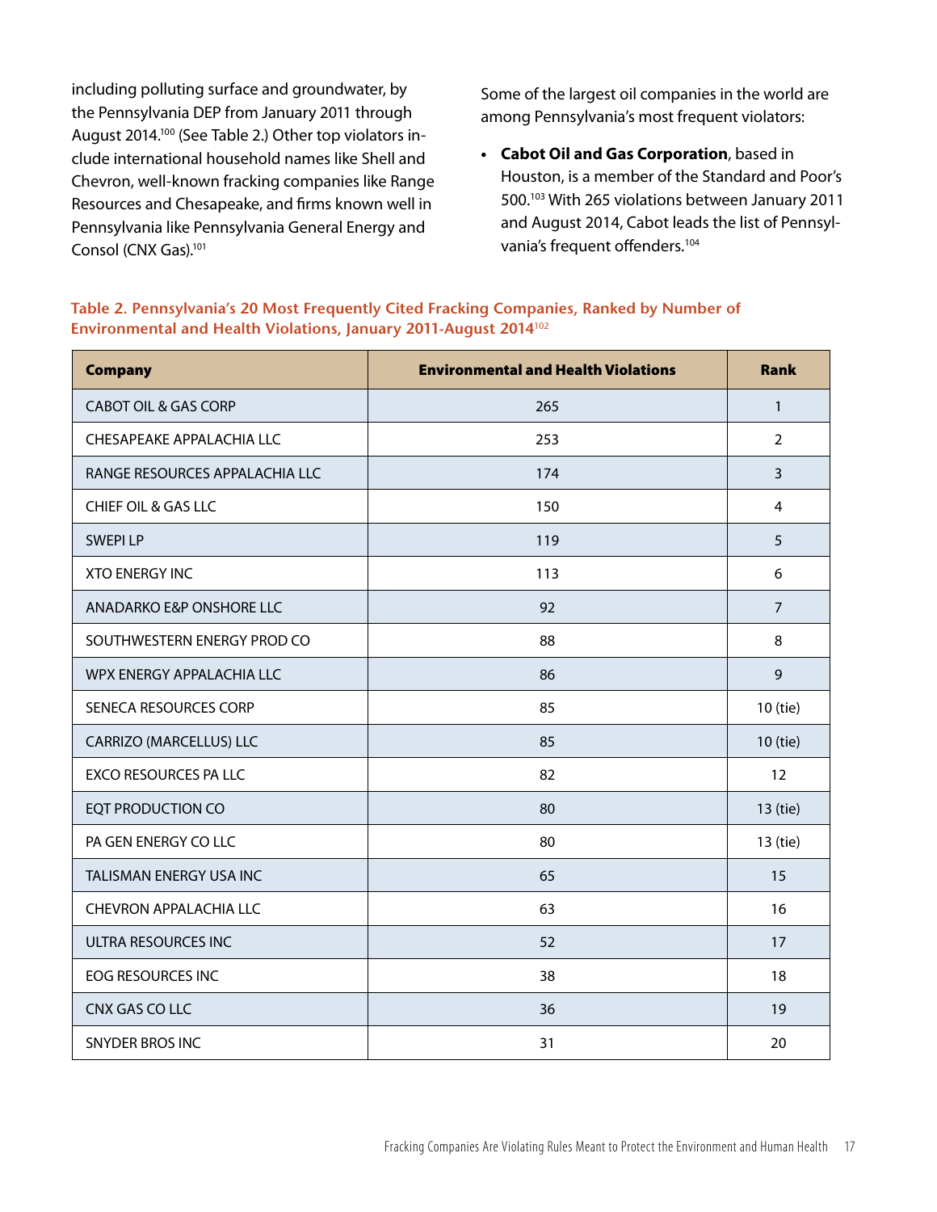including polluting surface and groundwater, by the Pennsylvania DEP from January 2011 through August 2014.[100] (See Table 2.) Other top violators include international household names like Shell and Chevron, well-known fracking companies like Range Resources and Chesapeake, and firms known well in Pennsylvania like Pennsylvania General Energy and Consol (CNX Gas).[101]

Some of the largest oil companies in the world are among Pennsylvania's most frequent violators:

- **Cabot Oil and Gas Corporation**, based in Houston, is a member of the Standard and Poor's 500.[103] With 265 violations between January 2011 and August 2014, Cabot leads the list of Pennsylvania's frequent offenders.[104]

**Table 2. Pennsylvania's 20 Most Frequently Cited Fracking Companies, Ranked by Number of Environmental and Health Violations, January 2011-August 2014**[102]

| Company | Environmental and Health Violations | Rank |
|---|---|---|
| CABOT OIL & GAS CORP | 265 | 1 |
| CHESAPEAKE APPALACHIA LLC | 253 | 2 |
| RANGE RESOURCES APPALACHIA LLC | 174 | 3 |
| CHIEF OIL & GAS LLC | 150 | 4 |
| SWEPI LP | 119 | 5 |
| XTO ENERGY INC | 113 | 6 |
| ANADARKO E&P ONSHORE LLC | 92 | 7 |
| SOUTHWESTERN ENERGY PROD CO | 88 | 8 |
| WPX ENERGY APPALACHIA LLC | 86 | 9 |
| SENECA RESOURCES CORP | 85 | 10 (tie) |
| CARRIZO (MARCELLUS) LLC | 85 | 10 (tie) |
| EXCO RESOURCES PA LLC | 82 | 12 |
| EQT PRODUCTION CO | 80 | 13 (tie) |
| PA GEN ENERGY CO LLC | 80 | 13 (tie) |
| TALISMAN ENERGY USA INC | 65 | 15 |
| CHEVRON APPALACHIA LLC | 63 | 16 |
| ULTRA RESOURCES INC | 52 | 17 |
| EOG RESOURCES INC | 38 | 18 |
| CNX GAS CO LLC | 36 | 19 |
| SNYDER BROS INC | 31 | 20 |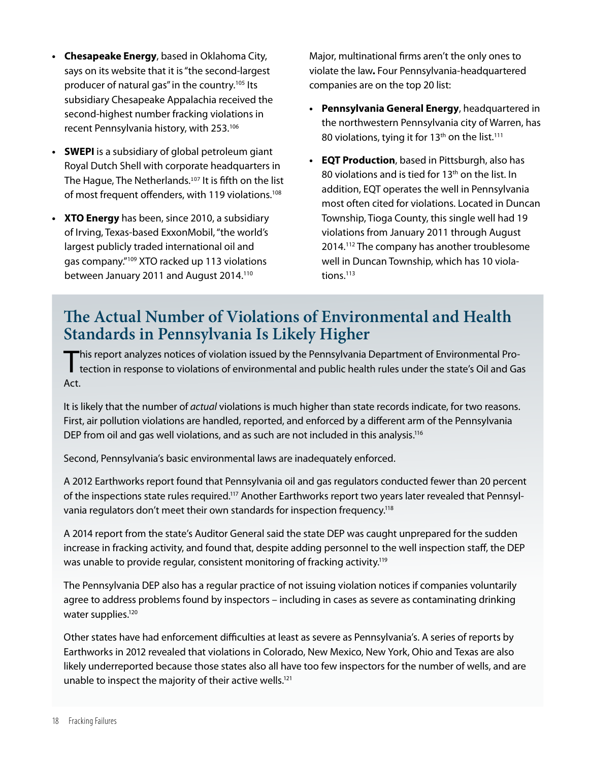- **Chesapeake Energy**, based in Oklahoma City, says on its website that it is "the second-largest producer of natural gas" in the country.[105] Its subsidiary Chesapeake Appalachia received the second-highest number fracking violations in recent Pennsylvania history, with 253.[106]

- **SWEPI** is a subsidiary of global petroleum giant Royal Dutch Shell with corporate headquarters in The Hague, The Netherlands.[107] It is fifth on the list of most frequent offenders, with 119 violations.[108]

- **XTO Energy** has been, since 2010, a subsidiary of Irving, Texas-based ExxonMobil, "the world's largest publicly traded international oil and gas company."[109] XTO racked up 113 violations between January 2011 and August 2014.[110]

Major, multinational firms aren't the only ones to violate the law**.** Four Pennsylvania-headquartered companies are on the top 20 list:

- **Pennsylvania General Energy**, headquartered in the northwestern Pennsylvania city of Warren, has 80 violations, tying it for 13th on the list.[111]

- **EQT Production**, based in Pittsburgh, also has 80 violations and is tied for 13th on the list. In addition, EQT operates the well in Pennsylvania most often cited for violations. Located in Duncan Township, Tioga County, this single well had 19 violations from January 2011 through August 2014.[112] The company has another troublesome well in Duncan Township, which has 10 violations.[113]

## The Actual Number of Violations of Environmental and Health Standards in Pennsylvania Is Likely Higher

This report analyzes notices of violation issued by the Pennsylvania Department of Environmental Protection in response to violations of environmental and public health rules under the state's Oil and Gas Act.

It is likely that the number of *actual* violations is much higher than state records indicate, for two reasons. First, air pollution violations are handled, reported, and enforced by a different arm of the Pennsylvania DEP from oil and gas well violations, and as such are not included in this analysis.[116]

Second, Pennsylvania's basic environmental laws are inadequately enforced.

A 2012 Earthworks report found that Pennsylvania oil and gas regulators conducted fewer than 20 percent of the inspections state rules required.[117] Another Earthworks report two years later revealed that Pennsylvania regulators don't meet their own standards for inspection frequency.[118]

A 2014 report from the state's Auditor General said the state DEP was caught unprepared for the sudden increase in fracking activity, and found that, despite adding personnel to the well inspection staff, the DEP was unable to provide regular, consistent monitoring of fracking activity.[119]

The Pennsylvania DEP also has a regular practice of not issuing violation notices if companies voluntarily agree to address problems found by inspectors – including in cases as severe as contaminating drinking water supplies.[120]

Other states have had enforcement difficulties at least as severe as Pennsylvania's. A series of reports by Earthworks in 2012 revealed that violations in Colorado, New Mexico, New York, Ohio and Texas are also likely underreported because those states also all have too few inspectors for the number of wells, and are unable to inspect the majority of their active wells.[121]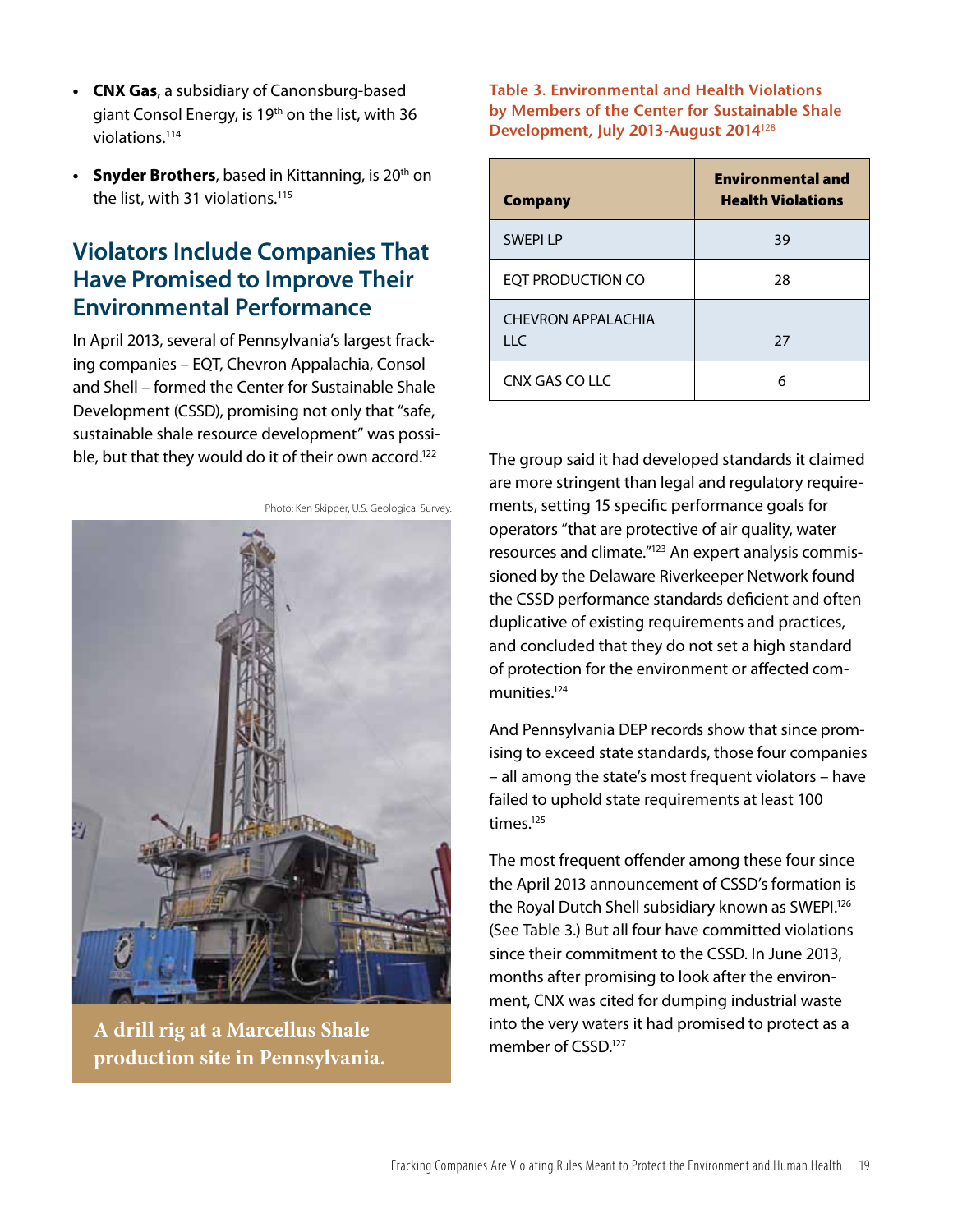- **CNX Gas**, a subsidiary of Canonsburg-based giant Consol Energy, is 19th on the list, with 36 violations.[114]
- **Snyder Brothers**, based in Kittanning, is 20th on the list, with 31 violations.[115]

## Violators Include Companies That Have Promised to Improve Their Environmental Performance

In April 2013, several of Pennsylvania's largest fracking companies – EQT, Chevron Appalachia, Consol and Shell – formed the Center for Sustainable Shale Development (CSSD), promising not only that "safe, sustainable shale resource development" was possible, but that they would do it of their own accord.[122]

Photo: Ken Skipper, U.S. Geological Survey.

A drill rig at a Marcellus Shale production site in Pennsylvania.

**Table 3. Environmental and Health Violations by Members of the Center for Sustainable Shale Development, July 2013-August 2014**[128]

| Company | Environmental and Health Violations |
| --- | --- |
| SWEPI LP | 39 |
| EQT PRODUCTION CO | 28 |
| CHEVRON APPALACHIA LLC | 27 |
| CNX GAS CO LLC | 6 |

The group said it had developed standards it claimed are more stringent than legal and regulatory requirements, setting 15 specific performance goals for operators "that are protective of air quality, water resources and climate."[123] An expert analysis commissioned by the Delaware Riverkeeper Network found the CSSD performance standards deficient and often duplicative of existing requirements and practices, and concluded that they do not set a high standard of protection for the environment or affected communities.[124]

And Pennsylvania DEP records show that since promising to exceed state standards, those four companies – all among the state's most frequent violators – have failed to uphold state requirements at least 100 times.[125]

The most frequent offender among these four since the April 2013 announcement of CSSD's formation is the Royal Dutch Shell subsidiary known as SWEPI.[126] (See Table 3.) But all four have committed violations since their commitment to the CSSD. In June 2013, months after promising to look after the environment, CNX was cited for dumping industrial waste into the very waters it had promised to protect as a member of CSSD.[127]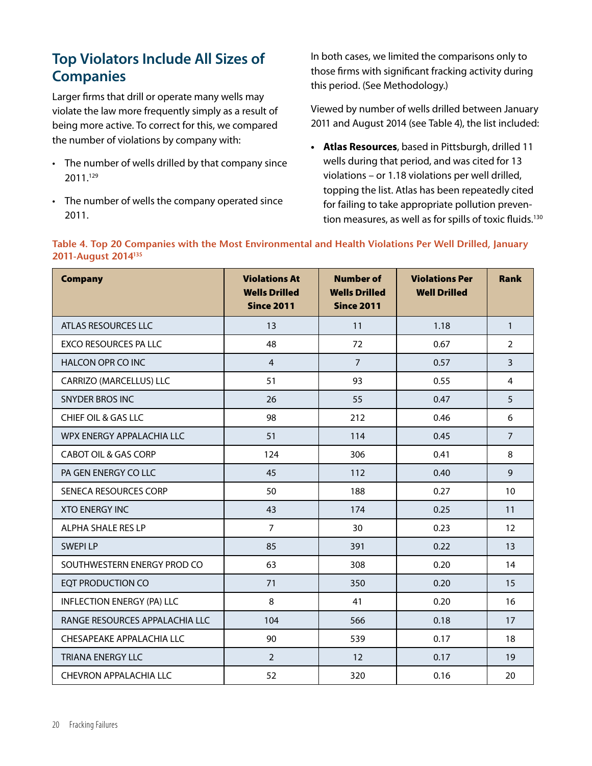## Top Violators Include All Sizes of Companies

Larger firms that drill or operate many wells may violate the law more frequently simply as a result of being more active. To correct for this, we compared the number of violations by company with:

- The number of wells drilled by that company since 2011.[129]
- The number of wells the company operated since 2011.

In both cases, we limited the comparisons only to those firms with significant fracking activity during this period. (See Methodology.)

Viewed by number of wells drilled between January 2011 and August 2014 (see Table 4), the list included:

- **Atlas Resources**, based in Pittsburgh, drilled 11 wells during that period, and was cited for 13 violations – or 1.18 violations per well drilled, topping the list. Atlas has been repeatedly cited for failing to take appropriate pollution prevention measures, as well as for spills of toxic fluids.[130]

**Table 4. Top 20 Companies with the Most Environmental and Health Violations Per Well Drilled, January 2011-August 2014[135]**

| Company | Violations At Wells Drilled Since 2011 | Number of Wells Drilled Since 2011 | Violations Per Well Drilled | Rank |
|---|---|---|---|---|
| ATLAS RESOURCES LLC | 13 | 11 | 1.18 | 1 |
| EXCO RESOURCES PA LLC | 48 | 72 | 0.67 | 2 |
| HALCON OPR CO INC | 4 | 7 | 0.57 | 3 |
| CARRIZO (MARCELLUS) LLC | 51 | 93 | 0.55 | 4 |
| SNYDER BROS INC | 26 | 55 | 0.47 | 5 |
| CHIEF OIL & GAS LLC | 98 | 212 | 0.46 | 6 |
| WPX ENERGY APPALACHIA LLC | 51 | 114 | 0.45 | 7 |
| CABOT OIL & GAS CORP | 124 | 306 | 0.41 | 8 |
| PA GEN ENERGY CO LLC | 45 | 112 | 0.40 | 9 |
| SENECA RESOURCES CORP | 50 | 188 | 0.27 | 10 |
| XTO ENERGY INC | 43 | 174 | 0.25 | 11 |
| ALPHA SHALE RES LP | 7 | 30 | 0.23 | 12 |
| SWEPI LP | 85 | 391 | 0.22 | 13 |
| SOUTHWESTERN ENERGY PROD CO | 63 | 308 | 0.20 | 14 |
| EQT PRODUCTION CO | 71 | 350 | 0.20 | 15 |
| INFLECTION ENERGY (PA) LLC | 8 | 41 | 0.20 | 16 |
| RANGE RESOURCES APPALACHIA LLC | 104 | 566 | 0.18 | 17 |
| CHESAPEAKE APPALACHIA LLC | 90 | 539 | 0.17 | 18 |
| TRIANA ENERGY LLC | 2 | 12 | 0.17 | 19 |
| CHEVRON APPALACHIA LLC | 52 | 320 | 0.16 | 20 |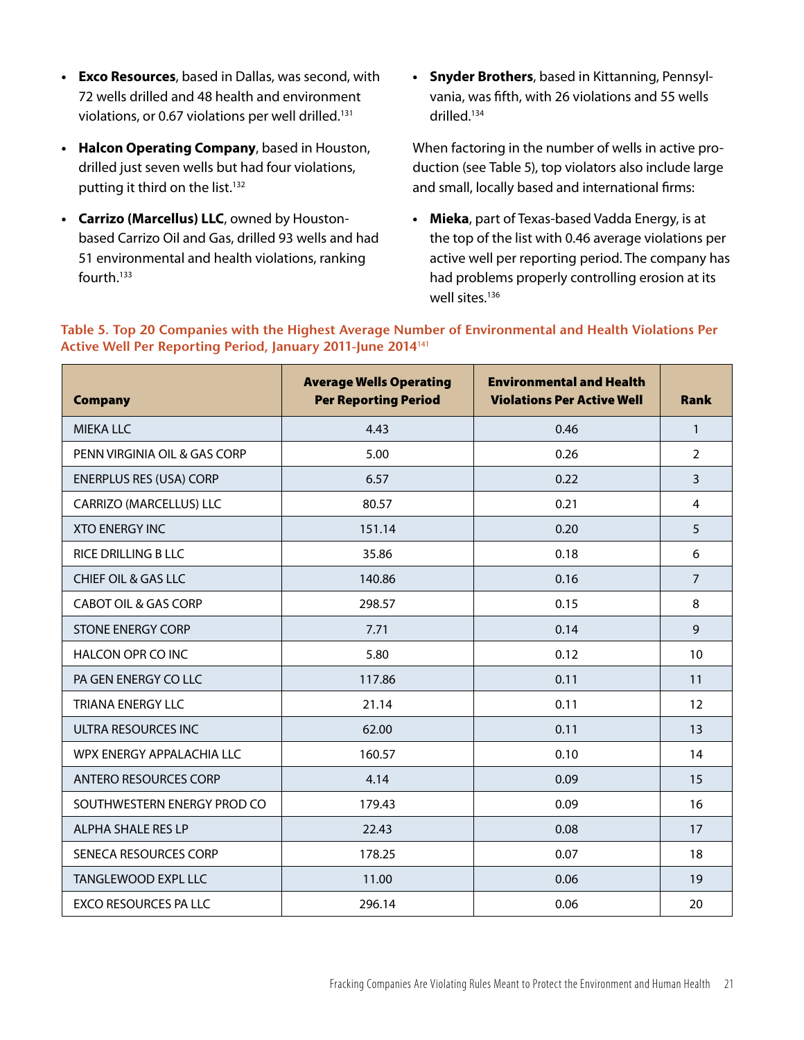- **Exco Resources**, based in Dallas, was second, with 72 wells drilled and 48 health and environment violations, or 0.67 violations per well drilled.[131]
- **Halcon Operating Company**, based in Houston, drilled just seven wells but had four violations, putting it third on the list.[132]
- **Carrizo (Marcellus) LLC**, owned by Houston-based Carrizo Oil and Gas, drilled 93 wells and had 51 environmental and health violations, ranking fourth.[133]
- **Snyder Brothers**, based in Kittanning, Pennsylvania, was fifth, with 26 violations and 55 wells drilled.[134]

When factoring in the number of wells in active production (see Table 5), top violators also include large and small, locally based and international firms:

- **Mieka**, part of Texas-based Vadda Energy, is at the top of the list with 0.46 average violations per active well per reporting period. The company has had problems properly controlling erosion at its well sites.[136]

**Table 5. Top 20 Companies with the Highest Average Number of Environmental and Health Violations Per Active Well Per Reporting Period, January 2011-June 2014**[141]

| Company | Average Wells Operating Per Reporting Period | Environmental and Health Violations Per Active Well | Rank |
|---|---|---|---|
| MIEKA LLC | 4.43 | 0.46 | 1 |
| PENN VIRGINIA OIL & GAS CORP | 5.00 | 0.26 | 2 |
| ENERPLUS RES (USA) CORP | 6.57 | 0.22 | 3 |
| CARRIZO (MARCELLUS) LLC | 80.57 | 0.21 | 4 |
| XTO ENERGY INC | 151.14 | 0.20 | 5 |
| RICE DRILLING B LLC | 35.86 | 0.18 | 6 |
| CHIEF OIL & GAS LLC | 140.86 | 0.16 | 7 |
| CABOT OIL & GAS CORP | 298.57 | 0.15 | 8 |
| STONE ENERGY CORP | 7.71 | 0.14 | 9 |
| HALCON OPR CO INC | 5.80 | 0.12 | 10 |
| PA GEN ENERGY CO LLC | 117.86 | 0.11 | 11 |
| TRIANA ENERGY LLC | 21.14 | 0.11 | 12 |
| ULTRA RESOURCES INC | 62.00 | 0.11 | 13 |
| WPX ENERGY APPALACHIA LLC | 160.57 | 0.10 | 14 |
| ANTERO RESOURCES CORP | 4.14 | 0.09 | 15 |
| SOUTHWESTERN ENERGY PROD CO | 179.43 | 0.09 | 16 |
| ALPHA SHALE RES LP | 22.43 | 0.08 | 17 |
| SENECA RESOURCES CORP | 178.25 | 0.07 | 18 |
| TANGLEWOOD EXPL LLC | 11.00 | 0.06 | 19 |
| EXCO RESOURCES PA LLC | 296.14 | 0.06 | 20 |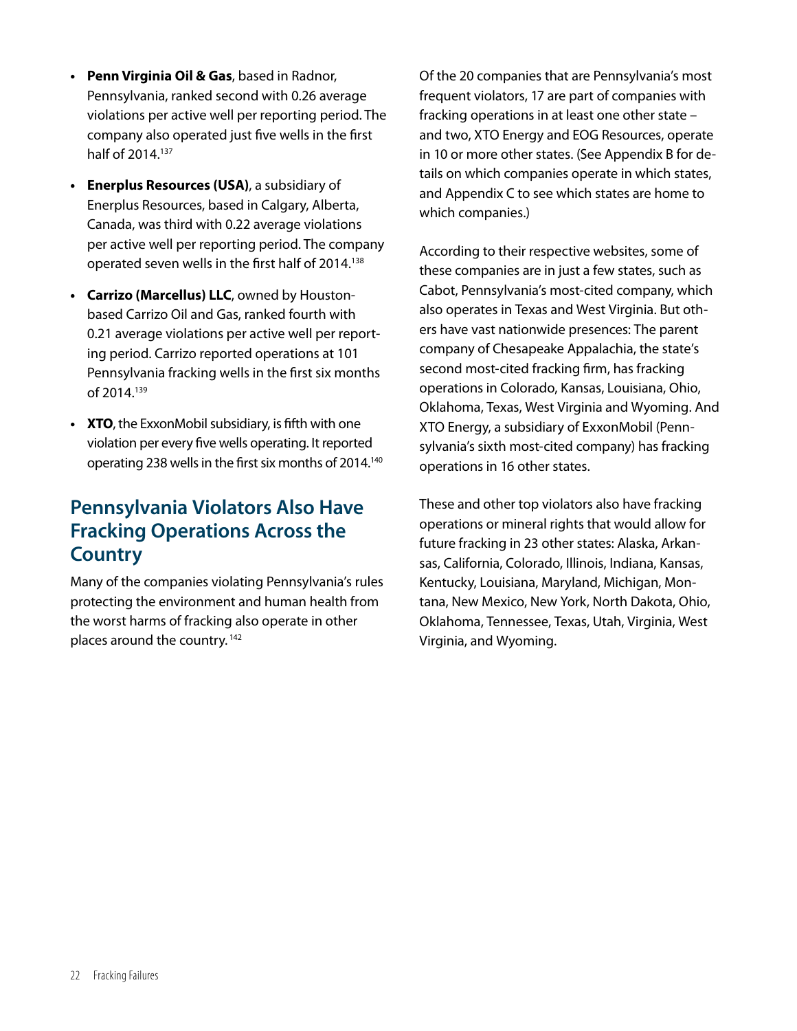- **Penn Virginia Oil & Gas**, based in Radnor, Pennsylvania, ranked second with 0.26 average violations per active well per reporting period. The company also operated just five wells in the first half of 2014.[137]
- **Enerplus Resources (USA)**, a subsidiary of Enerplus Resources, based in Calgary, Alberta, Canada, was third with 0.22 average violations per active well per reporting period. The company operated seven wells in the first half of 2014.[138]
- **Carrizo (Marcellus) LLC**, owned by Houston-based Carrizo Oil and Gas, ranked fourth with 0.21 average violations per active well per reporting period. Carrizo reported operations at 101 Pennsylvania fracking wells in the first six months of 2014.[139]
- **XTO**, the ExxonMobil subsidiary, is fifth with one violation per every five wells operating. It reported operating 238 wells in the first six months of 2014.[140]

## Pennsylvania Violators Also Have Fracking Operations Across the Country

Many of the companies violating Pennsylvania's rules protecting the environment and human health from the worst harms of fracking also operate in other places around the country.[142]

Of the 20 companies that are Pennsylvania's most frequent violators, 17 are part of companies with fracking operations in at least one other state – and two, XTO Energy and EOG Resources, operate in 10 or more other states. (See Appendix B for details on which companies operate in which states, and Appendix C to see which states are home to which companies.)

According to their respective websites, some of these companies are in just a few states, such as Cabot, Pennsylvania's most-cited company, which also operates in Texas and West Virginia. But others have vast nationwide presences: The parent company of Chesapeake Appalachia, the state's second most-cited fracking firm, has fracking operations in Colorado, Kansas, Louisiana, Ohio, Oklahoma, Texas, West Virginia and Wyoming. And XTO Energy, a subsidiary of ExxonMobil (Pennsylvania's sixth most-cited company) has fracking operations in 16 other states.

These and other top violators also have fracking operations or mineral rights that would allow for future fracking in 23 other states: Alaska, Arkansas, California, Colorado, Illinois, Indiana, Kansas, Kentucky, Louisiana, Maryland, Michigan, Montana, New Mexico, New York, North Dakota, Ohio, Oklahoma, Tennessee, Texas, Utah, Virginia, West Virginia, and Wyoming.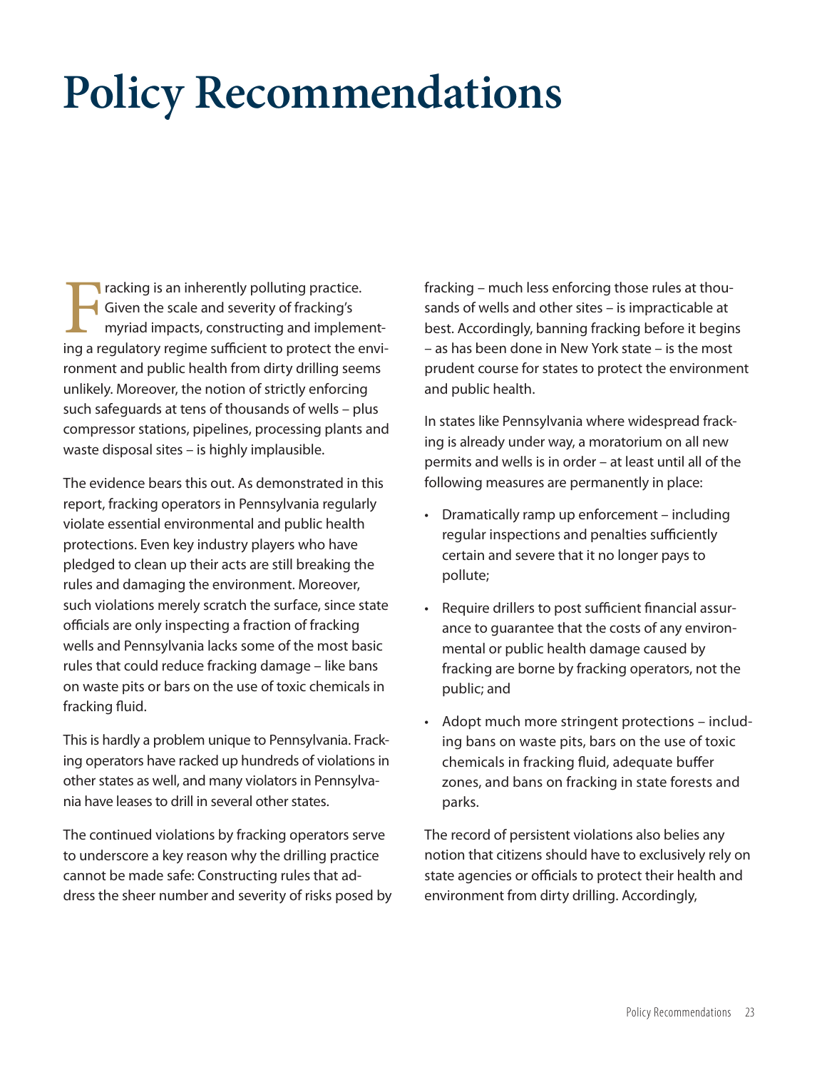# Policy Recommendations

Fracking is an inherently polluting practice. Given the scale and severity of fracking's myriad impacts, constructing and implementing a regulatory regime sufficient to protect the environment and public health from dirty drilling seems unlikely. Moreover, the notion of strictly enforcing such safeguards at tens of thousands of wells – plus compressor stations, pipelines, processing plants and waste disposal sites – is highly implausible.

The evidence bears this out. As demonstrated in this report, fracking operators in Pennsylvania regularly violate essential environmental and public health protections. Even key industry players who have pledged to clean up their acts are still breaking the rules and damaging the environment. Moreover, such violations merely scratch the surface, since state officials are only inspecting a fraction of fracking wells and Pennsylvania lacks some of the most basic rules that could reduce fracking damage – like bans on waste pits or bars on the use of toxic chemicals in fracking fluid.

This is hardly a problem unique to Pennsylvania. Fracking operators have racked up hundreds of violations in other states as well, and many violators in Pennsylvania have leases to drill in several other states.

The continued violations by fracking operators serve to underscore a key reason why the drilling practice cannot be made safe: Constructing rules that address the sheer number and severity of risks posed by fracking – much less enforcing those rules at thousands of wells and other sites – is impracticable at best. Accordingly, banning fracking before it begins – as has been done in New York state – is the most prudent course for states to protect the environment and public health.

In states like Pennsylvania where widespread fracking is already under way, a moratorium on all new permits and wells is in order – at least until all of the following measures are permanently in place:

- Dramatically ramp up enforcement – including regular inspections and penalties sufficiently certain and severe that it no longer pays to pollute;
- Require drillers to post sufficient financial assurance to guarantee that the costs of any environmental or public health damage caused by fracking are borne by fracking operators, not the public; and
- Adopt much more stringent protections – including bans on waste pits, bars on the use of toxic chemicals in fracking fluid, adequate buffer zones, and bans on fracking in state forests and parks.

The record of persistent violations also belies any notion that citizens should have to exclusively rely on state agencies or officials to protect their health and environment from dirty drilling. Accordingly,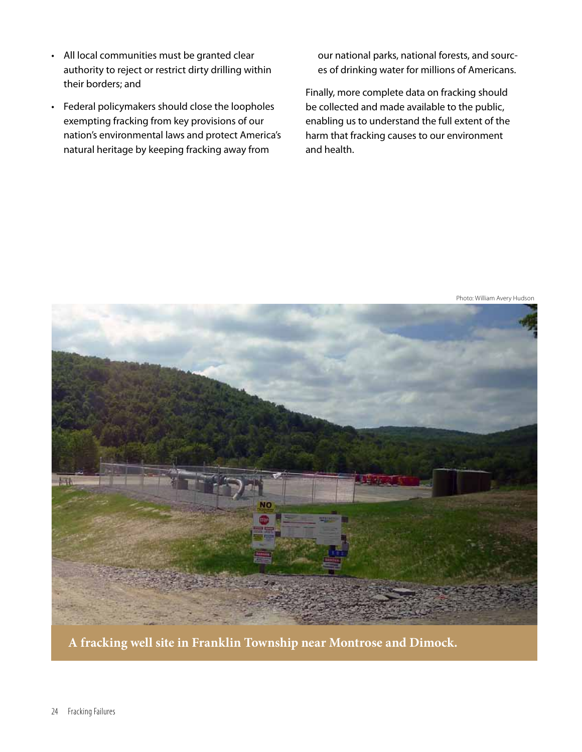- All local communities must be granted clear authority to reject or restrict dirty drilling within their borders; and
- Federal policymakers should close the loopholes exempting fracking from key provisions of our nation's environmental laws and protect America's natural heritage by keeping fracking away from our national parks, national forests, and sources of drinking water for millions of Americans.

Finally, more complete data on fracking should be collected and made available to the public, enabling us to understand the full extent of the harm that fracking causes to our environment and health.

Photo: William Avery Hudson

**A fracking well site in Franklin Township near Montrose and Dimock.**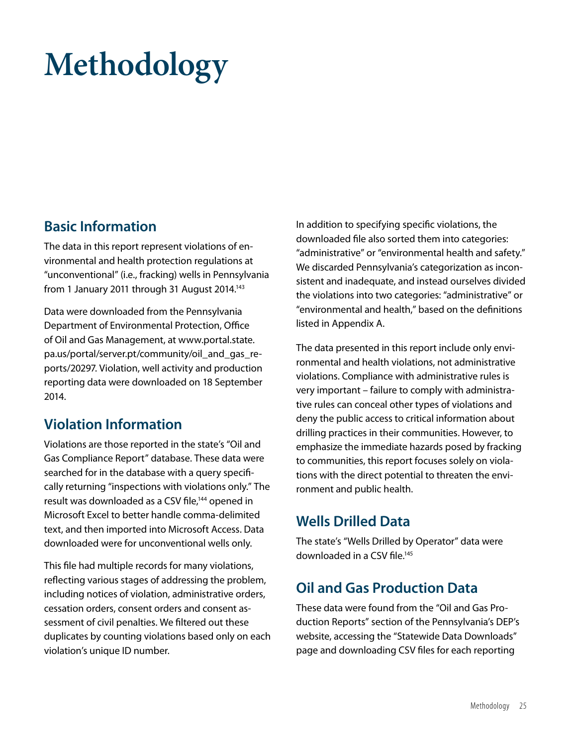# Methodology

## Basic Information

The data in this report represent violations of environmental and health protection regulations at "unconventional" (i.e., fracking) wells in Pennsylvania from 1 January 2011 through 31 August 2014.[143]

Data were downloaded from the Pennsylvania Department of Environmental Protection, Office of Oil and Gas Management, at www.portal.state.pa.us/portal/server.pt/community/oil_and_gas_reports/20297. Violation, well activity and production reporting data were downloaded on 18 September 2014.

## Violation Information

Violations are those reported in the state's "Oil and Gas Compliance Report" database. These data were searched for in the database with a query specifically returning "inspections with violations only." The result was downloaded as a CSV file,[144] opened in Microsoft Excel to better handle comma-delimited text, and then imported into Microsoft Access. Data downloaded were for unconventional wells only.

This file had multiple records for many violations, reflecting various stages of addressing the problem, including notices of violation, administrative orders, cessation orders, consent orders and consent assessment of civil penalties. We filtered out these duplicates by counting violations based only on each violation's unique ID number.

In addition to specifying specific violations, the downloaded file also sorted them into categories: "administrative" or "environmental health and safety." We discarded Pennsylvania's categorization as inconsistent and inadequate, and instead ourselves divided the violations into two categories: "administrative" or "environmental and health," based on the definitions listed in Appendix A.

The data presented in this report include only environmental and health violations, not administrative violations. Compliance with administrative rules is very important – failure to comply with administrative rules can conceal other types of violations and deny the public access to critical information about drilling practices in their communities. However, to emphasize the immediate hazards posed by fracking to communities, this report focuses solely on violations with the direct potential to threaten the environment and public health.

## Wells Drilled Data

The state's "Wells Drilled by Operator" data were downloaded in a CSV file.[145]

## Oil and Gas Production Data

These data were found from the "Oil and Gas Production Reports" section of the Pennsylvania's DEP's website, accessing the "Statewide Data Downloads" page and downloading CSV files for each reporting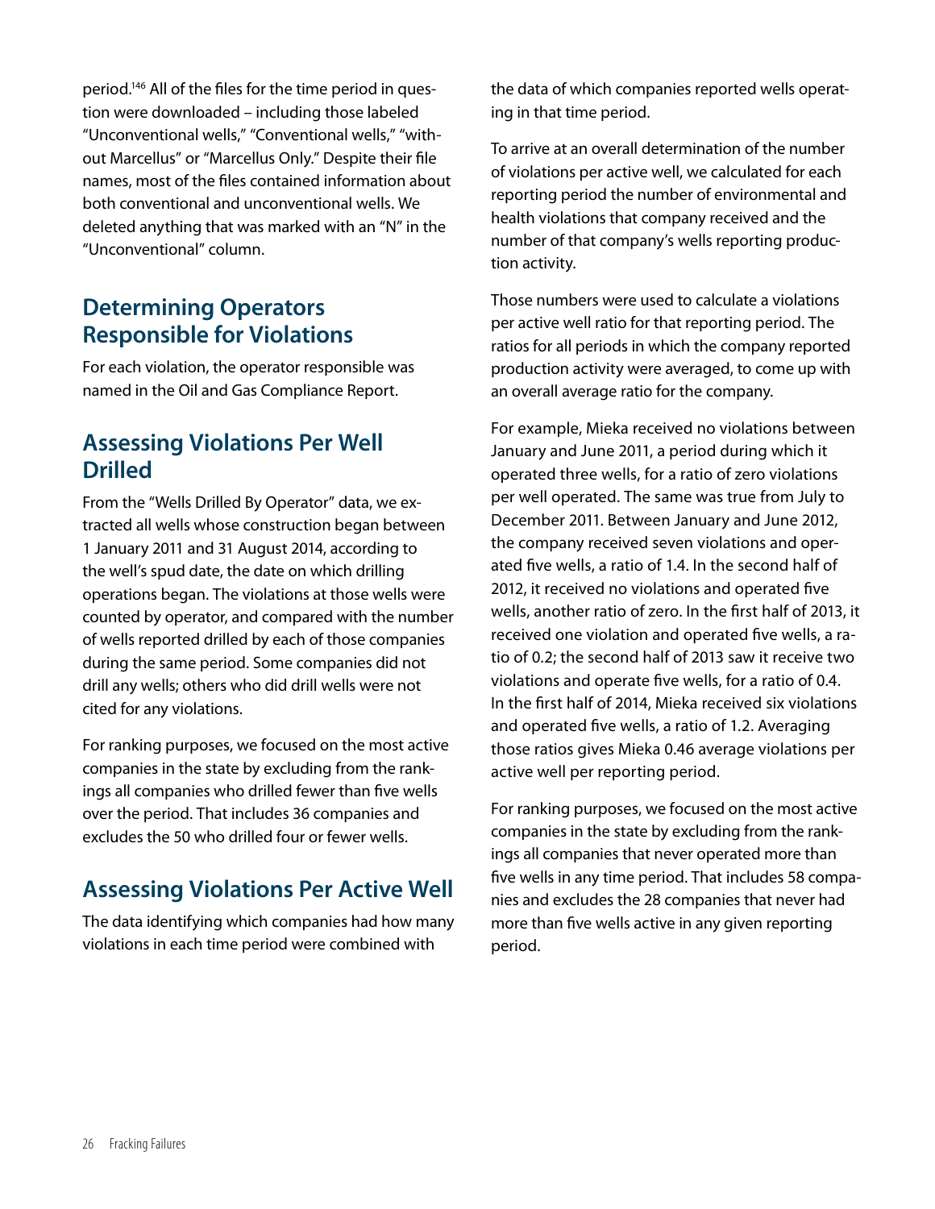period.[146] All of the files for the time period in question were downloaded – including those labeled "Unconventional wells," "Conventional wells," "without Marcellus" or "Marcellus Only." Despite their file names, most of the files contained information about both conventional and unconventional wells. We deleted anything that was marked with an "N" in the "Unconventional" column.

## Determining Operators Responsible for Violations

For each violation, the operator responsible was named in the Oil and Gas Compliance Report.

## Assessing Violations Per Well Drilled

From the "Wells Drilled By Operator" data, we extracted all wells whose construction began between 1 January 2011 and 31 August 2014, according to the well's spud date, the date on which drilling operations began. The violations at those wells were counted by operator, and compared with the number of wells reported drilled by each of those companies during the same period. Some companies did not drill any wells; others who did drill wells were not cited for any violations.

For ranking purposes, we focused on the most active companies in the state by excluding from the rankings all companies who drilled fewer than five wells over the period. That includes 36 companies and excludes the 50 who drilled four or fewer wells.

## Assessing Violations Per Active Well

The data identifying which companies had how many violations in each time period were combined with the data of which companies reported wells operating in that time period.

To arrive at an overall determination of the number of violations per active well, we calculated for each reporting period the number of environmental and health violations that company received and the number of that company's wells reporting production activity.

Those numbers were used to calculate a violations per active well ratio for that reporting period. The ratios for all periods in which the company reported production activity were averaged, to come up with an overall average ratio for the company.

For example, Mieka received no violations between January and June 2011, a period during which it operated three wells, for a ratio of zero violations per well operated. The same was true from July to December 2011. Between January and June 2012, the company received seven violations and operated five wells, a ratio of 1.4. In the second half of 2012, it received no violations and operated five wells, another ratio of zero. In the first half of 2013, it received one violation and operated five wells, a ratio of 0.2; the second half of 2013 saw it receive two violations and operate five wells, for a ratio of 0.4. In the first half of 2014, Mieka received six violations and operated five wells, a ratio of 1.2. Averaging those ratios gives Mieka 0.46 average violations per active well per reporting period.

For ranking purposes, we focused on the most active companies in the state by excluding from the rankings all companies that never operated more than five wells in any time period. That includes 58 companies and excludes the 28 companies that never had more than five wells active in any given reporting period.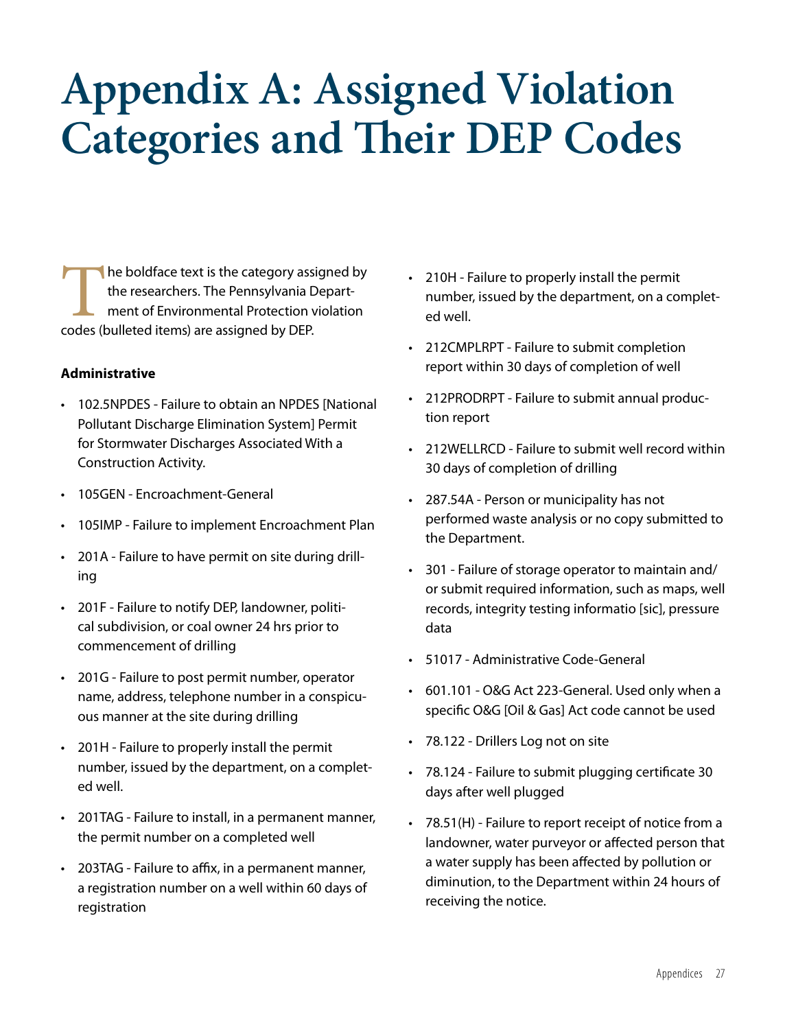# Appendix A: Assigned Violation Categories and Their DEP Codes

The boldface text is the category assigned by the researchers. The Pennsylvania Department of Environmental Protection violation codes (bulleted items) are assigned by DEP.

**Administrative**

- 102.5NPDES - Failure to obtain an NPDES [National Pollutant Discharge Elimination System] Permit for Stormwater Discharges Associated With a Construction Activity.
- 105GEN - Encroachment-General
- 105IMP - Failure to implement Encroachment Plan
- 201A - Failure to have permit on site during drilling
- 201F - Failure to notify DEP, landowner, political subdivision, or coal owner 24 hrs prior to commencement of drilling
- 201G - Failure to post permit number, operator name, address, telephone number in a conspicuous manner at the site during drilling
- 201H - Failure to properly install the permit number, issued by the department, on a completed well.
- 201TAG - Failure to install, in a permanent manner, the permit number on a completed well
- 203TAG - Failure to affix, in a permanent manner, a registration number on a well within 60 days of registration
- 210H - Failure to properly install the permit number, issued by the department, on a completed well.
- 212CMPLRPT - Failure to submit completion report within 30 days of completion of well
- 212PRODRPT - Failure to submit annual production report
- 212WELLRCD - Failure to submit well record within 30 days of completion of drilling
- 287.54A - Person or municipality has not performed waste analysis or no copy submitted to the Department.
- 301 - Failure of storage operator to maintain and/or submit required information, such as maps, well records, integrity testing informatio [sic], pressure data
- 51017 - Administrative Code-General
- 601.101 - O&G Act 223-General. Used only when a specific O&G [Oil & Gas] Act code cannot be used
- 78.122 - Drillers Log not on site
- 78.124 - Failure to submit plugging certificate 30 days after well plugged
- 78.51(H) - Failure to report receipt of notice from a landowner, water purveyor or affected person that a water supply has been affected by pollution or diminution, to the Department within 24 hours of receiving the notice.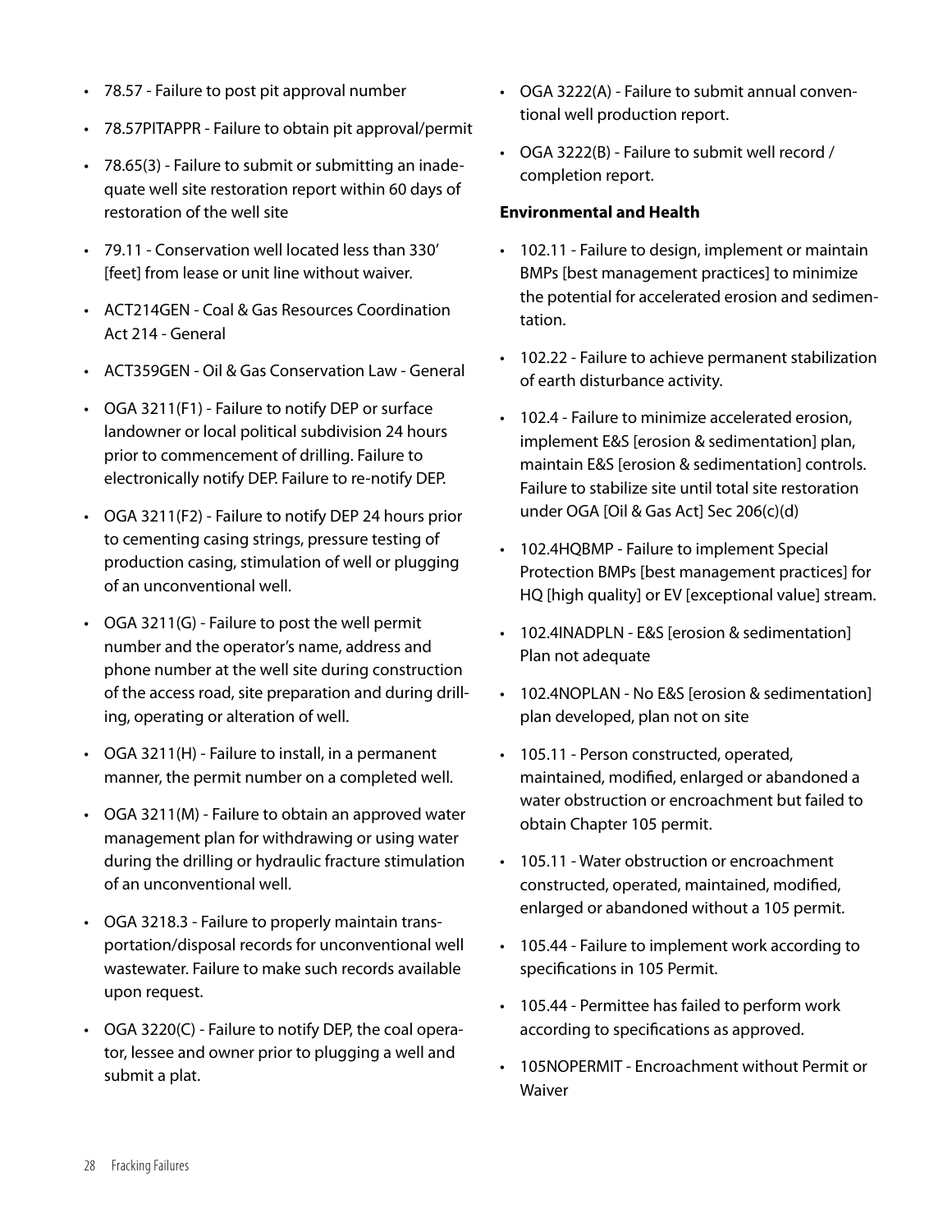- 78.57 - Failure to post pit approval number
- 78.57PITAPPR - Failure to obtain pit approval/permit
- 78.65(3) - Failure to submit or submitting an inadequate well site restoration report within 60 days of restoration of the well site
- 79.11 - Conservation well located less than 330' [feet] from lease or unit line without waiver.
- ACT214GEN - Coal & Gas Resources Coordination Act 214 - General
- ACT359GEN - Oil & Gas Conservation Law - General
- OGA 3211(F1) - Failure to notify DEP or surface landowner or local political subdivision 24 hours prior to commencement of drilling. Failure to electronically notify DEP. Failure to re-notify DEP.
- OGA 3211(F2) - Failure to notify DEP 24 hours prior to cementing casing strings, pressure testing of production casing, stimulation of well or plugging of an unconventional well.
- OGA 3211(G) - Failure to post the well permit number and the operator's name, address and phone number at the well site during construction of the access road, site preparation and during drilling, operating or alteration of well.
- OGA 3211(H) - Failure to install, in a permanent manner, the permit number on a completed well.
- OGA 3211(M) - Failure to obtain an approved water management plan for withdrawing or using water during the drilling or hydraulic fracture stimulation of an unconventional well.
- OGA 3218.3 - Failure to properly maintain transportation/disposal records for unconventional well wastewater. Failure to make such records available upon request.
- OGA 3220(C) - Failure to notify DEP, the coal operator, lessee and owner prior to plugging a well and submit a plat.
- OGA 3222(A) - Failure to submit annual conventional well production report.
- OGA 3222(B) - Failure to submit well record / completion report.

**Environmental and Health**

- 102.11 - Failure to design, implement or maintain BMPs [best management practices] to minimize the potential for accelerated erosion and sedimentation.
- 102.22 - Failure to achieve permanent stabilization of earth disturbance activity.
- 102.4 - Failure to minimize accelerated erosion, implement E&S [erosion & sedimentation] plan, maintain E&S [erosion & sedimentation] controls. Failure to stabilize site until total site restoration under OGA [Oil & Gas Act] Sec 206(c)(d)
- 102.4HQBMP - Failure to implement Special Protection BMPs [best management practices] for HQ [high quality] or EV [exceptional value] stream.
- 102.4INADPLN - E&S [erosion & sedimentation] Plan not adequate
- 102.4NOPLAN - No E&S [erosion & sedimentation] plan developed, plan not on site
- 105.11 - Person constructed, operated, maintained, modified, enlarged or abandoned a water obstruction or encroachment but failed to obtain Chapter 105 permit.
- 105.11 - Water obstruction or encroachment constructed, operated, maintained, modified, enlarged or abandoned without a 105 permit.
- 105.44 - Failure to implement work according to specifications in 105 Permit.
- 105.44 - Permittee has failed to perform work according to specifications as approved.
- 105NOPERMIT - Encroachment without Permit or Waiver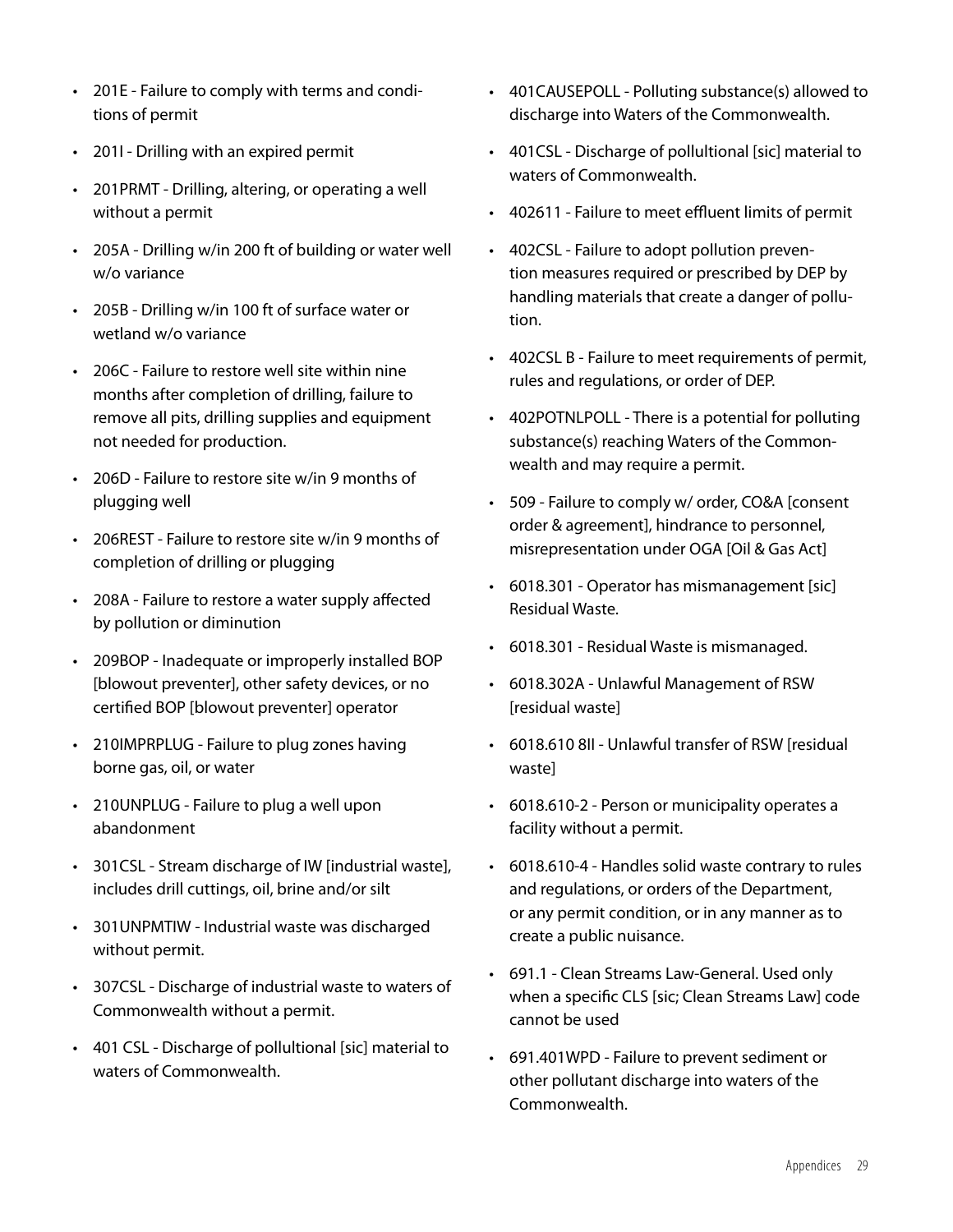- 201E - Failure to comply with terms and conditions of permit
- 201I - Drilling with an expired permit
- 201PRMT - Drilling, altering, or operating a well without a permit
- 205A - Drilling w/in 200 ft of building or water well w/o variance
- 205B - Drilling w/in 100 ft of surface water or wetland w/o variance
- 206C - Failure to restore well site within nine months after completion of drilling, failure to remove all pits, drilling supplies and equipment not needed for production.
- 206D - Failure to restore site w/in 9 months of plugging well
- 206REST - Failure to restore site w/in 9 months of completion of drilling or plugging
- 208A - Failure to restore a water supply affected by pollution or diminution
- 209BOP - Inadequate or improperly installed BOP [blowout preventer], other safety devices, or no certified BOP [blowout preventer] operator
- 210IMPRPLUG - Failure to plug zones having borne gas, oil, or water
- 210UNPLUG - Failure to plug a well upon abandonment
- 301CSL - Stream discharge of IW [industrial waste], includes drill cuttings, oil, brine and/or silt
- 301UNPMTIW - Industrial waste was discharged without permit.
- 307CSL - Discharge of industrial waste to waters of Commonwealth without a permit.
- 401 CSL - Discharge of pollutional [sic] material to waters of Commonwealth.
- 401CAUSEPOLL - Polluting substance(s) allowed to discharge into Waters of the Commonwealth.
- 401CSL - Discharge of pollutional [sic] material to waters of Commonwealth.
- 402611 - Failure to meet effluent limits of permit
- 402CSL - Failure to adopt pollution prevention measures required or prescribed by DEP by handling materials that create a danger of pollution.
- 402CSL B - Failure to meet requirements of permit, rules and regulations, or order of DEP.
- 402POTNLPOLL - There is a potential for polluting substance(s) reaching Waters of the Commonwealth and may require a permit.
- 509 - Failure to comply w/ order, CO&A [consent order & agreement], hindrance to personnel, misrepresentation under OGA [Oil & Gas Act]
- 6018.301 - Operator has mismanagement [sic] Residual Waste.
- 6018.301 - Residual Waste is mismanaged.
- 6018.302A - Unlawful Management of RSW [residual waste]
- 6018.610 8II - Unlawful transfer of RSW [residual waste]
- 6018.610-2 - Person or municipality operates a facility without a permit.
- 6018.610-4 - Handles solid waste contrary to rules and regulations, or orders of the Department, or any permit condition, or in any manner as to create a public nuisance.
- 691.1 - Clean Streams Law-General. Used only when a specific CLS [sic; Clean Streams Law] code cannot be used
- 691.401WPD - Failure to prevent sediment or other pollutant discharge into waters of the Commonwealth.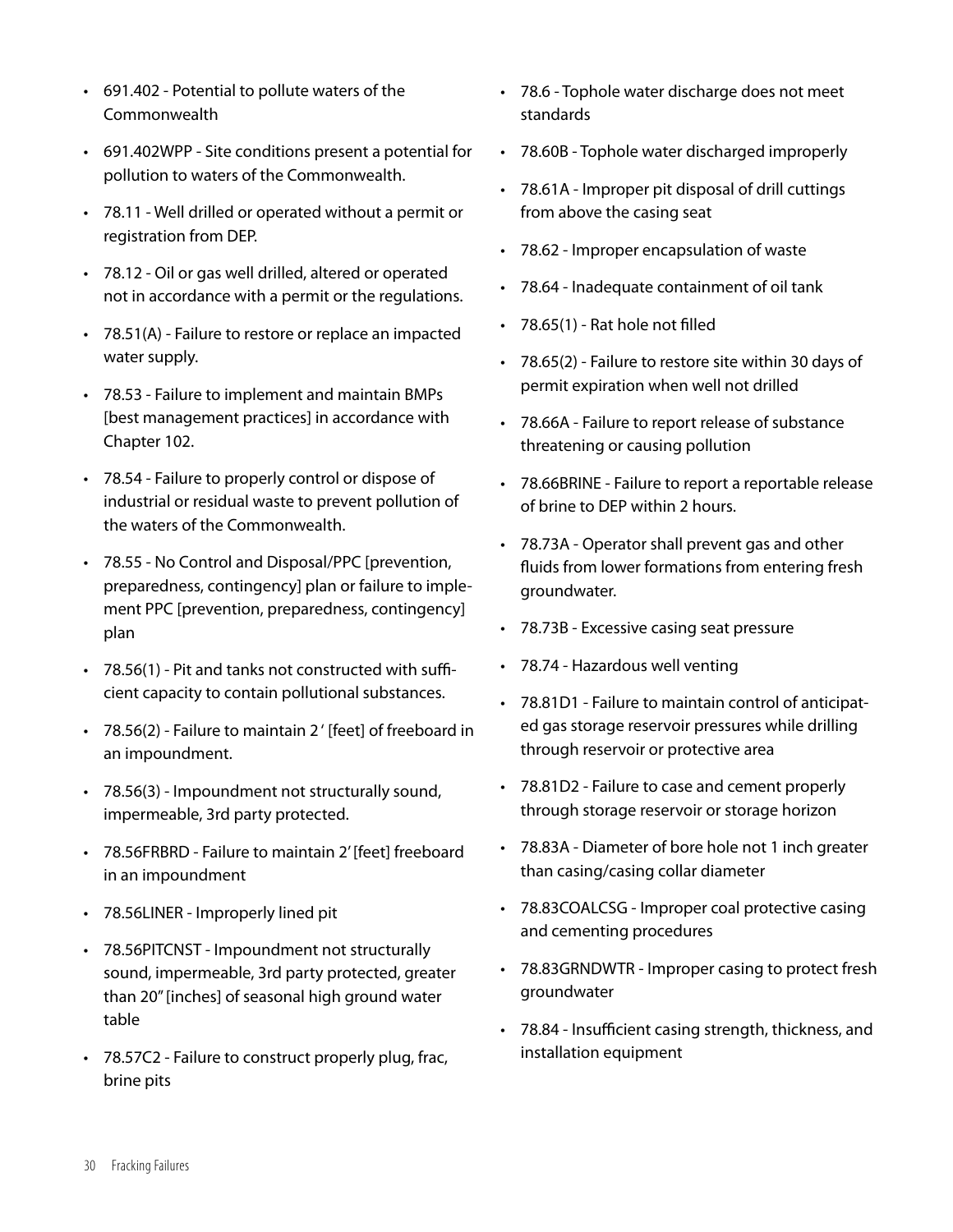- 691.402 - Potential to pollute waters of the Commonwealth
- 691.402WPP - Site conditions present a potential for pollution to waters of the Commonwealth.
- 78.11 - Well drilled or operated without a permit or registration from DEP.
- 78.12 - Oil or gas well drilled, altered or operated not in accordance with a permit or the regulations.
- 78.51(A) - Failure to restore or replace an impacted water supply.
- 78.53 - Failure to implement and maintain BMPs [best management practices] in accordance with Chapter 102.
- 78.54 - Failure to properly control or dispose of industrial or residual waste to prevent pollution of the waters of the Commonwealth.
- 78.55 - No Control and Disposal/PPC [prevention, preparedness, contingency] plan or failure to implement PPC [prevention, preparedness, contingency] plan
- 78.56(1) - Pit and tanks not constructed with sufficient capacity to contain pollutional substances.
- 78.56(2) - Failure to maintain 2 ' [feet] of freeboard in an impoundment.
- 78.56(3) - Impoundment not structurally sound, impermeable, 3rd party protected.
- 78.56FRBRD - Failure to maintain 2' [feet] freeboard in an impoundment
- 78.56LINER - Improperly lined pit
- 78.56PITCNST - Impoundment not structurally sound, impermeable, 3rd party protected, greater than 20" [inches] of seasonal high ground water table
- 78.57C2 - Failure to construct properly plug, frac, brine pits
- 78.6 - Tophole water discharge does not meet standards
- 78.60B - Tophole water discharged improperly
- 78.61A - Improper pit disposal of drill cuttings from above the casing seat
- 78.62 - Improper encapsulation of waste
- 78.64 - Inadequate containment of oil tank
- 78.65(1) - Rat hole not filled
- 78.65(2) - Failure to restore site within 30 days of permit expiration when well not drilled
- 78.66A - Failure to report release of substance threatening or causing pollution
- 78.66BRINE - Failure to report a reportable release of brine to DEP within 2 hours.
- 78.73A - Operator shall prevent gas and other fluids from lower formations from entering fresh groundwater.
- 78.73B - Excessive casing seat pressure
- 78.74 - Hazardous well venting
- 78.81D1 - Failure to maintain control of anticipated gas storage reservoir pressures while drilling through reservoir or protective area
- 78.81D2 - Failure to case and cement properly through storage reservoir or storage horizon
- 78.83A - Diameter of bore hole not 1 inch greater than casing/casing collar diameter
- 78.83COALCSG - Improper coal protective casing and cementing procedures
- 78.83GRNDWTR - Improper casing to protect fresh groundwater
- 78.84 - Insufficient casing strength, thickness, and installation equipment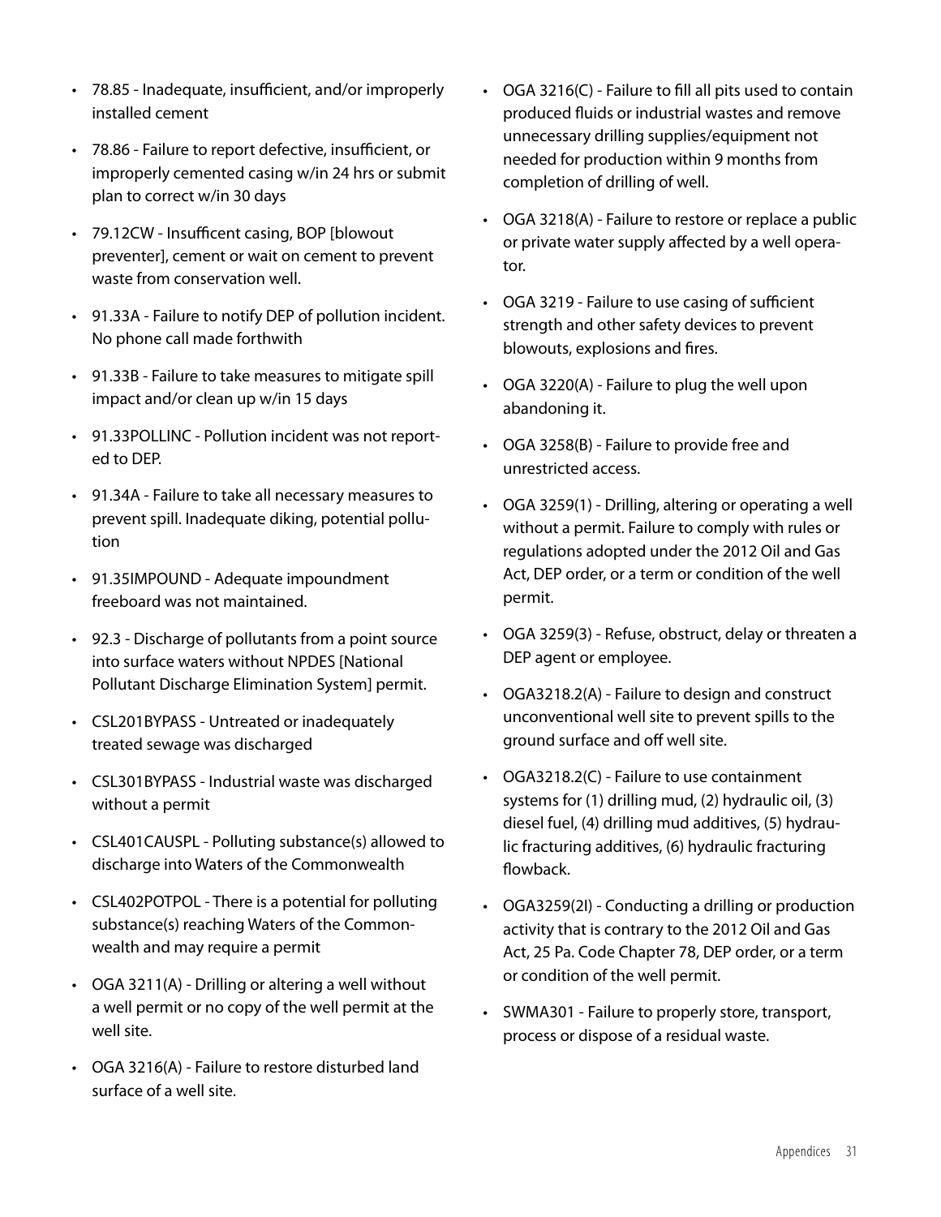- 78.85 - Inadequate, insufficient, and/or improperly installed cement
- 78.86 - Failure to report defective, insufficient, or improperly cemented casing w/in 24 hrs or submit plan to correct w/in 30 days
- 79.12CW - Insufficent casing, BOP [blowout preventer], cement or wait on cement to prevent waste from conservation well.
- 91.33A - Failure to notify DEP of pollution incident. No phone call made forthwith
- 91.33B - Failure to take measures to mitigate spill impact and/or clean up w/in 15 days
- 91.33POLLINC - Pollution incident was not reported to DEP.
- 91.34A - Failure to take all necessary measures to prevent spill. Inadequate diking, potential pollution
- 91.35IMPOUND - Adequate impoundment freeboard was not maintained.
- 92.3 - Discharge of pollutants from a point source into surface waters without NPDES [National Pollutant Discharge Elimination System] permit.
- CSL201BYPASS - Untreated or inadequately treated sewage was discharged
- CSL301BYPASS - Industrial waste was discharged without a permit
- CSL401CAUSPL - Polluting substance(s) allowed to discharge into Waters of the Commonwealth
- CSL402POTPOL - There is a potential for polluting substance(s) reaching Waters of the Commonwealth and may require a permit
- OGA 3211(A) - Drilling or altering a well without a well permit or no copy of the well permit at the well site.
- OGA 3216(A) - Failure to restore disturbed land surface of a well site.
- OGA 3216(C) - Failure to fill all pits used to contain produced fluids or industrial wastes and remove unnecessary drilling supplies/equipment not needed for production within 9 months from completion of drilling of well.
- OGA 3218(A) - Failure to restore or replace a public or private water supply affected by a well operator.
- OGA 3219 - Failure to use casing of sufficient strength and other safety devices to prevent blowouts, explosions and fires.
- OGA 3220(A) - Failure to plug the well upon abandoning it.
- OGA 3258(B) - Failure to provide free and unrestricted access.
- OGA 3259(1) - Drilling, altering or operating a well without a permit. Failure to comply with rules or regulations adopted under the 2012 Oil and Gas Act, DEP order, or a term or condition of the well permit.
- OGA 3259(3) - Refuse, obstruct, delay or threaten a DEP agent or employee.
- OGA3218.2(A) - Failure to design and construct unconventional well site to prevent spills to the ground surface and off well site.
- OGA3218.2(C) - Failure to use containment systems for (1) drilling mud, (2) hydraulic oil, (3) diesel fuel, (4) drilling mud additives, (5) hydraulic fracturing additives, (6) hydraulic fracturing flowback.
- OGA3259(2I) - Conducting a drilling or production activity that is contrary to the 2012 Oil and Gas Act, 25 Pa. Code Chapter 78, DEP order, or a term or condition of the well permit.
- SWMA301 - Failure to properly store, transport, process or dispose of a residual waste.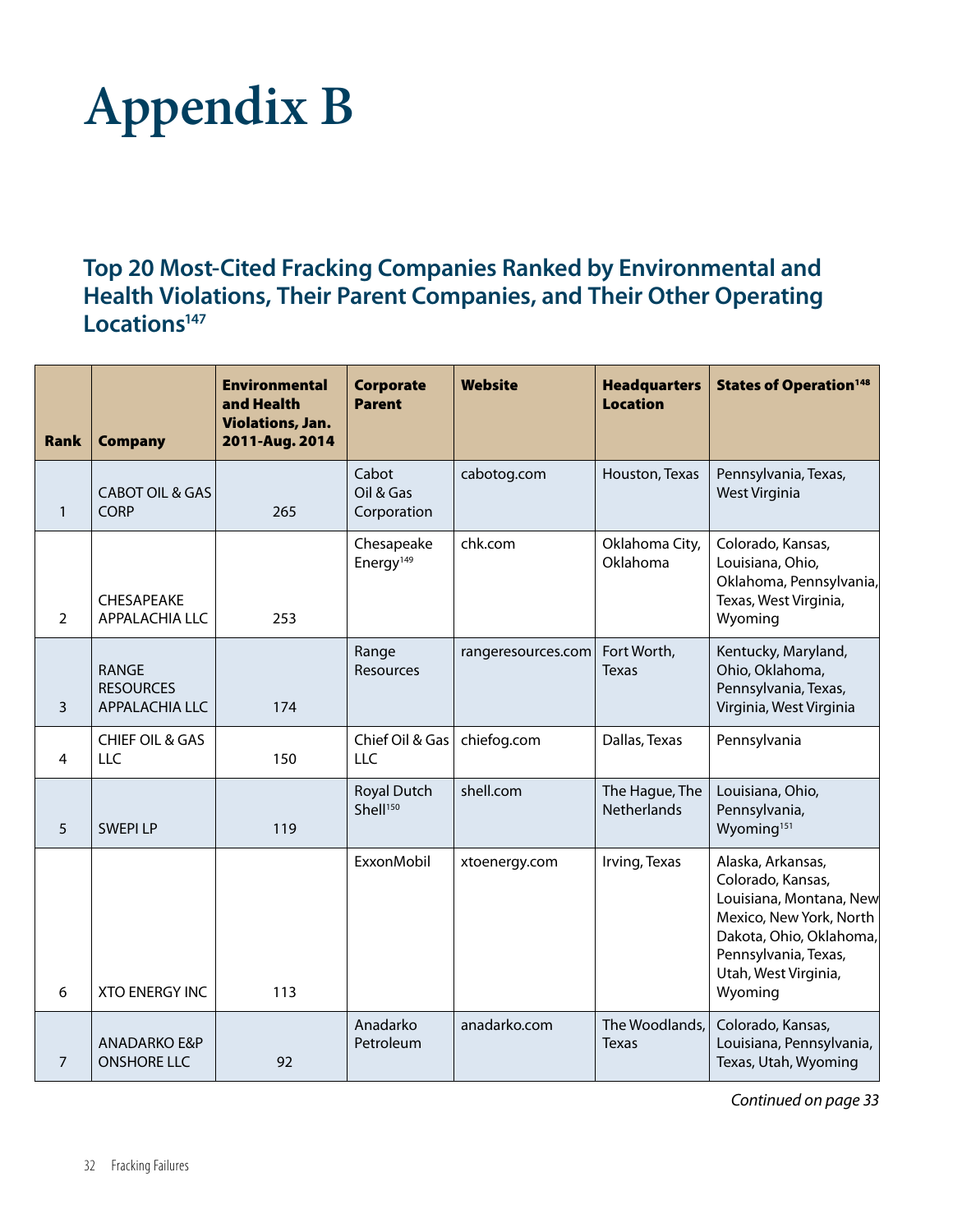# Appendix B

## Top 20 Most-Cited Fracking Companies Ranked by Environmental and Health Violations, Their Parent Companies, and Their Other Operating Locations[147]

| Rank | Company | Environmental and Health Violations, Jan. 2011-Aug. 2014 | Corporate Parent | Website | Headquarters Location | States of Operation[148] |
|---|---|---|---|---|---|---|
| 1 | CABOT OIL & GAS CORP | 265 | Cabot Oil & Gas Corporation | cabotog.com | Houston, Texas | Pennsylvania, Texas, West Virginia |
| 2 | CHESAPEAKE APPALACHIA LLC | 253 | Chesapeake Energy[149] | chk.com | Oklahoma City, Oklahoma | Colorado, Kansas, Louisiana, Ohio, Oklahoma, Pennsylvania, Texas, West Virginia, Wyoming |
| 3 | RANGE RESOURCES APPALACHIA LLC | 174 | Range Resources | rangeresources.com | Fort Worth, Texas | Kentucky, Maryland, Ohio, Oklahoma, Pennsylvania, Texas, Virginia, West Virginia |
| 4 | CHIEF OIL & GAS LLC | 150 | Chief Oil & Gas LLC | chiefog.com | Dallas, Texas | Pennsylvania |
| 5 | SWEPI LP | 119 | Royal Dutch Shell[150] | shell.com | The Hague, The Netherlands | Louisiana, Ohio, Pennsylvania, Wyoming[151] |
| 6 | XTO ENERGY INC | 113 | ExxonMobil | xtoenergy.com | Irving, Texas | Alaska, Arkansas, Colorado, Kansas, Louisiana, Montana, New Mexico, New York, North Dakota, Ohio, Oklahoma, Pennsylvania, Texas, Utah, West Virginia, Wyoming |
| 7 | ANADARKO E&P ONSHORE LLC | 92 | Anadarko Petroleum | anadarko.com | The Woodlands, Texas | Colorado, Kansas, Louisiana, Pennsylvania, Texas, Utah, Wyoming |

*Continued on page 33*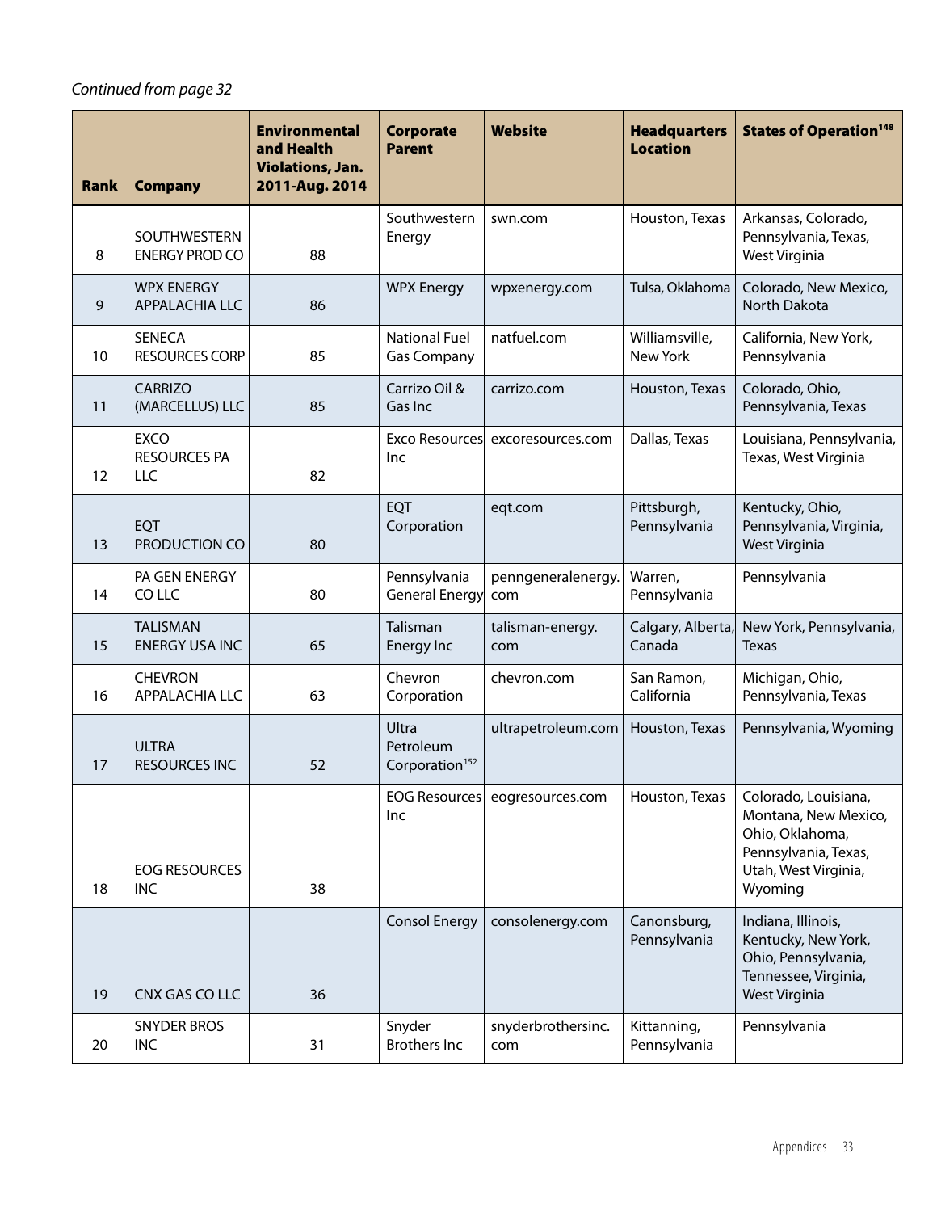*Continued from page 32*

| Rank | Company | Environmental and Health Violations, Jan. 2011-Aug. 2014 | Corporate Parent | Website | Headquarters Location | States of Operation[148] |
|---|---|---|---|---|---|---|
| 8 | SOUTHWESTERN ENERGY PROD CO | 88 | Southwestern Energy | swn.com | Houston, Texas | Arkansas, Colorado, Pennsylvania, Texas, West Virginia |
| 9 | WPX ENERGY APPALACHIA LLC | 86 | WPX Energy | wpxenergy.com | Tulsa, Oklahoma | Colorado, New Mexico, North Dakota |
| 10 | SENECA RESOURCES CORP | 85 | National Fuel Gas Company | natfuel.com | Williamsville, New York | California, New York, Pennsylvania |
| 11 | CARRIZO (MARCELLUS) LLC | 85 | Carrizo Oil & Gas Inc | carrizo.com | Houston, Texas | Colorado, Ohio, Pennsylvania, Texas |
| 12 | EXCO RESOURCES PA LLC | 82 | Exco Resources Inc | excoresources.com | Dallas, Texas | Louisiana, Pennsylvania, Texas, West Virginia |
| 13 | EQT PRODUCTION CO | 80 | EQT Corporation | eqt.com | Pittsburgh, Pennsylvania | Kentucky, Ohio, Pennsylvania, Virginia, West Virginia |
| 14 | PA GEN ENERGY CO LLC | 80 | Pennsylvania General Energy | penngeneralenergy.com | Warren, Pennsylvania | Pennsylvania |
| 15 | TALISMAN ENERGY USA INC | 65 | Talisman Energy Inc | talisman-energy.com | Calgary, Alberta, Canada | New York, Pennsylvania, Texas |
| 16 | CHEVRON APPALACHIA LLC | 63 | Chevron Corporation | chevron.com | San Ramon, California | Michigan, Ohio, Pennsylvania, Texas |
| 17 | ULTRA RESOURCES INC | 52 | Ultra Petroleum Corporation[152] | ultrapetroleum.com | Houston, Texas | Pennsylvania, Wyoming |
| 18 | EOG RESOURCES INC | 38 | EOG Resources Inc | eogresources.com | Houston, Texas | Colorado, Louisiana, Montana, New Mexico, Ohio, Oklahoma, Pennsylvania, Texas, Utah, West Virginia, Wyoming |
| 19 | CNX GAS CO LLC | 36 | Consol Energy | consolenergy.com | Canonsburg, Pennsylvania | Indiana, Illinois, Kentucky, New York, Ohio, Pennsylvania, Tennessee, Virginia, West Virginia |
| 20 | SNYDER BROS INC | 31 | Snyder Brothers Inc | snyderbrothersinc.com | Kittanning, Pennsylvania | Pennsylvania |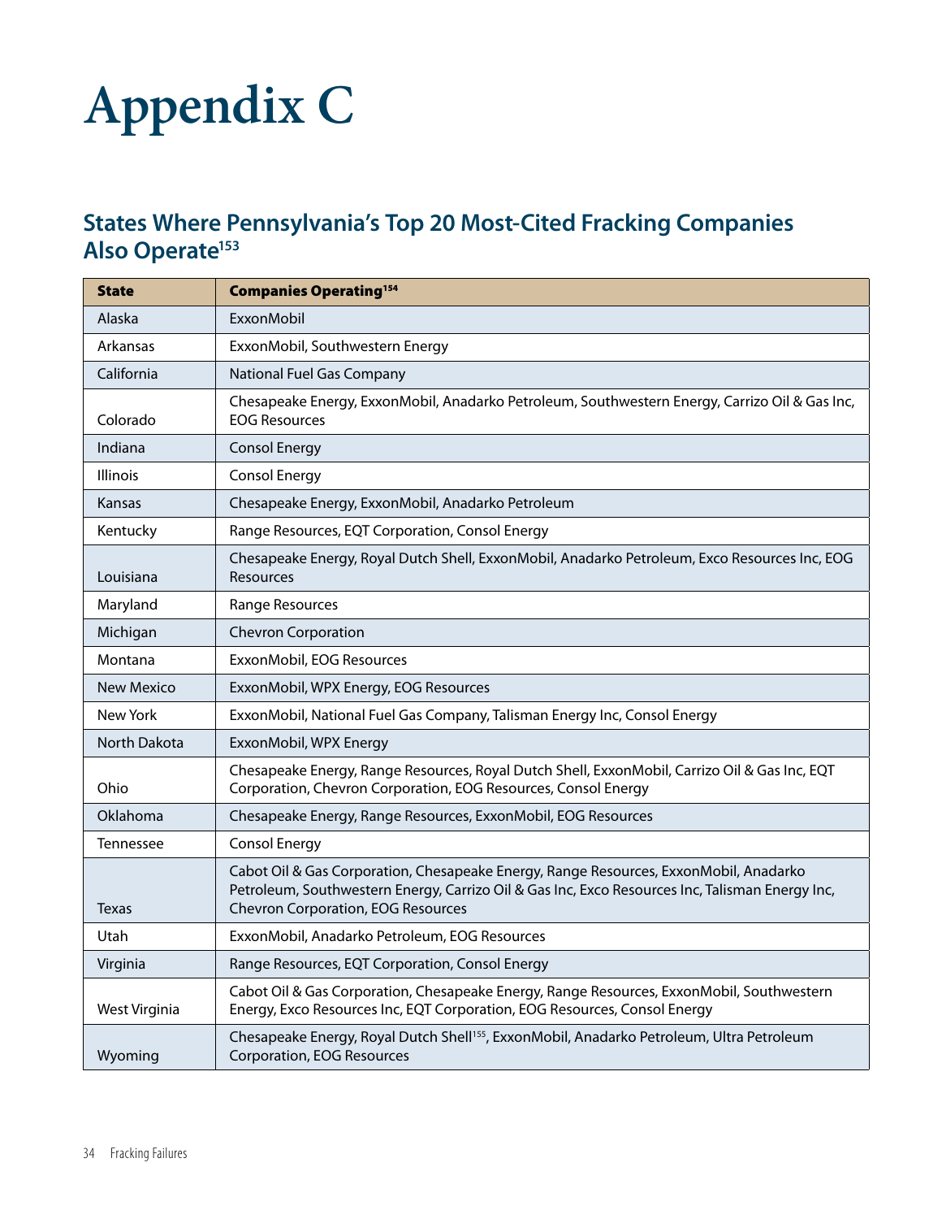# Appendix C

## States Where Pennsylvania's Top 20 Most-Cited Fracking Companies Also Operate[153]

| State | Companies Operating[154] |
|---|---|
| Alaska | ExxonMobil |
| Arkansas | ExxonMobil, Southwestern Energy |
| California | National Fuel Gas Company |
| Colorado | Chesapeake Energy, ExxonMobil, Anadarko Petroleum, Southwestern Energy, Carrizo Oil & Gas Inc, EOG Resources |
| Indiana | Consol Energy |
| Illinois | Consol Energy |
| Kansas | Chesapeake Energy, ExxonMobil, Anadarko Petroleum |
| Kentucky | Range Resources, EQT Corporation, Consol Energy |
| Louisiana | Chesapeake Energy, Royal Dutch Shell, ExxonMobil, Anadarko Petroleum, Exco Resources Inc, EOG Resources |
| Maryland | Range Resources |
| Michigan | Chevron Corporation |
| Montana | ExxonMobil, EOG Resources |
| New Mexico | ExxonMobil, WPX Energy, EOG Resources |
| New York | ExxonMobil, National Fuel Gas Company, Talisman Energy Inc, Consol Energy |
| North Dakota | ExxonMobil, WPX Energy |
| Ohio | Chesapeake Energy, Range Resources, Royal Dutch Shell, ExxonMobil, Carrizo Oil & Gas Inc, EQT Corporation, Chevron Corporation, EOG Resources, Consol Energy |
| Oklahoma | Chesapeake Energy, Range Resources, ExxonMobil, EOG Resources |
| Tennessee | Consol Energy |
| Texas | Cabot Oil & Gas Corporation, Chesapeake Energy, Range Resources, ExxonMobil, Anadarko Petroleum, Southwestern Energy, Carrizo Oil & Gas Inc, Exco Resources Inc, Talisman Energy Inc, Chevron Corporation, EOG Resources |
| Utah | ExxonMobil, Anadarko Petroleum, EOG Resources |
| Virginia | Range Resources, EQT Corporation, Consol Energy |
| West Virginia | Cabot Oil & Gas Corporation, Chesapeake Energy, Range Resources, ExxonMobil, Southwestern Energy, Exco Resources Inc, EQT Corporation, EOG Resources, Consol Energy |
| Wyoming | Chesapeake Energy, Royal Dutch Shell[155], ExxonMobil, Anadarko Petroleum, Ultra Petroleum Corporation, EOG Resources |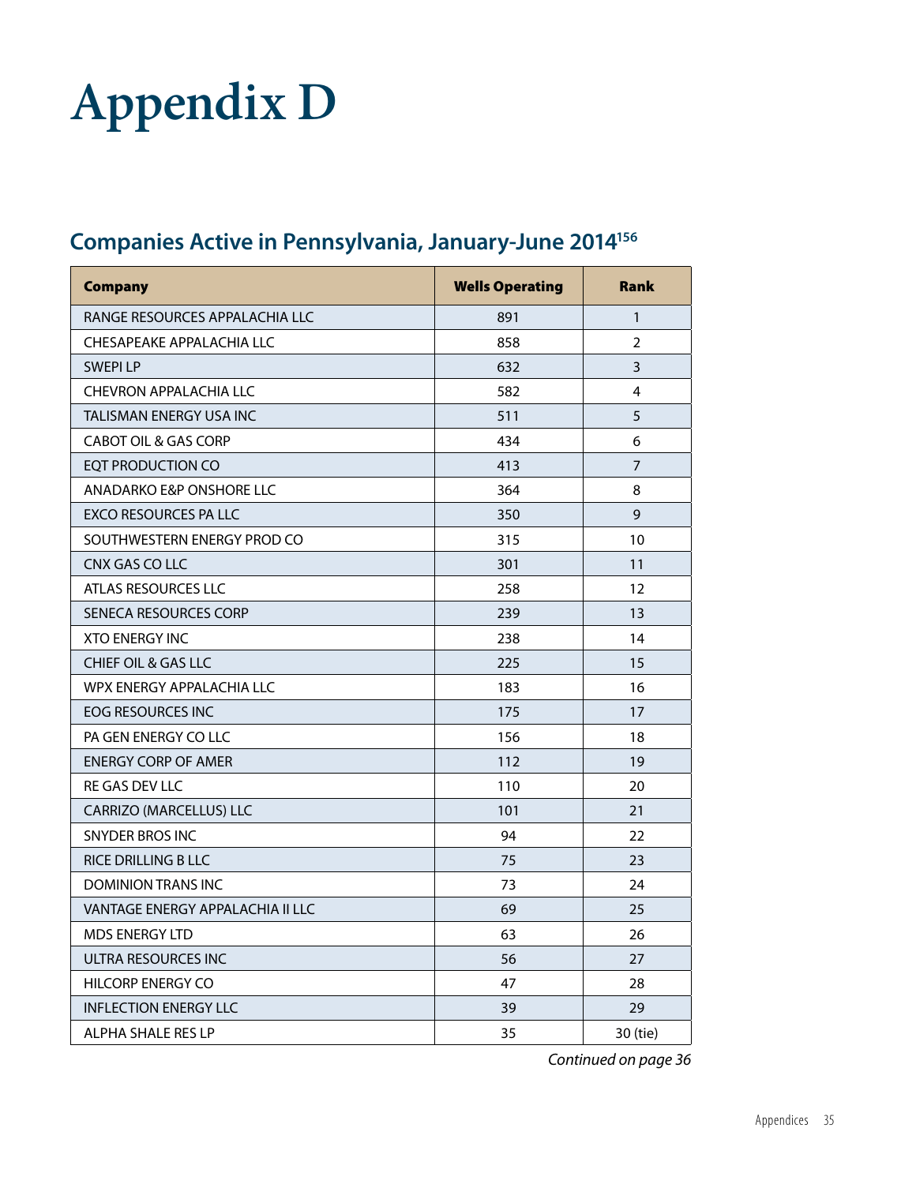# Appendix D

## Companies Active in Pennsylvania, January-June 2014[156]

| Company | Wells Operating | Rank |
|---|---|---|
| RANGE RESOURCES APPALACHIA LLC | 891 | 1 |
| CHESAPEAKE APPALACHIA LLC | 858 | 2 |
| SWEPI LP | 632 | 3 |
| CHEVRON APPALACHIA LLC | 582 | 4 |
| TALISMAN ENERGY USA INC | 511 | 5 |
| CABOT OIL & GAS CORP | 434 | 6 |
| EQT PRODUCTION CO | 413 | 7 |
| ANADARKO E&P ONSHORE LLC | 364 | 8 |
| EXCO RESOURCES PA LLC | 350 | 9 |
| SOUTHWESTERN ENERGY PROD CO | 315 | 10 |
| CNX GAS CO LLC | 301 | 11 |
| ATLAS RESOURCES LLC | 258 | 12 |
| SENECA RESOURCES CORP | 239 | 13 |
| XTO ENERGY INC | 238 | 14 |
| CHIEF OIL & GAS LLC | 225 | 15 |
| WPX ENERGY APPALACHIA LLC | 183 | 16 |
| EOG RESOURCES INC | 175 | 17 |
| PA GEN ENERGY CO LLC | 156 | 18 |
| ENERGY CORP OF AMER | 112 | 19 |
| RE GAS DEV LLC | 110 | 20 |
| CARRIZO (MARCELLUS) LLC | 101 | 21 |
| SNYDER BROS INC | 94 | 22 |
| RICE DRILLING B LLC | 75 | 23 |
| DOMINION TRANS INC | 73 | 24 |
| VANTAGE ENERGY APPALACHIA II LLC | 69 | 25 |
| MDS ENERGY LTD | 63 | 26 |
| ULTRA RESOURCES INC | 56 | 27 |
| HILCORP ENERGY CO | 47 | 28 |
| INFLECTION ENERGY LLC | 39 | 29 |
| ALPHA SHALE RES LP | 35 | 30 (tie) |

*Continued on page 36*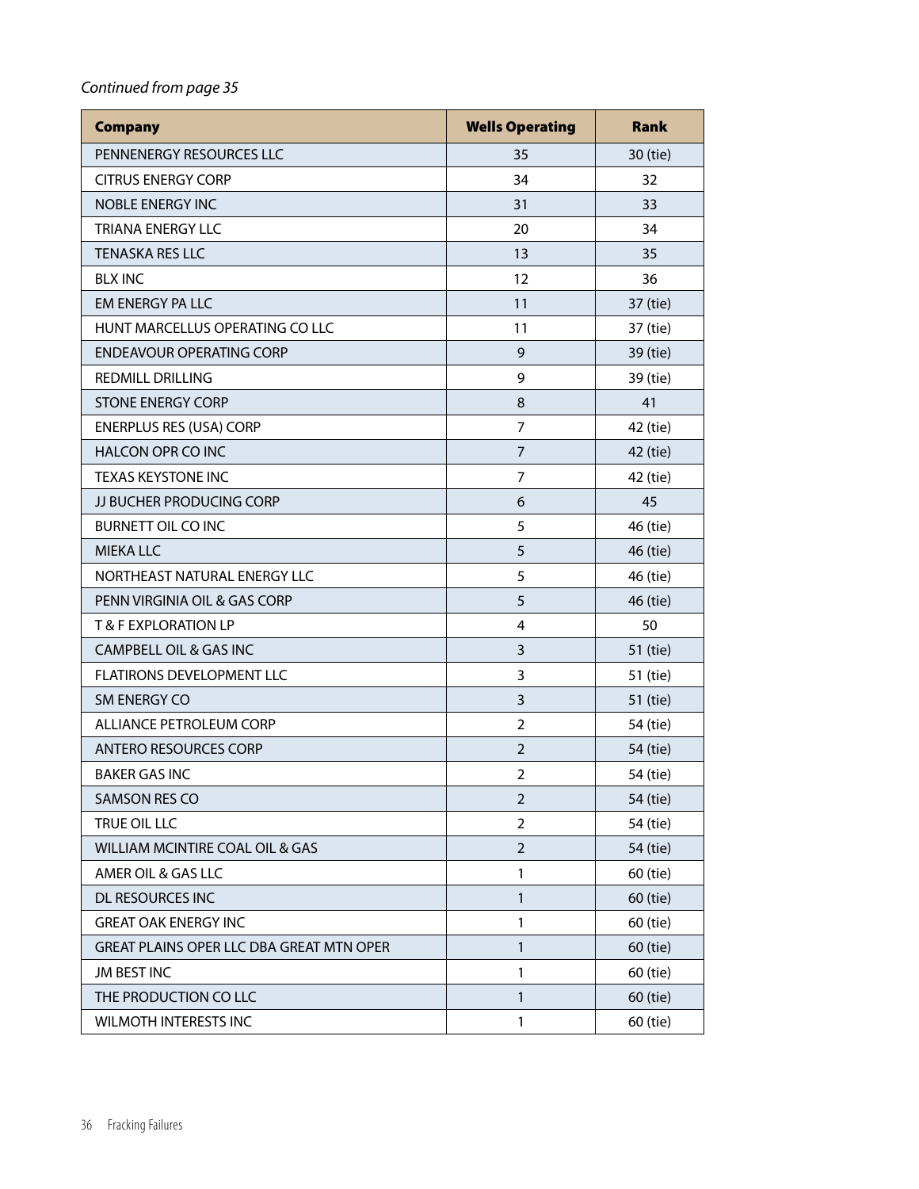*Continued from page 35*

| Company | Wells Operating | Rank |
|---|---|---|
| PENNENERGY RESOURCES LLC | 35 | 30 (tie) |
| CITRUS ENERGY CORP | 34 | 32 |
| NOBLE ENERGY INC | 31 | 33 |
| TRIANA ENERGY LLC | 20 | 34 |
| TENASKA RES LLC | 13 | 35 |
| BLX INC | 12 | 36 |
| EM ENERGY PA LLC | 11 | 37 (tie) |
| HUNT MARCELLUS OPERATING CO LLC | 11 | 37 (tie) |
| ENDEAVOUR OPERATING CORP | 9 | 39 (tie) |
| REDMILL DRILLING | 9 | 39 (tie) |
| STONE ENERGY CORP | 8 | 41 |
| ENERPLUS RES (USA) CORP | 7 | 42 (tie) |
| HALCON OPR CO INC | 7 | 42 (tie) |
| TEXAS KEYSTONE INC | 7 | 42 (tie) |
| JJ BUCHER PRODUCING CORP | 6 | 45 |
| BURNETT OIL CO INC | 5 | 46 (tie) |
| MIEKA LLC | 5 | 46 (tie) |
| NORTHEAST NATURAL ENERGY LLC | 5 | 46 (tie) |
| PENN VIRGINIA OIL & GAS CORP | 5 | 46 (tie) |
| T & F EXPLORATION LP | 4 | 50 |
| CAMPBELL OIL & GAS INC | 3 | 51 (tie) |
| FLATIRONS DEVELOPMENT LLC | 3 | 51 (tie) |
| SM ENERGY CO | 3 | 51 (tie) |
| ALLIANCE PETROLEUM CORP | 2 | 54 (tie) |
| ANTERO RESOURCES CORP | 2 | 54 (tie) |
| BAKER GAS INC | 2 | 54 (tie) |
| SAMSON RES CO | 2 | 54 (tie) |
| TRUE OIL LLC | 2 | 54 (tie) |
| WILLIAM MCINTIRE COAL OIL & GAS | 2 | 54 (tie) |
| AMER OIL & GAS LLC | 1 | 60 (tie) |
| DL RESOURCES INC | 1 | 60 (tie) |
| GREAT OAK ENERGY INC | 1 | 60 (tie) |
| GREAT PLAINS OPER LLC DBA GREAT MTN OPER | 1 | 60 (tie) |
| JM BEST INC | 1 | 60 (tie) |
| THE PRODUCTION CO LLC | 1 | 60 (tie) |
| WILMOTH INTERESTS INC | 1 | 60 (tie) |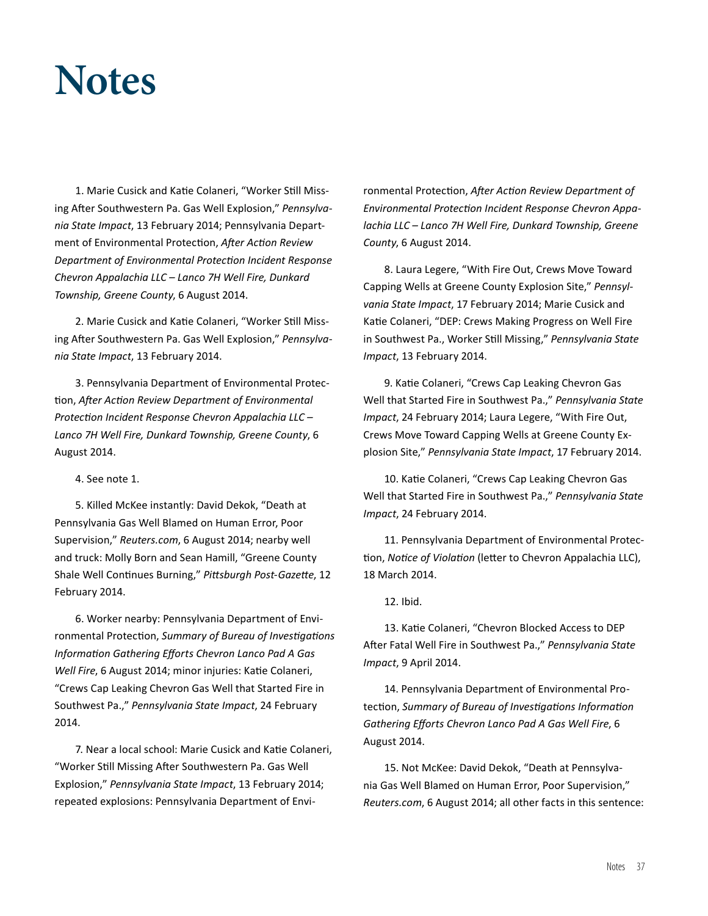# Notes

1. Marie Cusick and Katie Colaneri, "Worker Still Missing After Southwestern Pa. Gas Well Explosion," *Pennsylvania State Impact*, 13 February 2014; Pennsylvania Department of Environmental Protection, *After Action Review Department of Environmental Protection Incident Response Chevron Appalachia LLC – Lanco 7H Well Fire, Dunkard Township, Greene County*, 6 August 2014.

2. Marie Cusick and Katie Colaneri, "Worker Still Missing After Southwestern Pa. Gas Well Explosion," *Pennsylvania State Impact*, 13 February 2014.

3. Pennsylvania Department of Environmental Protection, *After Action Review Department of Environmental Protection Incident Response Chevron Appalachia LLC – Lanco 7H Well Fire, Dunkard Township, Greene County*, 6 August 2014.

4. See note 1.

5. Killed McKee instantly: David Dekok, "Death at Pennsylvania Gas Well Blamed on Human Error, Poor Supervision," *Reuters.com*, 6 August 2014; nearby well and truck: Molly Born and Sean Hamill, "Greene County Shale Well Continues Burning," *Pittsburgh Post-Gazette*, 12 February 2014.

6. Worker nearby: Pennsylvania Department of Environmental Protection, *Summary of Bureau of Investigations Information Gathering Efforts Chevron Lanco Pad A Gas Well Fire*, 6 August 2014; minor injuries: Katie Colaneri, "Crews Cap Leaking Chevron Gas Well that Started Fire in Southwest Pa.," *Pennsylvania State Impact*, 24 February 2014.

7. Near a local school: Marie Cusick and Katie Colaneri, "Worker Still Missing After Southwestern Pa. Gas Well Explosion," *Pennsylvania State Impact*, 13 February 2014; repeated explosions: Pennsylvania Department of Environmental Protection, *After Action Review Department of Environmental Protection Incident Response Chevron Appalachia LLC – Lanco 7H Well Fire, Dunkard Township, Greene County*, 6 August 2014.

8. Laura Legere, "With Fire Out, Crews Move Toward Capping Wells at Greene County Explosion Site," *Pennsylvania State Impact*, 17 February 2014; Marie Cusick and Katie Colaneri, "DEP: Crews Making Progress on Well Fire in Southwest Pa., Worker Still Missing," *Pennsylvania State Impact*, 13 February 2014.

9. Katie Colaneri, "Crews Cap Leaking Chevron Gas Well that Started Fire in Southwest Pa.," *Pennsylvania State Impact*, 24 February 2014; Laura Legere, "With Fire Out, Crews Move Toward Capping Wells at Greene County Explosion Site," *Pennsylvania State Impact*, 17 February 2014.

10. Katie Colaneri, "Crews Cap Leaking Chevron Gas Well that Started Fire in Southwest Pa.," *Pennsylvania State Impact*, 24 February 2014.

11. Pennsylvania Department of Environmental Protection, *Notice of Violation* (letter to Chevron Appalachia LLC), 18 March 2014.

12. Ibid.

13. Katie Colaneri, "Chevron Blocked Access to DEP After Fatal Well Fire in Southwest Pa.," *Pennsylvania State Impact*, 9 April 2014.

14. Pennsylvania Department of Environmental Protection, *Summary of Bureau of Investigations Information Gathering Efforts Chevron Lanco Pad A Gas Well Fire*, 6 August 2014.

15. Not McKee: David Dekok, "Death at Pennsylvania Gas Well Blamed on Human Error, Poor Supervision," *Reuters.com*, 6 August 2014; all other facts in this sentence: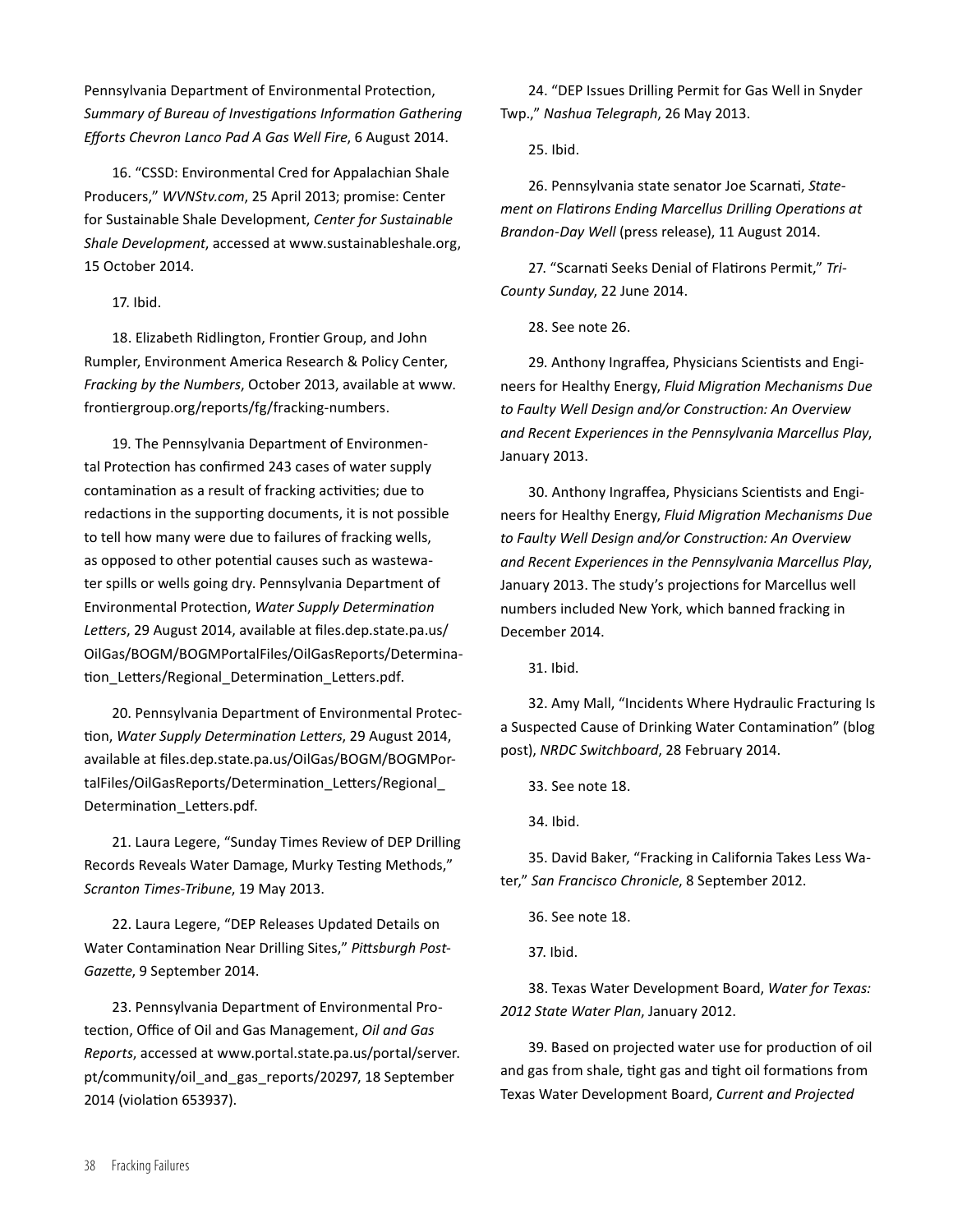Pennsylvania Department of Environmental Protection, *Summary of Bureau of Investigations Information Gathering Efforts Chevron Lanco Pad A Gas Well Fire*, 6 August 2014.

16. "CSSD: Environmental Cred for Appalachian Shale Producers," *WVNStv.com*, 25 April 2013; promise: Center for Sustainable Shale Development, *Center for Sustainable Shale Development*, accessed at www.sustainableshale.org, 15 October 2014.

17. Ibid.

18. Elizabeth Ridlington, Frontier Group, and John Rumpler, Environment America Research & Policy Center, *Fracking by the Numbers*, October 2013, available at www.frontiergroup.org/reports/fg/fracking-numbers.

19. The Pennsylvania Department of Environmental Protection has confirmed 243 cases of water supply contamination as a result of fracking activities; due to redactions in the supporting documents, it is not possible to tell how many were due to failures of fracking wells, as opposed to other potential causes such as wastewater spills or wells going dry. Pennsylvania Department of Environmental Protection, *Water Supply Determination Letters*, 29 August 2014, available at files.dep.state.pa.us/OilGas/BOGM/BOGMPortalFiles/OilGasReports/Determination_Letters/Regional_Determination_Letters.pdf.

20. Pennsylvania Department of Environmental Protection, *Water Supply Determination Letters*, 29 August 2014, available at files.dep.state.pa.us/OilGas/BOGM/BOGMPortalFiles/OilGasReports/Determination_Letters/Regional_Determination_Letters.pdf.

21. Laura Legere, "Sunday Times Review of DEP Drilling Records Reveals Water Damage, Murky Testing Methods," *Scranton Times-Tribune*, 19 May 2013.

22. Laura Legere, "DEP Releases Updated Details on Water Contamination Near Drilling Sites," *Pittsburgh Post-Gazette*, 9 September 2014.

23. Pennsylvania Department of Environmental Protection, Office of Oil and Gas Management, *Oil and Gas Reports*, accessed at www.portal.state.pa.us/portal/server.pt/community/oil_and_gas_reports/20297, 18 September 2014 (violation 653937).

24. "DEP Issues Drilling Permit for Gas Well in Snyder Twp.," *Nashua Telegraph*, 26 May 2013.

25. Ibid.

26. Pennsylvania state senator Joe Scarnati, *Statement on Flatirons Ending Marcellus Drilling Operations at Brandon-Day Well* (press release), 11 August 2014.

27. "Scarnati Seeks Denial of Flatirons Permit," *Tri-County Sunday*, 22 June 2014.

28. See note 26.

29. Anthony Ingraffea, Physicians Scientists and Engineers for Healthy Energy, *Fluid Migration Mechanisms Due to Faulty Well Design and/or Construction: An Overview and Recent Experiences in the Pennsylvania Marcellus Play*, January 2013.

30. Anthony Ingraffea, Physicians Scientists and Engineers for Healthy Energy, *Fluid Migration Mechanisms Due to Faulty Well Design and/or Construction: An Overview and Recent Experiences in the Pennsylvania Marcellus Play*, January 2013. The study's projections for Marcellus well numbers included New York, which banned fracking in December 2014.

31. Ibid.

32. Amy Mall, "Incidents Where Hydraulic Fracturing Is a Suspected Cause of Drinking Water Contamination" (blog post), *NRDC Switchboard*, 28 February 2014.

33. See note 18.

34. Ibid.

35. David Baker, "Fracking in California Takes Less Water," *San Francisco Chronicle*, 8 September 2012.

36. See note 18.

37. Ibid.

38. Texas Water Development Board, *Water for Texas: 2012 State Water Plan*, January 2012.

39. Based on projected water use for production of oil and gas from shale, tight gas and tight oil formations from Texas Water Development Board, *Current and Projected*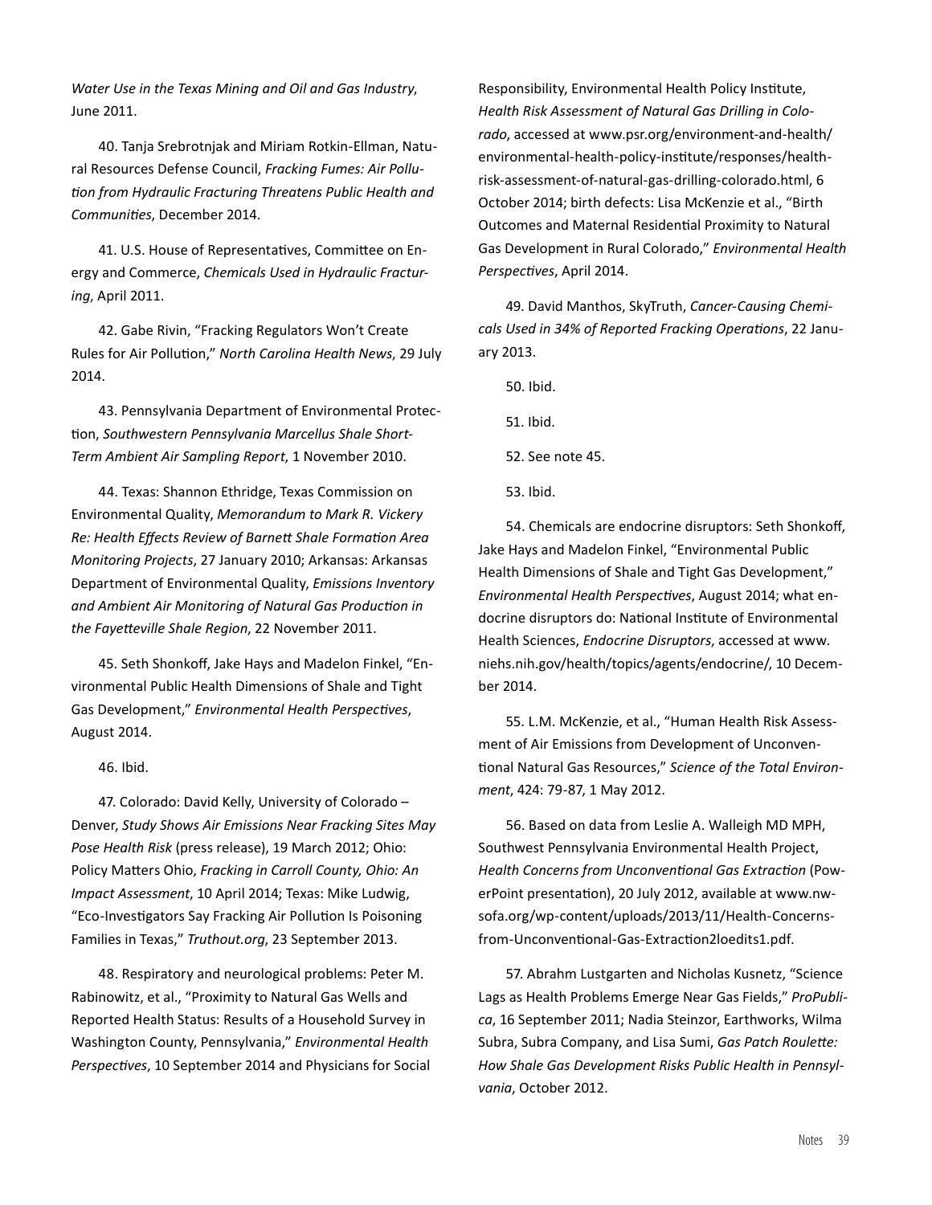*Water Use in the Texas Mining and Oil and Gas Industry*, June 2011.

40. Tanja Srebrotnjak and Miriam Rotkin-Ellman, Natural Resources Defense Council, *Fracking Fumes: Air Pollution from Hydraulic Fracturing Threatens Public Health and Communities*, December 2014.

41. U.S. House of Representatives, Committee on Energy and Commerce, *Chemicals Used in Hydraulic Fracturing*, April 2011.

42. Gabe Rivin, "Fracking Regulators Won't Create Rules for Air Pollution," *North Carolina Health News*, 29 July 2014.

43. Pennsylvania Department of Environmental Protection, *Southwestern Pennsylvania Marcellus Shale Short-Term Ambient Air Sampling Report*, 1 November 2010.

44. Texas: Shannon Ethridge, Texas Commission on Environmental Quality, *Memorandum to Mark R. Vickery Re: Health Effects Review of Barnett Shale Formation Area Monitoring Projects*, 27 January 2010; Arkansas: Arkansas Department of Environmental Quality, *Emissions Inventory and Ambient Air Monitoring of Natural Gas Production in the Fayetteville Shale Region*, 22 November 2011.

45. Seth Shonkoff, Jake Hays and Madelon Finkel, "Environmental Public Health Dimensions of Shale and Tight Gas Development," *Environmental Health Perspectives*, August 2014.

46. Ibid.

47. Colorado: David Kelly, University of Colorado – Denver, *Study Shows Air Emissions Near Fracking Sites May Pose Health Risk* (press release), 19 March 2012; Ohio: Policy Matters Ohio, *Fracking in Carroll County, Ohio: An Impact Assessment*, 10 April 2014; Texas: Mike Ludwig, "Eco-Investigators Say Fracking Air Pollution Is Poisoning Families in Texas," *Truthout.org*, 23 September 2013.

48. Respiratory and neurological problems: Peter M. Rabinowitz, et al., "Proximity to Natural Gas Wells and Reported Health Status: Results of a Household Survey in Washington County, Pennsylvania," *Environmental Health Perspectives*, 10 September 2014 and Physicians for Social Responsibility, Environmental Health Policy Institute, *Health Risk Assessment of Natural Gas Drilling in Colorado*, accessed at www.psr.org/environment-and-health/environmental-health-policy-institute/responses/health-risk-assessment-of-natural-gas-drilling-colorado.html, 6 October 2014; birth defects: Lisa McKenzie et al., "Birth Outcomes and Maternal Residential Proximity to Natural Gas Development in Rural Colorado," *Environmental Health Perspectives*, April 2014.

49. David Manthos, SkyTruth, *Cancer-Causing Chemicals Used in 34% of Reported Fracking Operations*, 22 January 2013.

50. Ibid.

51. Ibid.

52. See note 45.

53. Ibid.

54. Chemicals are endocrine disruptors: Seth Shonkoff, Jake Hays and Madelon Finkel, "Environmental Public Health Dimensions of Shale and Tight Gas Development," *Environmental Health Perspectives*, August 2014; what endocrine disruptors do: National Institute of Environmental Health Sciences, *Endocrine Disruptors*, accessed at www.niehs.nih.gov/health/topics/agents/endocrine/, 10 December 2014.

55. L.M. McKenzie, et al., "Human Health Risk Assessment of Air Emissions from Development of Unconventional Natural Gas Resources," *Science of the Total Environment*, 424: 79-87, 1 May 2012.

56. Based on data from Leslie A. Walleigh MD MPH, Southwest Pennsylvania Environmental Health Project, *Health Concerns from Unconventional Gas Extraction* (PowerPoint presentation), 20 July 2012, available at www.nwsofa.org/wp-content/uploads/2013/11/Health-Concerns-from-Unconventional-Gas-Extraction2loedits1.pdf.

57. Abrahm Lustgarten and Nicholas Kusnetz, "Science Lags as Health Problems Emerge Near Gas Fields," *ProPublica*, 16 September 2011; Nadia Steinzor, Earthworks, Wilma Subra, Subra Company, and Lisa Sumi, *Gas Patch Roulette: How Shale Gas Development Risks Public Health in Pennsylvania*, October 2012.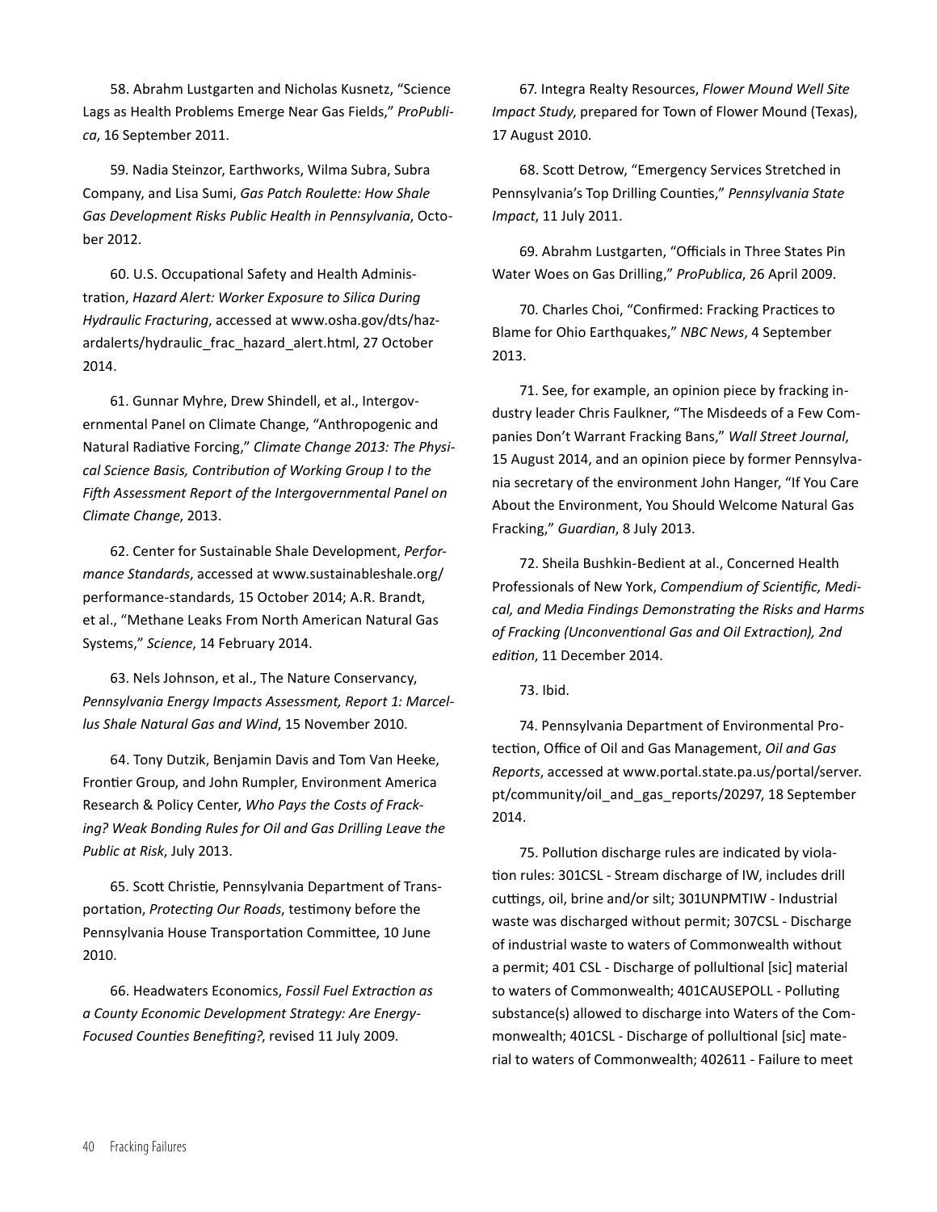58. Abrahm Lustgarten and Nicholas Kusnetz, "Science Lags as Health Problems Emerge Near Gas Fields," *ProPublica*, 16 September 2011.

59. Nadia Steinzor, Earthworks, Wilma Subra, Subra Company, and Lisa Sumi, *Gas Patch Roulette: How Shale Gas Development Risks Public Health in Pennsylvania*, October 2012.

60. U.S. Occupational Safety and Health Administration, *Hazard Alert: Worker Exposure to Silica During Hydraulic Fracturing*, accessed at www.osha.gov/dts/hazardalerts/hydraulic_frac_hazard_alert.html, 27 October 2014.

61. Gunnar Myhre, Drew Shindell, et al., Intergovernmental Panel on Climate Change, "Anthropogenic and Natural Radiative Forcing," *Climate Change 2013: The Physical Science Basis, Contribution of Working Group I to the Fifth Assessment Report of the Intergovernmental Panel on Climate Change*, 2013.

62. Center for Sustainable Shale Development, *Performance Standards*, accessed at www.sustainableshale.org/performance-standards, 15 October 2014; A.R. Brandt, et al., "Methane Leaks From North American Natural Gas Systems," *Science*, 14 February 2014.

63. Nels Johnson, et al., The Nature Conservancy, *Pennsylvania Energy Impacts Assessment, Report 1: Marcellus Shale Natural Gas and Wind*, 15 November 2010.

64. Tony Dutzik, Benjamin Davis and Tom Van Heeke, Frontier Group, and John Rumpler, Environment America Research & Policy Center, *Who Pays the Costs of Fracking? Weak Bonding Rules for Oil and Gas Drilling Leave the Public at Risk*, July 2013.

65. Scott Christie, Pennsylvania Department of Transportation, *Protecting Our Roads*, testimony before the Pennsylvania House Transportation Committee, 10 June 2010.

66. Headwaters Economics, *Fossil Fuel Extraction as a County Economic Development Strategy: Are Energy-Focused Counties Benefiting?*, revised 11 July 2009.

67. Integra Realty Resources, *Flower Mound Well Site Impact Study*, prepared for Town of Flower Mound (Texas), 17 August 2010.

68. Scott Detrow, "Emergency Services Stretched in Pennsylvania's Top Drilling Counties," *Pennsylvania State Impact*, 11 July 2011.

69. Abrahm Lustgarten, "Officials in Three States Pin Water Woes on Gas Drilling," *ProPublica*, 26 April 2009.

70. Charles Choi, "Confirmed: Fracking Practices to Blame for Ohio Earthquakes," *NBC News*, 4 September 2013.

71. See, for example, an opinion piece by fracking industry leader Chris Faulkner, "The Misdeeds of a Few Companies Don't Warrant Fracking Bans," *Wall Street Journal*, 15 August 2014, and an opinion piece by former Pennsylvania secretary of the environment John Hanger, "If You Care About the Environment, You Should Welcome Natural Gas Fracking," *Guardian*, 8 July 2013.

72. Sheila Bushkin-Bedient at al., Concerned Health Professionals of New York, *Compendium of Scientific, Medical, and Media Findings Demonstrating the Risks and Harms of Fracking (Unconventional Gas and Oil Extraction), 2nd edition*, 11 December 2014.

73. Ibid.

74. Pennsylvania Department of Environmental Protection, Office of Oil and Gas Management, *Oil and Gas Reports*, accessed at www.portal.state.pa.us/portal/server.pt/community/oil_and_gas_reports/20297, 18 September 2014.

75. Pollution discharge rules are indicated by violation rules: 301CSL - Stream discharge of IW, includes drill cuttings, oil, brine and/or silt; 301UNPMTIW - Industrial waste was discharged without permit; 307CSL - Discharge of industrial waste to waters of Commonwealth without a permit; 401 CSL - Discharge of pollultional [sic] material to waters of Commonwealth; 401CAUSEPOLL - Polluting substance(s) allowed to discharge into Waters of the Commonwealth; 401CSL - Discharge of pollultional [sic] material to waters of Commonwealth; 402611 - Failure to meet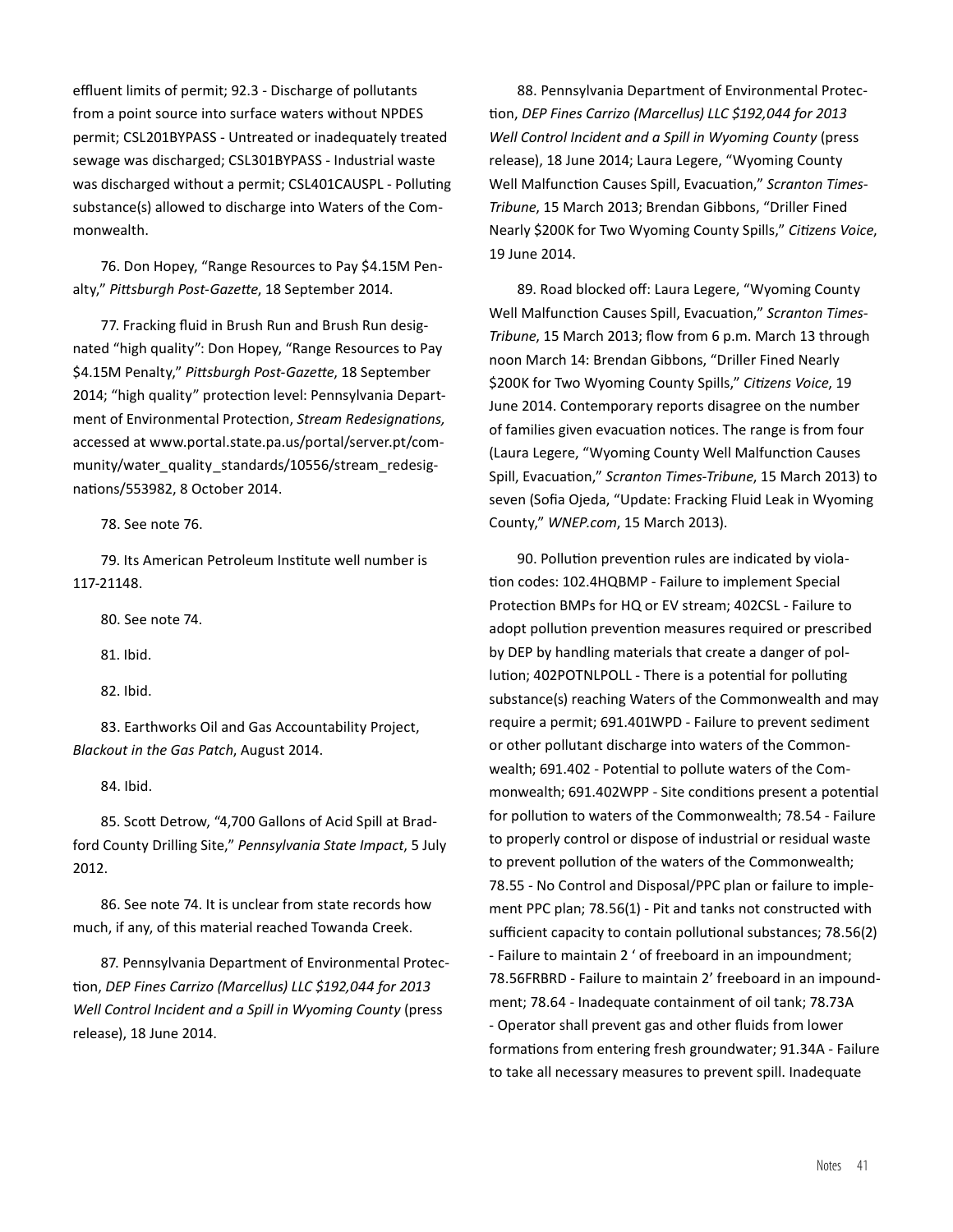effluent limits of permit; 92.3 - Discharge of pollutants from a point source into surface waters without NPDES permit; CSL201BYPASS - Untreated or inadequately treated sewage was discharged; CSL301BYPASS - Industrial waste was discharged without a permit; CSL401CAUSPL - Polluting substance(s) allowed to discharge into Waters of the Commonwealth.

76. Don Hopey, "Range Resources to Pay $4.15M Penalty," *Pittsburgh Post-Gazette*, 18 September 2014.

77. Fracking fluid in Brush Run and Brush Run designated "high quality": Don Hopey, "Range Resources to Pay $4.15M Penalty," *Pittsburgh Post-Gazette*, 18 September 2014; "high quality" protection level: Pennsylvania Department of Environmental Protection, *Stream Redesignations,* accessed at www.portal.state.pa.us/portal/server.pt/community/water_quality_standards/10556/stream_redesignations/553982, 8 October 2014.

78. See note 76.

79. Its American Petroleum Institute well number is 117-21148.

80. See note 74.

81. Ibid.

82. Ibid.

83. Earthworks Oil and Gas Accountability Project, *Blackout in the Gas Patch*, August 2014.

84. Ibid.

85. Scott Detrow, "4,700 Gallons of Acid Spill at Bradford County Drilling Site," *Pennsylvania State Impact*, 5 July 2012.

86. See note 74. It is unclear from state records how much, if any, of this material reached Towanda Creek.

87. Pennsylvania Department of Environmental Protection, *DEP Fines Carrizo (Marcellus) LLC $192,044 for 2013 Well Control Incident and a Spill in Wyoming County* (press release), 18 June 2014.

88. Pennsylvania Department of Environmental Protection, *DEP Fines Carrizo (Marcellus) LLC $192,044 for 2013 Well Control Incident and a Spill in Wyoming County* (press release), 18 June 2014; Laura Legere, "Wyoming County Well Malfunction Causes Spill, Evacuation," *Scranton Times-Tribune*, 15 March 2013; Brendan Gibbons, "Driller Fined Nearly $200K for Two Wyoming County Spills," *Citizens Voice*, 19 June 2014.

89. Road blocked off: Laura Legere, "Wyoming County Well Malfunction Causes Spill, Evacuation," *Scranton Times-Tribune*, 15 March 2013; flow from 6 p.m. March 13 through noon March 14: Brendan Gibbons, "Driller Fined Nearly $200K for Two Wyoming County Spills," *Citizens Voice*, 19 June 2014. Contemporary reports disagree on the number of families given evacuation notices. The range is from four (Laura Legere, "Wyoming County Well Malfunction Causes Spill, Evacuation," *Scranton Times-Tribune*, 15 March 2013) to seven (Sofia Ojeda, "Update: Fracking Fluid Leak in Wyoming County," *WNEP.com*, 15 March 2013).

90. Pollution prevention rules are indicated by violation codes: 102.4HQBMP - Failure to implement Special Protection BMPs for HQ or EV stream; 402CSL - Failure to adopt pollution prevention measures required or prescribed by DEP by handling materials that create a danger of pollution; 402POTNLPOLL - There is a potential for polluting substance(s) reaching Waters of the Commonwealth and may require a permit; 691.401WPD - Failure to prevent sediment or other pollutant discharge into waters of the Commonwealth; 691.402 - Potential to pollute waters of the Commonwealth; 691.402WPP - Site conditions present a potential for pollution to waters of the Commonwealth; 78.54 - Failure to properly control or dispose of industrial or residual waste to prevent pollution of the waters of the Commonwealth; 78.55 - No Control and Disposal/PPC plan or failure to implement PPC plan; 78.56(1) - Pit and tanks not constructed with sufficient capacity to contain pollutional substances; 78.56(2) - Failure to maintain 2 ' of freeboard in an impoundment; 78.56FRBRD - Failure to maintain 2' freeboard in an impoundment; 78.64 - Inadequate containment of oil tank; 78.73A - Operator shall prevent gas and other fluids from lower formations from entering fresh groundwater; 91.34A - Failure to take all necessary measures to prevent spill. Inadequate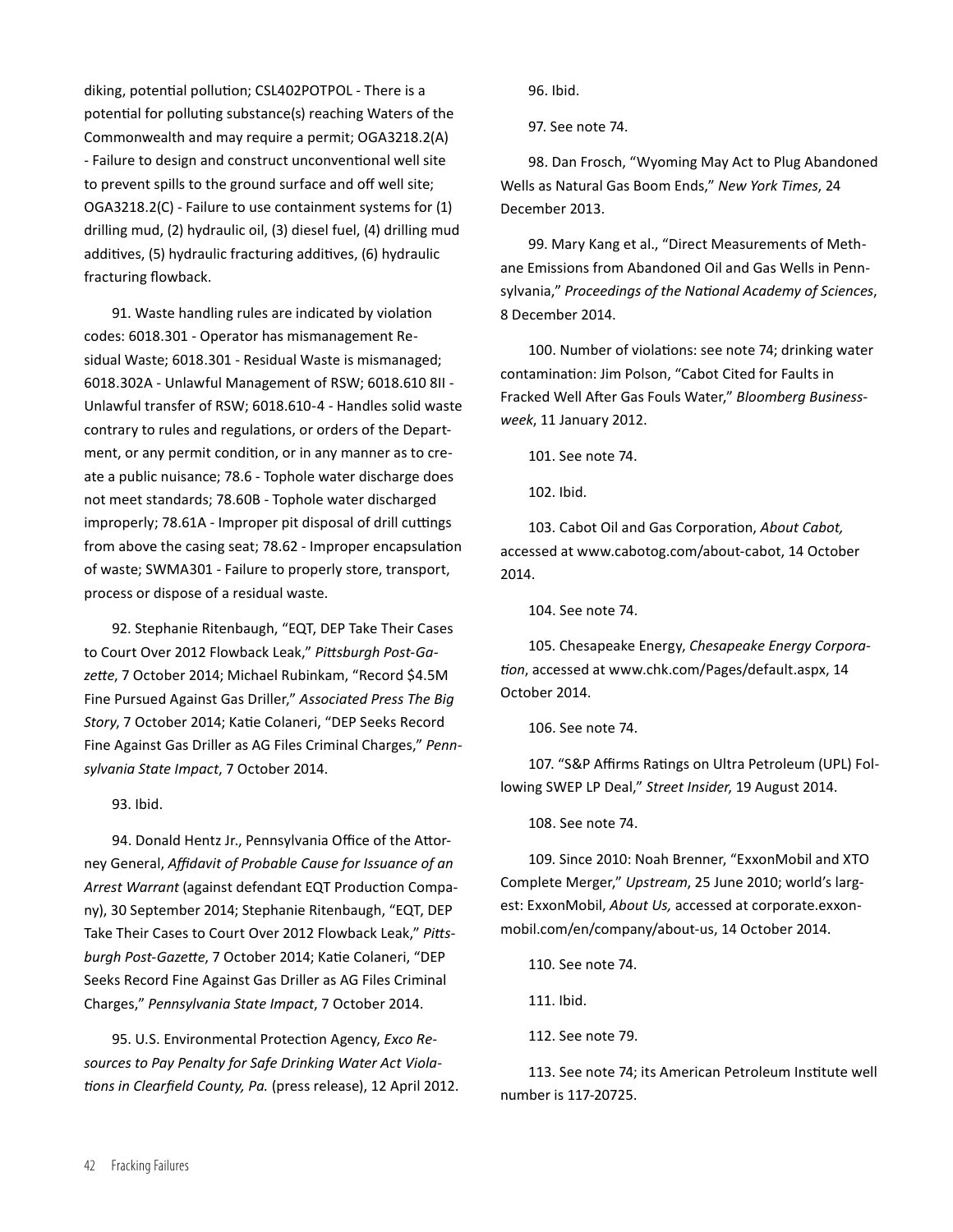diking, potential pollution; CSL402POTPOL - There is a potential for polluting substance(s) reaching Waters of the Commonwealth and may require a permit; OGA3218.2(A) - Failure to design and construct unconventional well site to prevent spills to the ground surface and off well site; OGA3218.2(C) - Failure to use containment systems for (1) drilling mud, (2) hydraulic oil, (3) diesel fuel, (4) drilling mud additives, (5) hydraulic fracturing additives, (6) hydraulic fracturing flowback.

91. Waste handling rules are indicated by violation codes: 6018.301 - Operator has mismanagement Residual Waste; 6018.301 - Residual Waste is mismanaged; 6018.302A - Unlawful Management of RSW; 6018.610 8II - Unlawful transfer of RSW; 6018.610-4 - Handles solid waste contrary to rules and regulations, or orders of the Department, or any permit condition, or in any manner as to create a public nuisance; 78.6 - Tophole water discharge does not meet standards; 78.60B - Tophole water discharged improperly; 78.61A - Improper pit disposal of drill cuttings from above the casing seat; 78.62 - Improper encapsulation of waste; SWMA301 - Failure to properly store, transport, process or dispose of a residual waste.

92. Stephanie Ritenbaugh, "EQT, DEP Take Their Cases to Court Over 2012 Flowback Leak," *Pittsburgh Post-Gazette*, 7 October 2014; Michael Rubinkam, "Record $4.5M Fine Pursued Against Gas Driller," *Associated Press The Big Story*, 7 October 2014; Katie Colaneri, "DEP Seeks Record Fine Against Gas Driller as AG Files Criminal Charges," *Pennsylvania State Impact*, 7 October 2014.

93. Ibid.

94. Donald Hentz Jr., Pennsylvania Office of the Attorney General, *Affidavit of Probable Cause for Issuance of an Arrest Warrant* (against defendant EQT Production Company), 30 September 2014; Stephanie Ritenbaugh, "EQT, DEP Take Their Cases to Court Over 2012 Flowback Leak," *Pittsburgh Post-Gazette*, 7 October 2014; Katie Colaneri, "DEP Seeks Record Fine Against Gas Driller as AG Files Criminal Charges," *Pennsylvania State Impact*, 7 October 2014.

95. U.S. Environmental Protection Agency, *Exco Resources to Pay Penalty for Safe Drinking Water Act Violations in Clearfield County, Pa.* (press release), 12 April 2012.

96. Ibid.

97. See note 74.

98. Dan Frosch, "Wyoming May Act to Plug Abandoned Wells as Natural Gas Boom Ends," *New York Times*, 24 December 2013.

99. Mary Kang et al., "Direct Measurements of Methane Emissions from Abandoned Oil and Gas Wells in Pennsylvania," *Proceedings of the National Academy of Sciences*, 8 December 2014.

100. Number of violations: see note 74; drinking water contamination: Jim Polson, "Cabot Cited for Faults in Fracked Well After Gas Fouls Water," *Bloomberg Businessweek*, 11 January 2012.

101. See note 74.

102. Ibid.

103. Cabot Oil and Gas Corporation, *About Cabot,* accessed at www.cabotog.com/about-cabot, 14 October 2014.

104. See note 74.

105. Chesapeake Energy, *Chesapeake Energy Corporation*, accessed at www.chk.com/Pages/default.aspx, 14 October 2014.

106. See note 74.

107. "S&P Affirms Ratings on Ultra Petroleum (UPL) Following SWEP LP Deal," *Street Insider*, 19 August 2014.

108. See note 74.

109. Since 2010: Noah Brenner, "ExxonMobil and XTO Complete Merger," *Upstream*, 25 June 2010; world's largest: ExxonMobil, *About Us,* accessed at corporate.exxonmobil.com/en/company/about-us, 14 October 2014.

110. See note 74.

111. Ibid.

112. See note 79.

113. See note 74; its American Petroleum Institute well number is 117-20725.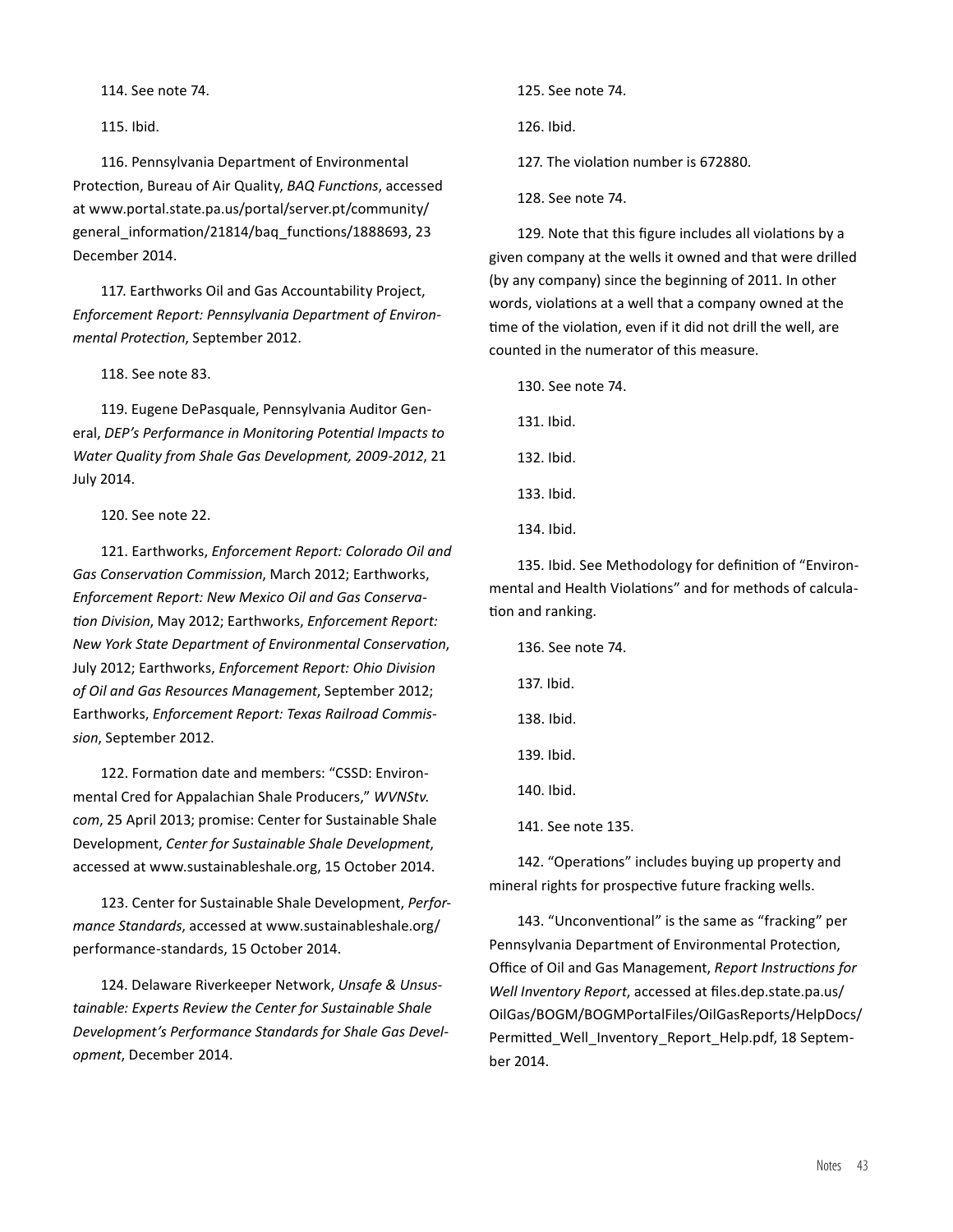114. See note 74.

115. Ibid.

116. Pennsylvania Department of Environmental Protection, Bureau of Air Quality, *BAQ Functions*, accessed at www.portal.state.pa.us/portal/server.pt/community/general_information/21814/baq_functions/1888693, 23 December 2014.

117. Earthworks Oil and Gas Accountability Project, *Enforcement Report: Pennsylvania Department of Environmental Protection*, September 2012.

118. See note 83.

119. Eugene DePasquale, Pennsylvania Auditor General, *DEP's Performance in Monitoring Potential Impacts to Water Quality from Shale Gas Development, 2009-2012*, 21 July 2014.

120. See note 22.

121. Earthworks, *Enforcement Report: Colorado Oil and Gas Conservation Commission*, March 2012; Earthworks, *Enforcement Report: New Mexico Oil and Gas Conservation Division*, May 2012; Earthworks, *Enforcement Report: New York State Department of Environmental Conservation*, July 2012; Earthworks, *Enforcement Report: Ohio Division of Oil and Gas Resources Management*, September 2012; Earthworks, *Enforcement Report: Texas Railroad Commission*, September 2012.

122. Formation date and members: "CSSD: Environmental Cred for Appalachian Shale Producers," *WVNStv.com*, 25 April 2013; promise: Center for Sustainable Shale Development, *Center for Sustainable Shale Development*, accessed at www.sustainableshale.org, 15 October 2014.

123. Center for Sustainable Shale Development, *Performance Standards*, accessed at www.sustainableshale.org/performance-standards, 15 October 2014.

124. Delaware Riverkeeper Network, *Unsafe & Unsustainable: Experts Review the Center for Sustainable Shale Development's Performance Standards for Shale Gas Development*, December 2014.

125. See note 74.

126. Ibid.

127. The violation number is 672880.

128. See note 74.

129. Note that this figure includes all violations by a given company at the wells it owned and that were drilled (by any company) since the beginning of 2011. In other words, violations at a well that a company owned at the time of the violation, even if it did not drill the well, are counted in the numerator of this measure.

130. See note 74.

131. Ibid.

132. Ibid.

133. Ibid.

134. Ibid.

135. Ibid. See Methodology for definition of "Environmental and Health Violations" and for methods of calculation and ranking.

136. See note 74.

137. Ibid.

138. Ibid.

139. Ibid.

140. Ibid.

141. See note 135.

142. "Operations" includes buying up property and mineral rights for prospective future fracking wells.

143. "Unconventional" is the same as "fracking" per Pennsylvania Department of Environmental Protection, Office of Oil and Gas Management, *Report Instructions for Well Inventory Report*, accessed at files.dep.state.pa.us/OilGas/BOGM/BOGMPortalFiles/OilGasReports/HelpDocs/Permitted_Well_Inventory_Report_Help.pdf, 18 September 2014.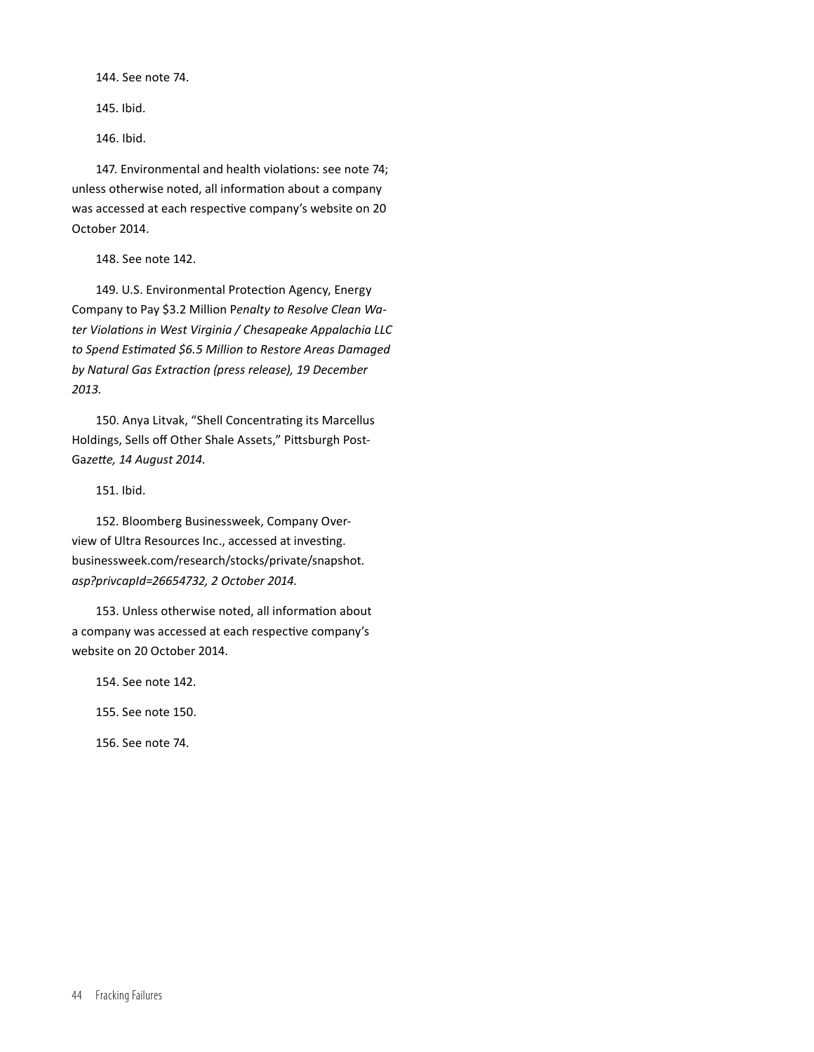144. See note 74.

145. Ibid.

146. Ibid.

147. Environmental and health violations: see note 74; unless otherwise noted, all information about a company was accessed at each respective company's website on 20 October 2014.

148. See note 142.

149. U.S. Environmental Protection Agency, Energy Company to Pay $3.2 Million P*enalty to Resolve Clean Water Violations in West Virginia / Chesapeake Appalachia LLC to Spend Estimated $6.5 Million to Restore Areas Damaged by Natural Gas Extraction (press release), 19 December 2013.*

150. Anya Litvak, "Shell Concentrating its Marcellus Holdings, Sells off Other Shale Assets," Pittsburgh Post-Ga*zette, 14 August 2014.*

151. Ibid.

152. Bloomberg Businessweek, Company Overview of Ultra Resources Inc., accessed at investing.businessweek.com/research/stocks/private/snapshot.*asp?privcapId=26654732, 2 October 2014.*

153. Unless otherwise noted, all information about a company was accessed at each respective company's website on 20 October 2014.

154. See note 142.

155. See note 150.

156. See note 74.